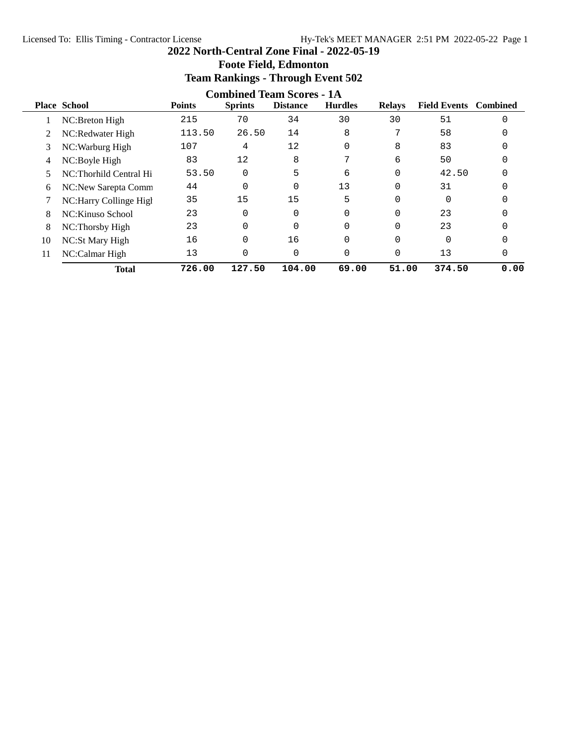# 2022 North-Central Zone Final - 2022-05-19

## Foote Field, Edmonton

## Team Rankings - Through Event 502

### Combined Team Scores - 1A

| Place | School | Points | Sprints | Distance | Hurdles | Relays | Field Events | Combined |
|---|---|---|---|---|---|---|---|---|
| 1 | NC:Breton High | 215 | 70 | 34 | 30 | 30 | 51 | 0 |
| 2 | NC:Redwater High | 113.50 | 26.50 | 14 | 8 | 7 | 58 | 0 |
| 3 | NC:Warburg High | 107 | 4 | 12 | 0 | 8 | 83 | 0 |
| 4 | NC:Boyle High | 83 | 12 | 8 | 7 | 6 | 50 | 0 |
| 5 | NC:Thorhild Central Hi | 53.50 | 0 | 5 | 6 | 0 | 42.50 | 0 |
| 6 | NC:New Sarepta Comm | 44 | 0 | 0 | 13 | 0 | 31 | 0 |
| 7 | NC:Harry Collinge High | 35 | 15 | 15 | 5 | 0 | 0 | 0 |
| 8 | NC:Kinuso School | 23 | 0 | 0 | 0 | 0 | 23 | 0 |
| 8 | NC:Thorsby High | 23 | 0 | 0 | 0 | 0 | 23 | 0 |
| 10 | NC:St Mary High | 16 | 0 | 16 | 0 | 0 | 0 | 0 |
| 11 | NC:Calmar High | 13 | 0 | 0 | 0 | 0 | 13 | 0 |
| | **Total** | **726.00** | **127.50** | **104.00** | **69.00** | **51.00** | **374.50** | **0.00** |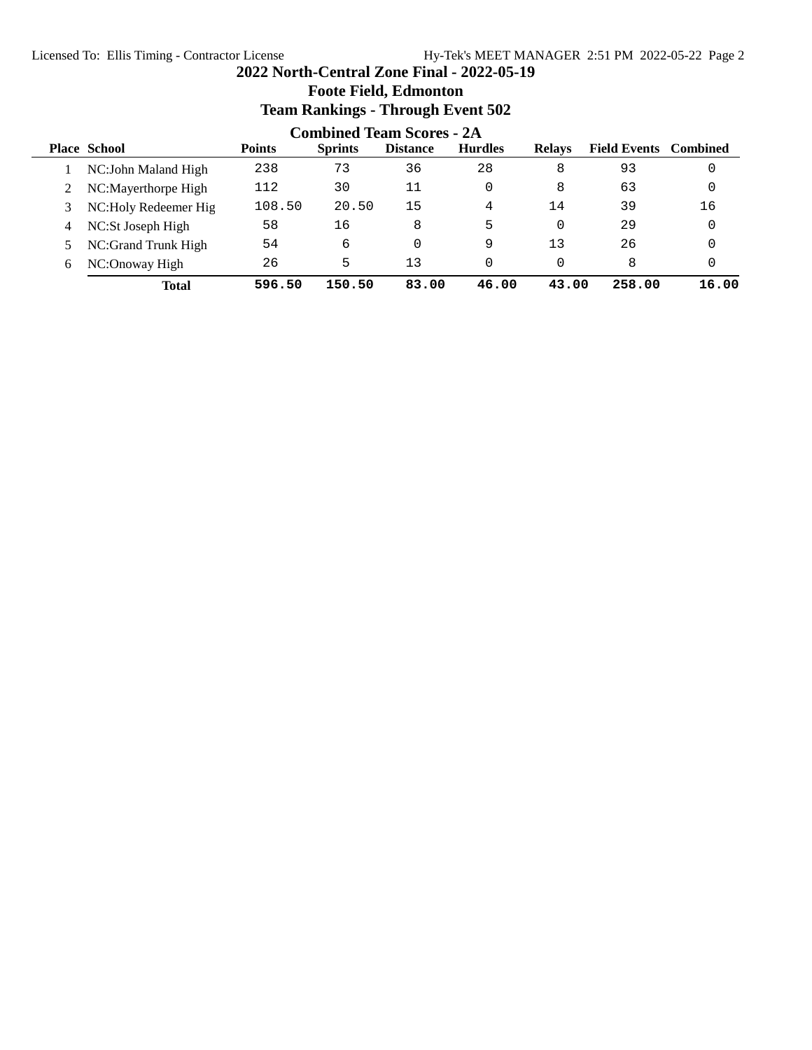# 2022 North-Central Zone Final - 2022-05-19

## Foote Field, Edmonton

## Team Rankings - Through Event 502

### Combined Team Scores - 2A

| Place | School | Points | Sprints | Distance | Hurdles | Relays | Field Events | Combined |
|---|---|---|---|---|---|---|---|---|
| 1 | NC:John Maland High | 238 | 73 | 36 | 28 | 8 | 93 | 0 |
| 2 | NC:Mayerthorpe High | 112 | 30 | 11 | 0 | 8 | 63 | 0 |
| 3 | NC:Holy Redeemer Hig | 108.50 | 20.50 | 15 | 4 | 14 | 39 | 16 |
| 4 | NC:St Joseph High | 58 | 16 | 8 | 5 | 0 | 29 | 0 |
| 5 | NC:Grand Trunk High | 54 | 6 | 0 | 9 | 13 | 26 | 0 |
| 6 | NC:Onoway High | 26 | 5 | 13 | 0 | 0 | 8 | 0 |
| | **Total** | **596.50** | **150.50** | **83.00** | **46.00** | **43.00** | **258.00** | **16.00** |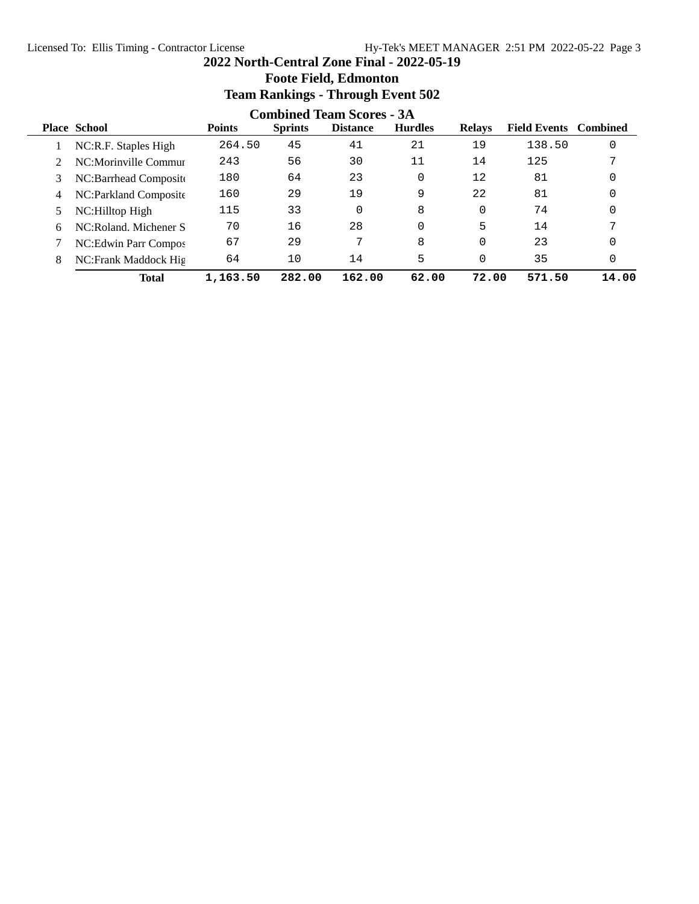# 2022 North-Central Zone Final - 2022-05-19

## Foote Field, Edmonton

## Team Rankings - Through Event 502

### Combined Team Scores - 3A

| Place | School | Points | Sprints | Distance | Hurdles | Relays | Field Events | Combined |
|---|---|---|---|---|---|---|---|---|
| 1 | NC:R.F. Staples High | 264.50 | 45 | 41 | 21 | 19 | 138.50 | 0 |
| 2 | NC:Morinville Commur | 243 | 56 | 30 | 11 | 14 | 125 | 7 |
| 3 | NC:Barrhead Composite | 180 | 64 | 23 | 0 | 12 | 81 | 0 |
| 4 | NC:Parkland Composite | 160 | 29 | 19 | 9 | 22 | 81 | 0 |
| 5 | NC:Hilltop High | 115 | 33 | 0 | 8 | 0 | 74 | 0 |
| 6 | NC:Roland. Michener S | 70 | 16 | 28 | 0 | 5 | 14 | 7 |
| 7 | NC:Edwin Parr Compos | 67 | 29 | 7 | 8 | 0 | 23 | 0 |
| 8 | NC:Frank Maddock Hig | 64 | 10 | 14 | 5 | 0 | 35 | 0 |
| | **Total** | **1,163.50** | **282.00** | **162.00** | **62.00** | **72.00** | **571.50** | **14.00** |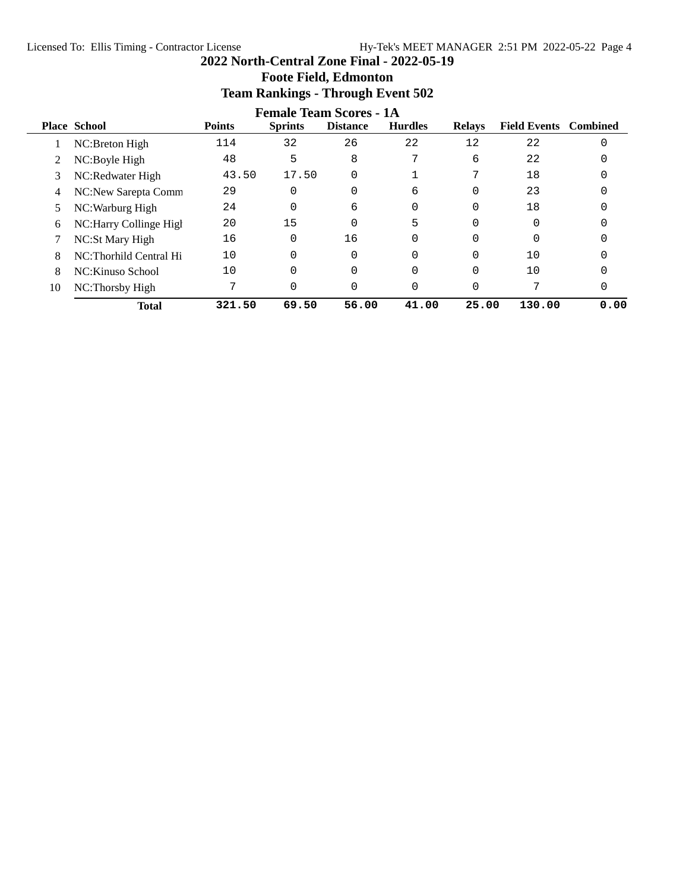# 2022 North-Central Zone Final - 2022-05-19

## Foote Field, Edmonton

## Team Rankings - Through Event 502

### Female Team Scores - 1A

| Place | School | Points | Sprints | Distance | Hurdles | Relays | Field Events | Combined |
|---|---|---|---|---|---|---|---|---|
| 1 | NC:Breton High | 114 | 32 | 26 | 22 | 12 | 22 | 0 |
| 2 | NC:Boyle High | 48 | 5 | 8 | 7 | 6 | 22 | 0 |
| 3 | NC:Redwater High | 43.50 | 17.50 | 0 | 1 | 7 | 18 | 0 |
| 4 | NC:New Sarepta Comm | 29 | 0 | 0 | 6 | 0 | 23 | 0 |
| 5 | NC:Warburg High | 24 | 0 | 6 | 0 | 0 | 18 | 0 |
| 6 | NC:Harry Collinge High | 20 | 15 | 0 | 5 | 0 | 0 | 0 |
| 7 | NC:St Mary High | 16 | 0 | 16 | 0 | 0 | 0 | 0 |
| 8 | NC:Thorhild Central Hi | 10 | 0 | 0 | 0 | 0 | 10 | 0 |
| 8 | NC:Kinuso School | 10 | 0 | 0 | 0 | 0 | 10 | 0 |
| 10 | NC:Thorsby High | 7 | 0 | 0 | 0 | 0 | 7 | 0 |
| | **Total** | **321.50** | **69.50** | **56.00** | **41.00** | **25.00** | **130.00** | **0.00** |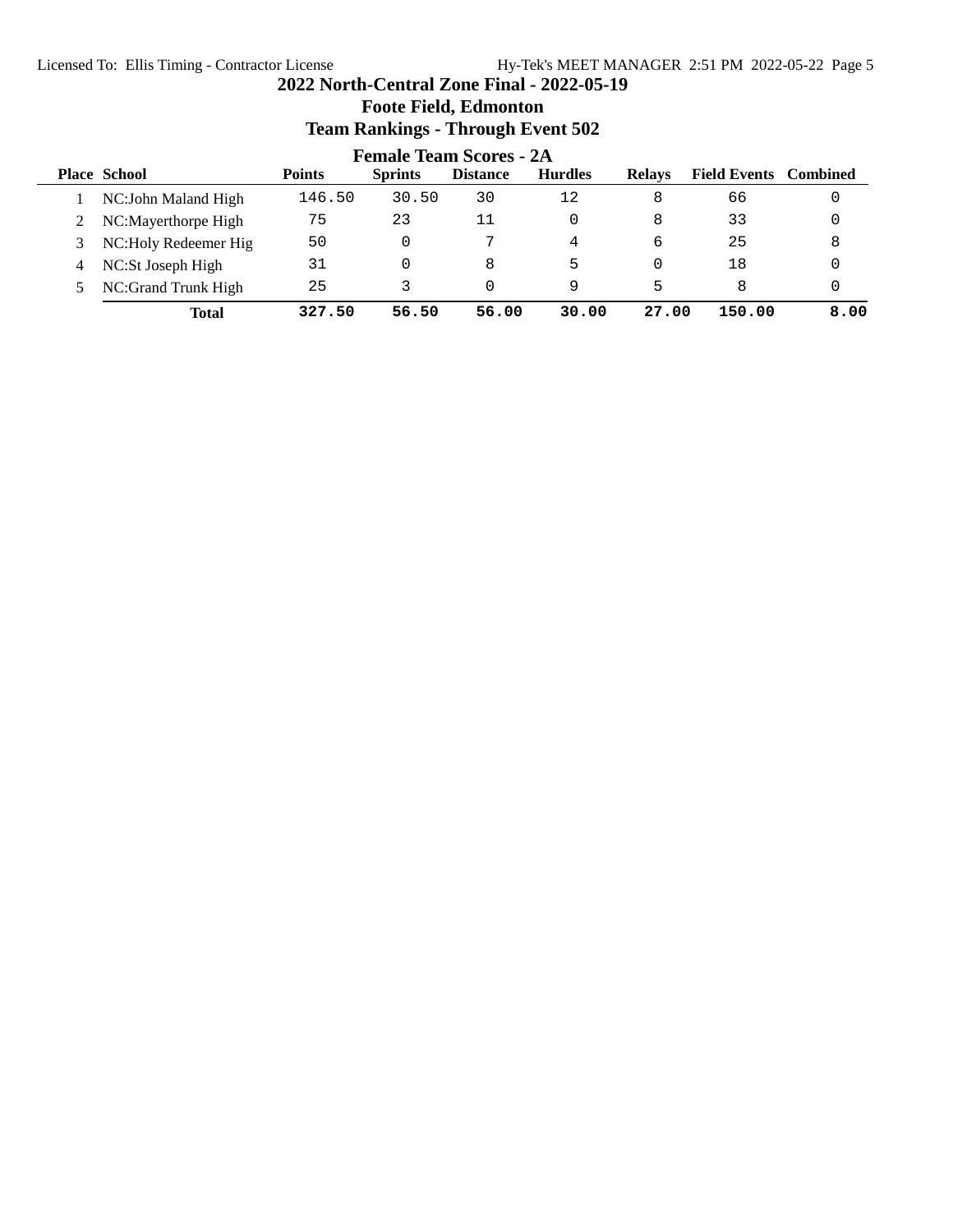# 2022 North-Central Zone Final - 2022-05-19

## Foote Field, Edmonton

## Team Rankings - Through Event 502

### Female Team Scores - 2A

| Place | School | Points | Sprints | Distance | Hurdles | Relays | Field Events | Combined |
|---|---|---|---|---|---|---|---|---|
| 1 | NC:John Maland High | 146.50 | 30.50 | 30 | 12 | 8 | 66 | 0 |
| 2 | NC:Mayerthorpe High | 75 | 23 | 11 | 0 | 8 | 33 | 0 |
| 3 | NC:Holy Redeemer Hig | 50 | 0 | 7 | 4 | 6 | 25 | 8 |
| 4 | NC:St Joseph High | 31 | 0 | 8 | 5 | 0 | 18 | 0 |
| 5 | NC:Grand Trunk High | 25 | 3 | 0 | 9 | 5 | 8 | 0 |
| | **Total** | **327.50** | **56.50** | **56.00** | **30.00** | **27.00** | **150.00** | **8.00** |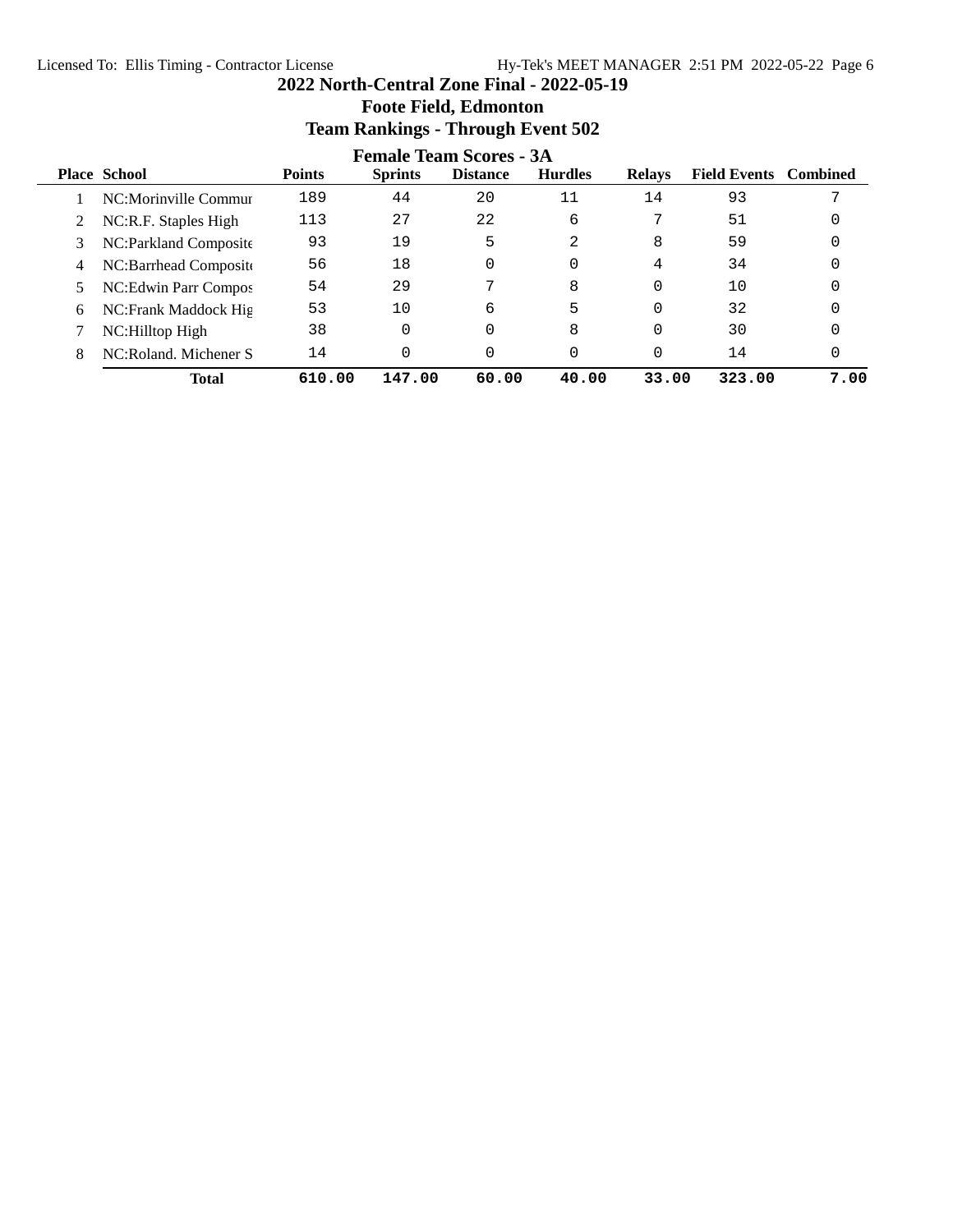# 2022 North-Central Zone Final - 2022-05-19

## Foote Field, Edmonton

## Team Rankings - Through Event 502

### Female Team Scores - 3A

| Place | School | Points | Sprints | Distance | Hurdles | Relays | Field Events | Combined |
|---|---|---|---|---|---|---|---|---|
| 1 | NC:Morinville Commur | 189 | 44 | 20 | 11 | 14 | 93 | 7 |
| 2 | NC:R.F. Staples High | 113 | 27 | 22 | 6 | 7 | 51 | 0 |
| 3 | NC:Parkland Composite | 93 | 19 | 5 | 2 | 8 | 59 | 0 |
| 4 | NC:Barrhead Composite | 56 | 18 | 0 | 0 | 4 | 34 | 0 |
| 5 | NC:Edwin Parr Compos | 54 | 29 | 7 | 8 | 0 | 10 | 0 |
| 6 | NC:Frank Maddock Hig | 53 | 10 | 6 | 5 | 0 | 32 | 0 |
| 7 | NC:Hilltop High | 38 | 0 | 0 | 8 | 0 | 30 | 0 |
| 8 | NC:Roland. Michener S | 14 | 0 | 0 | 0 | 0 | 14 | 0 |
| | **Total** | **610.00** | **147.00** | **60.00** | **40.00** | **33.00** | **323.00** | **7.00** |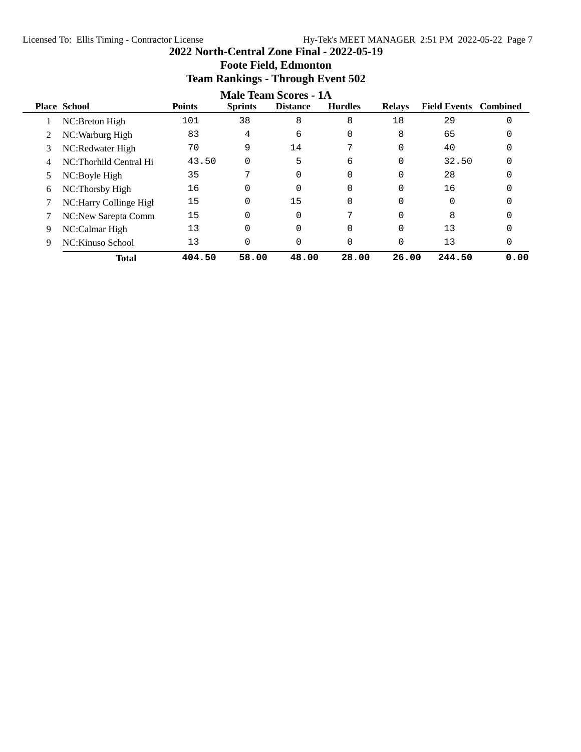# 2022 North-Central Zone Final - 2022-05-19

## Foote Field, Edmonton

## Team Rankings - Through Event 502

### Male Team Scores - 1A

| Place | School | Points | Sprints | Distance | Hurdles | Relays | Field Events | Combined |
|---|---|---|---|---|---|---|---|---|
| 1 | NC:Breton High | 101 | 38 | 8 | 8 | 18 | 29 | 0 |
| 2 | NC:Warburg High | 83 | 4 | 6 | 0 | 8 | 65 | 0 |
| 3 | NC:Redwater High | 70 | 9 | 14 | 7 | 0 | 40 | 0 |
| 4 | NC:Thorhild Central Hi | 43.50 | 0 | 5 | 6 | 0 | 32.50 | 0 |
| 5 | NC:Boyle High | 35 | 7 | 0 | 0 | 0 | 28 | 0 |
| 6 | NC:Thorsby High | 16 | 0 | 0 | 0 | 0 | 16 | 0 |
| 7 | NC:Harry Collinge Higl | 15 | 0 | 15 | 0 | 0 | 0 | 0 |
| 7 | NC:New Sarepta Comm | 15 | 0 | 0 | 7 | 0 | 8 | 0 |
| 9 | NC:Calmar High | 13 | 0 | 0 | 0 | 0 | 13 | 0 |
| 9 | NC:Kinuso School | 13 | 0 | 0 | 0 | 0 | 13 | 0 |
| | **Total** | **404.50** | **58.00** | **48.00** | **28.00** | **26.00** | **244.50** | **0.00** |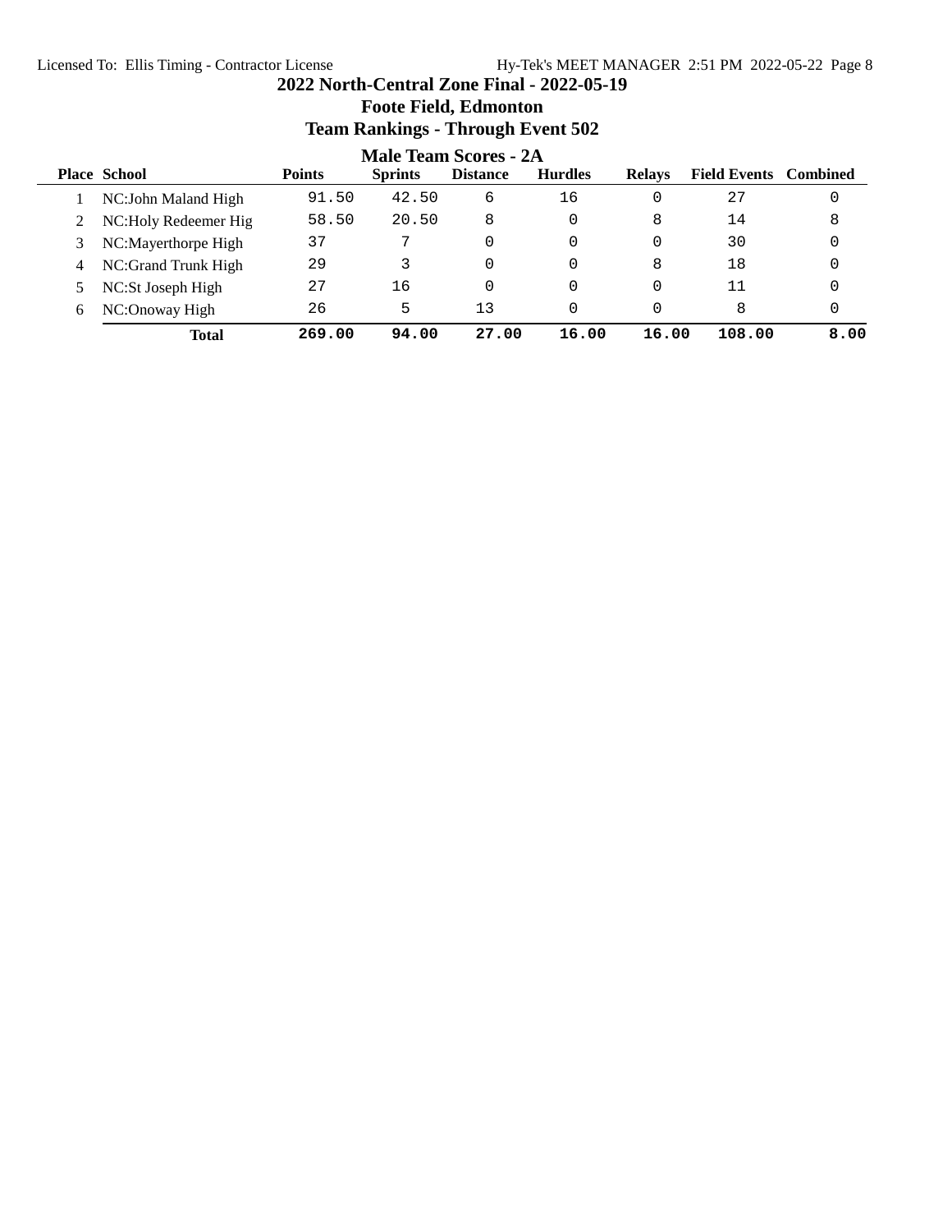# 2022 North-Central Zone Final - 2022-05-19

## Foote Field, Edmonton

## Team Rankings - Through Event 502

### Male Team Scores - 2A

| Place | School | Points | Sprints | Distance | Hurdles | Relays | Field Events | Combined |
|---|---|---|---|---|---|---|---|---|
| 1 | NC:John Maland High | 91.50 | 42.50 | 6 | 16 | 0 | 27 | 0 |
| 2 | NC:Holy Redeemer Hig | 58.50 | 20.50 | 8 | 0 | 8 | 14 | 8 |
| 3 | NC:Mayerthorpe High | 37 | 7 | 0 | 0 | 0 | 30 | 0 |
| 4 | NC:Grand Trunk High | 29 | 3 | 0 | 0 | 8 | 18 | 0 |
| 5 | NC:St Joseph High | 27 | 16 | 0 | 0 | 0 | 11 | 0 |
| 6 | NC:Onoway High | 26 | 5 | 13 | 0 | 0 | 8 | 0 |
| | **Total** | **269.00** | **94.00** | **27.00** | **16.00** | **16.00** | **108.00** | **8.00** |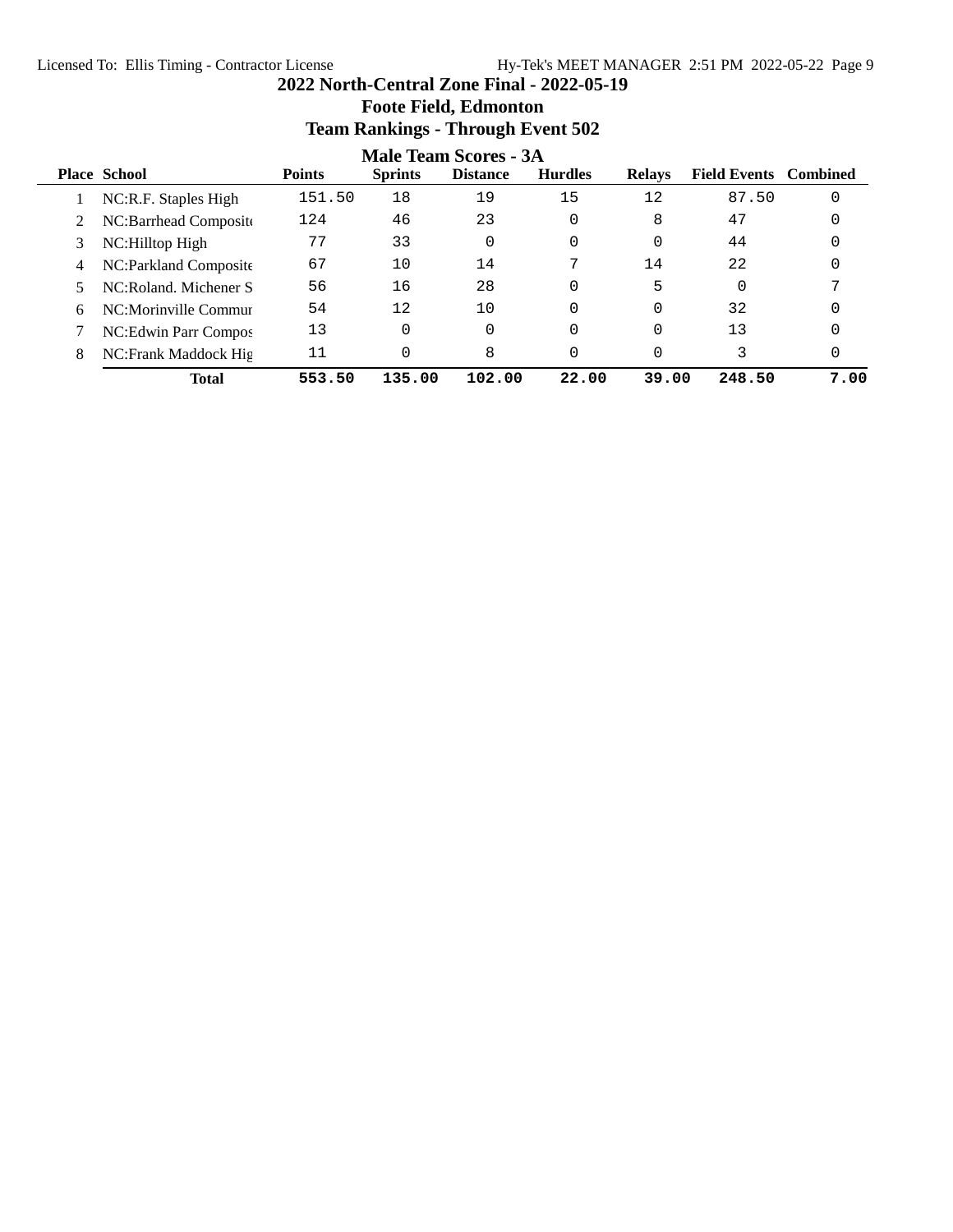# 2022 North-Central Zone Final - 2022-05-19

## Foote Field, Edmonton

## Team Rankings - Through Event 502

### Male Team Scores - 3A

| Place | School | Points | Sprints | Distance | Hurdles | Relays | Field Events | Combined |
|---|---|---|---|---|---|---|---|---|
| 1 | NC:R.F. Staples High | 151.50 | 18 | 19 | 15 | 12 | 87.50 | 0 |
| 2 | NC:Barrhead Composite | 124 | 46 | 23 | 0 | 8 | 47 | 0 |
| 3 | NC:Hilltop High | 77 | 33 | 0 | 0 | 0 | 44 | 0 |
| 4 | NC:Parkland Composite | 67 | 10 | 14 | 7 | 14 | 22 | 0 |
| 5 | NC:Roland. Michener S | 56 | 16 | 28 | 0 | 5 | 0 | 7 |
| 6 | NC:Morinville Commun | 54 | 12 | 10 | 0 | 0 | 32 | 0 |
| 7 | NC:Edwin Parr Compos | 13 | 0 | 0 | 0 | 0 | 13 | 0 |
| 8 | NC:Frank Maddock Hig | 11 | 0 | 8 | 0 | 0 | 3 | 0 |
| | **Total** | **553.50** | **135.00** | **102.00** | **22.00** | **39.00** | **248.50** | **7.00** |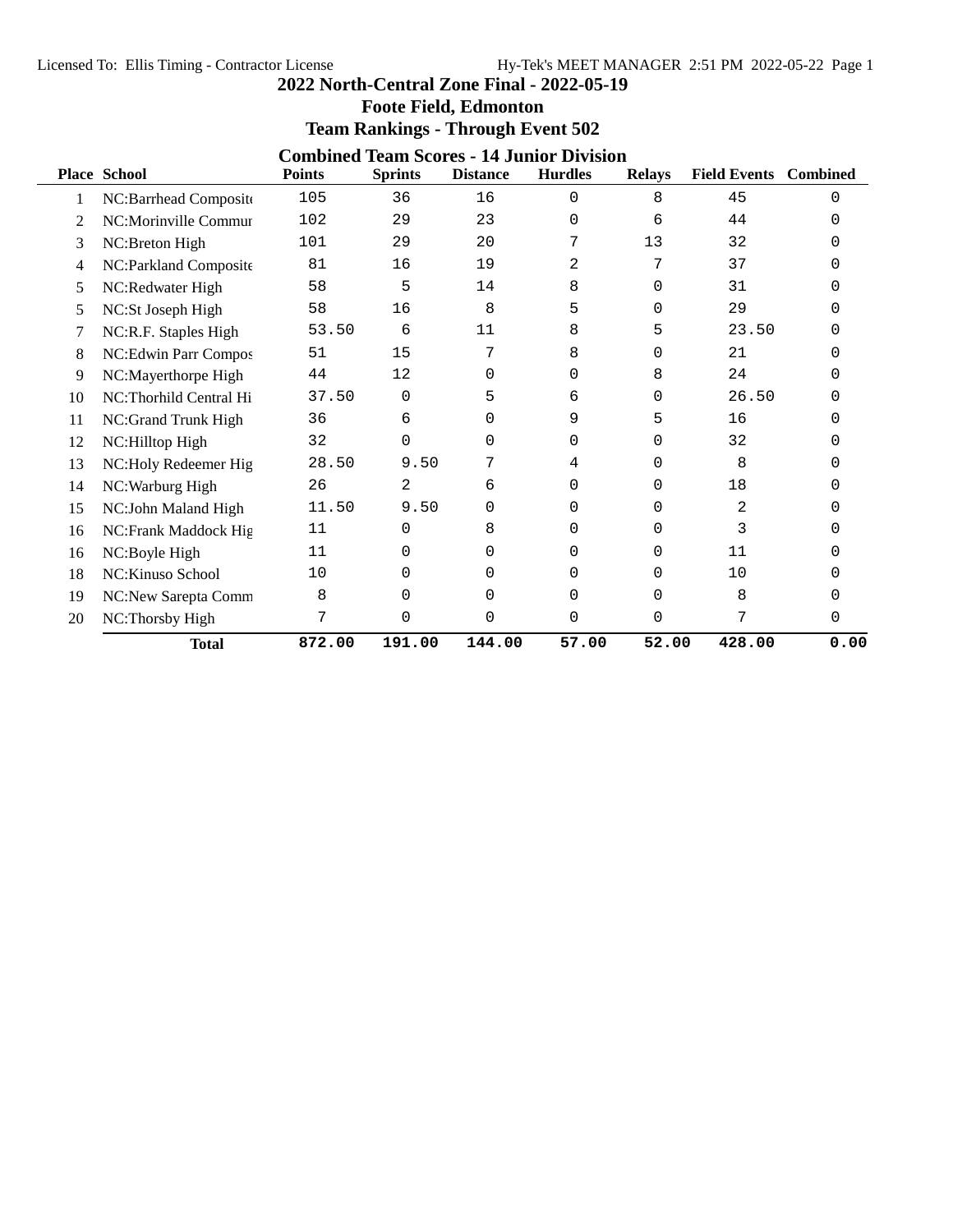# 2022 North-Central Zone Final - 2022-05-19

## Foote Field, Edmonton

## Team Rankings - Through Event 502

### Combined Team Scores - 14 Junior Division

| Place | School | Points | Sprints | Distance | Hurdles | Relays | Field Events | Combined |
|---|---|---|---|---|---|---|---|---|
| 1 | NC:Barrhead Composite | 105 | 36 | 16 | 0 | 8 | 45 | 0 |
| 2 | NC:Morinville Commun | 102 | 29 | 23 | 0 | 6 | 44 | 0 |
| 3 | NC:Breton High | 101 | 29 | 20 | 7 | 13 | 32 | 0 |
| 4 | NC:Parkland Composite | 81 | 16 | 19 | 2 | 7 | 37 | 0 |
| 5 | NC:Redwater High | 58 | 5 | 14 | 8 | 0 | 31 | 0 |
| 5 | NC:St Joseph High | 58 | 16 | 8 | 5 | 0 | 29 | 0 |
| 7 | NC:R.F. Staples High | 53.50 | 6 | 11 | 8 | 5 | 23.50 | 0 |
| 8 | NC:Edwin Parr Compos | 51 | 15 | 7 | 8 | 0 | 21 | 0 |
| 9 | NC:Mayerthorpe High | 44 | 12 | 0 | 0 | 8 | 24 | 0 |
| 10 | NC:Thorhild Central Hi | 37.50 | 0 | 5 | 6 | 0 | 26.50 | 0 |
| 11 | NC:Grand Trunk High | 36 | 6 | 0 | 9 | 5 | 16 | 0 |
| 12 | NC:Hilltop High | 32 | 0 | 0 | 0 | 0 | 32 | 0 |
| 13 | NC:Holy Redeemer Hig | 28.50 | 9.50 | 7 | 4 | 0 | 8 | 0 |
| 14 | NC:Warburg High | 26 | 2 | 6 | 0 | 0 | 18 | 0 |
| 15 | NC:John Maland High | 11.50 | 9.50 | 0 | 0 | 0 | 2 | 0 |
| 16 | NC:Frank Maddock Hig | 11 | 0 | 8 | 0 | 0 | 3 | 0 |
| 16 | NC:Boyle High | 11 | 0 | 0 | 0 | 0 | 11 | 0 |
| 18 | NC:Kinuso School | 10 | 0 | 0 | 0 | 0 | 10 | 0 |
| 19 | NC:New Sarepta Comm | 8 | 0 | 0 | 0 | 0 | 8 | 0 |
| 20 | NC:Thorsby High | 7 | 0 | 0 | 0 | 0 | 7 | 0 |
| | **Total** | **872.00** | **191.00** | **144.00** | **57.00** | **52.00** | **428.00** | **0.00** |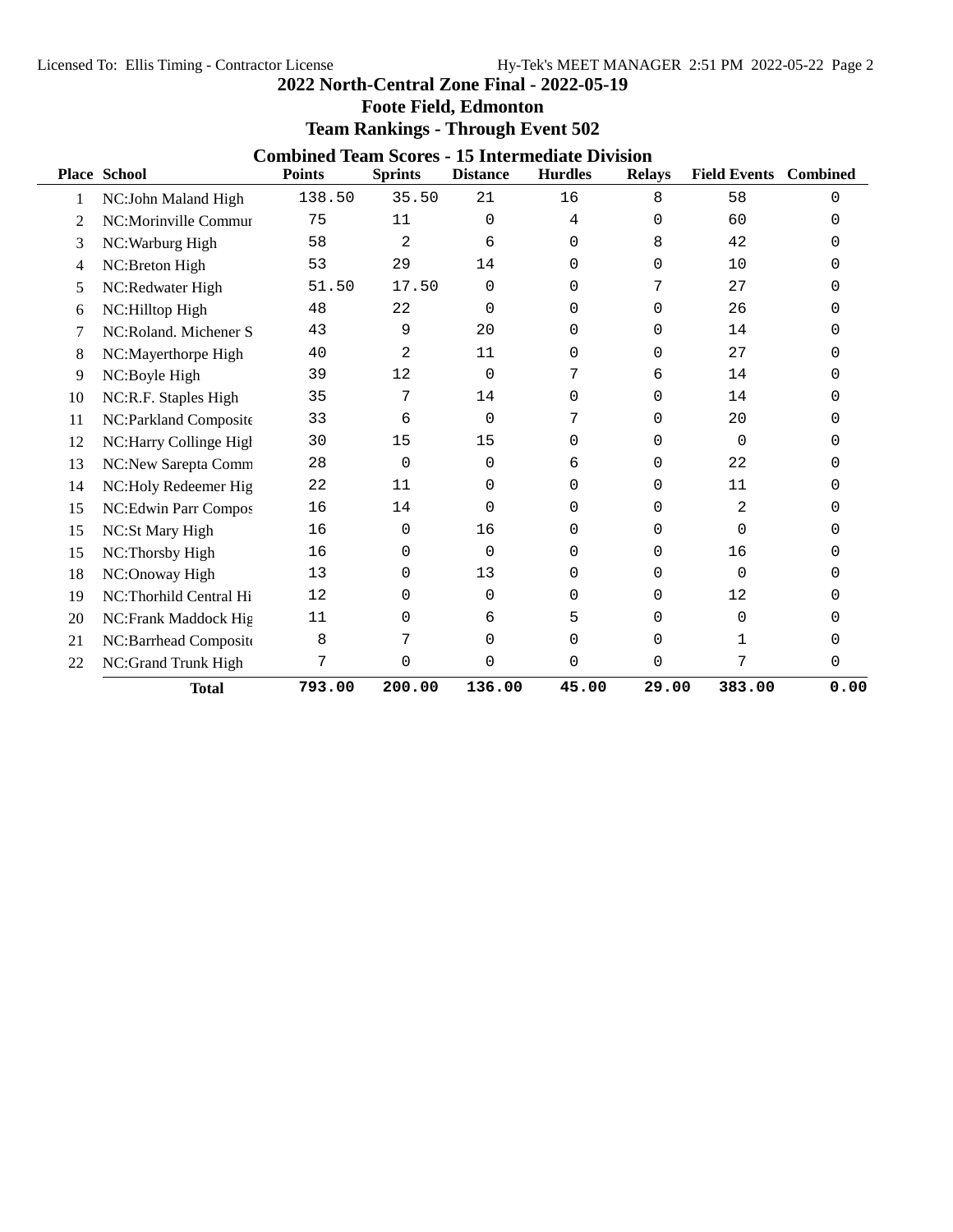# 2022 North-Central Zone Final - 2022-05-19

## Foote Field, Edmonton

## Team Rankings - Through Event 502

### Combined Team Scores - 15 Intermediate Division

| Place | School | Points | Sprints | Distance | Hurdles | Relays | Field Events | Combined |
|---|---|---|---|---|---|---|---|---|
| 1 | NC:John Maland High | 138.50 | 35.50 | 21 | 16 | 8 | 58 | 0 |
| 2 | NC:Morinville Commur | 75 | 11 | 0 | 4 | 0 | 60 | 0 |
| 3 | NC:Warburg High | 58 | 2 | 6 | 0 | 8 | 42 | 0 |
| 4 | NC:Breton High | 53 | 29 | 14 | 0 | 0 | 10 | 0 |
| 5 | NC:Redwater High | 51.50 | 17.50 | 0 | 0 | 7 | 27 | 0 |
| 6 | NC:Hilltop High | 48 | 22 | 0 | 0 | 0 | 26 | 0 |
| 7 | NC:Roland. Michener S | 43 | 9 | 20 | 0 | 0 | 14 | 0 |
| 8 | NC:Mayerthorpe High | 40 | 2 | 11 | 0 | 0 | 27 | 0 |
| 9 | NC:Boyle High | 39 | 12 | 0 | 7 | 6 | 14 | 0 |
| 10 | NC:R.F. Staples High | 35 | 7 | 14 | 0 | 0 | 14 | 0 |
| 11 | NC:Parkland Composite | 33 | 6 | 0 | 7 | 0 | 20 | 0 |
| 12 | NC:Harry Collinge High | 30 | 15 | 15 | 0 | 0 | 0 | 0 |
| 13 | NC:New Sarepta Comm | 28 | 0 | 0 | 6 | 0 | 22 | 0 |
| 14 | NC:Holy Redeemer Hig | 22 | 11 | 0 | 0 | 0 | 11 | 0 |
| 15 | NC:Edwin Parr Compos | 16 | 14 | 0 | 0 | 0 | 2 | 0 |
| 15 | NC:St Mary High | 16 | 0 | 16 | 0 | 0 | 0 | 0 |
| 15 | NC:Thorsby High | 16 | 0 | 0 | 0 | 0 | 16 | 0 |
| 18 | NC:Onoway High | 13 | 0 | 13 | 0 | 0 | 0 | 0 |
| 19 | NC:Thorhild Central Hi | 12 | 0 | 0 | 0 | 0 | 12 | 0 |
| 20 | NC:Frank Maddock Hig | 11 | 0 | 6 | 5 | 0 | 0 | 0 |
| 21 | NC:Barrhead Composite | 8 | 7 | 0 | 0 | 0 | 1 | 0 |
| 22 | NC:Grand Trunk High | 7 | 0 | 0 | 0 | 0 | 7 | 0 |
| | **Total** | **793.00** | **200.00** | **136.00** | **45.00** | **29.00** | **383.00** | **0.00** |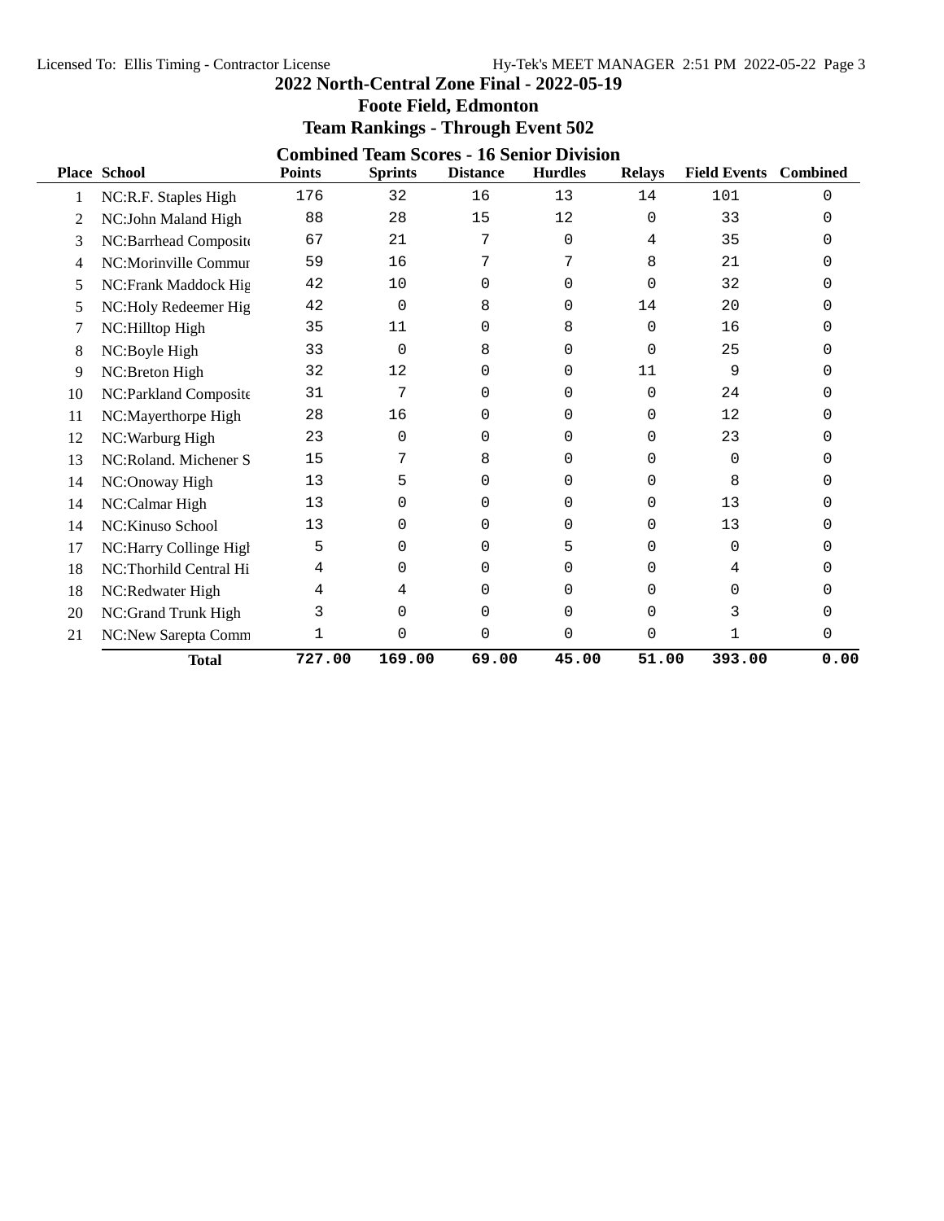# 2022 North-Central Zone Final - 2022-05-19

## Foote Field, Edmonton

## Team Rankings - Through Event 502

### Combined Team Scores - 16 Senior Division

| Place | School | Points | Sprints | Distance | Hurdles | Relays | Field Events | Combined |
|---|---|---|---|---|---|---|---|---|
| 1 | NC:R.F. Staples High | 176 | 32 | 16 | 13 | 14 | 101 | 0 |
| 2 | NC:John Maland High | 88 | 28 | 15 | 12 | 0 | 33 | 0 |
| 3 | NC:Barrhead Composite | 67 | 21 | 7 | 0 | 4 | 35 | 0 |
| 4 | NC:Morinville Commun | 59 | 16 | 7 | 7 | 8 | 21 | 0 |
| 5 | NC:Frank Maddock Hig | 42 | 10 | 0 | 0 | 0 | 32 | 0 |
| 5 | NC:Holy Redeemer Hig | 42 | 0 | 8 | 0 | 14 | 20 | 0 |
| 7 | NC:Hilltop High | 35 | 11 | 0 | 8 | 0 | 16 | 0 |
| 8 | NC:Boyle High | 33 | 0 | 8 | 0 | 0 | 25 | 0 |
| 9 | NC:Breton High | 32 | 12 | 0 | 0 | 11 | 9 | 0 |
| 10 | NC:Parkland Composite | 31 | 7 | 0 | 0 | 0 | 24 | 0 |
| 11 | NC:Mayerthorpe High | 28 | 16 | 0 | 0 | 0 | 12 | 0 |
| 12 | NC:Warburg High | 23 | 0 | 0 | 0 | 0 | 23 | 0 |
| 13 | NC:Roland. Michener S | 15 | 7 | 8 | 0 | 0 | 0 | 0 |
| 14 | NC:Onoway High | 13 | 5 | 0 | 0 | 0 | 8 | 0 |
| 14 | NC:Calmar High | 13 | 0 | 0 | 0 | 0 | 13 | 0 |
| 14 | NC:Kinuso School | 13 | 0 | 0 | 0 | 0 | 13 | 0 |
| 17 | NC:Harry Collinge High | 5 | 0 | 0 | 5 | 0 | 0 | 0 |
| 18 | NC:Thorhild Central Hi | 4 | 0 | 0 | 0 | 0 | 4 | 0 |
| 18 | NC:Redwater High | 4 | 4 | 0 | 0 | 0 | 0 | 0 |
| 20 | NC:Grand Trunk High | 3 | 0 | 0 | 0 | 0 | 3 | 0 |
| 21 | NC:New Sarepta Comm | 1 | 0 | 0 | 0 | 0 | 1 | 0 |
| | **Total** | **727.00** | **169.00** | **69.00** | **45.00** | **51.00** | **393.00** | **0.00** |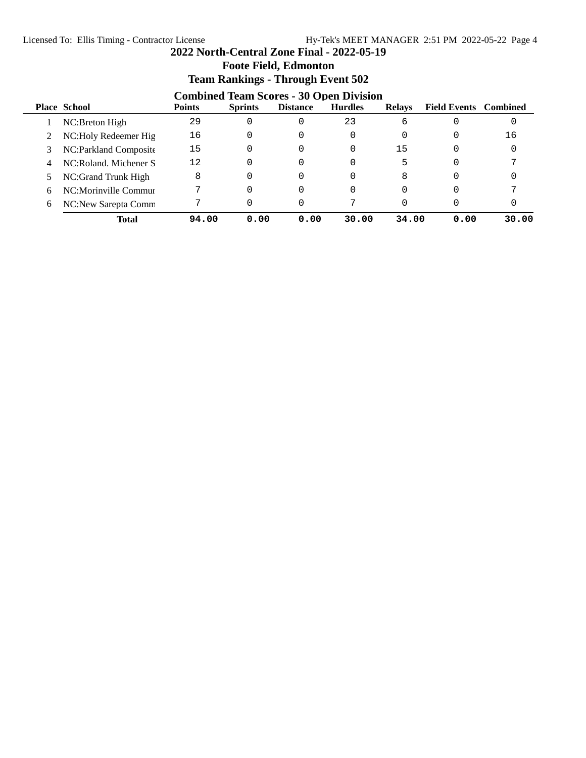# 2022 North-Central Zone Final - 2022-05-19

## Foote Field, Edmonton

## Team Rankings - Through Event 502

### Combined Team Scores - 30 Open Division

| Place | School | Points | Sprints | Distance | Hurdles | Relays | Field Events | Combined |
|---|---|---|---|---|---|---|---|---|
| 1 | NC:Breton High | 29 | 0 | 0 | 23 | 6 | 0 | 0 |
| 2 | NC:Holy Redeemer Hig | 16 | 0 | 0 | 0 | 0 | 0 | 16 |
| 3 | NC:Parkland Composite | 15 | 0 | 0 | 0 | 15 | 0 | 0 |
| 4 | NC:Roland. Michener S | 12 | 0 | 0 | 0 | 5 | 0 | 7 |
| 5 | NC:Grand Trunk High | 8 | 0 | 0 | 0 | 8 | 0 | 0 |
| 6 | NC:Morinville Commur | 7 | 0 | 0 | 0 | 0 | 0 | 7 |
| 6 | NC:New Sarepta Comm | 7 | 0 | 0 | 7 | 0 | 0 | 0 |
| | **Total** | **94.00** | **0.00** | **0.00** | **30.00** | **34.00** | **0.00** | **30.00** |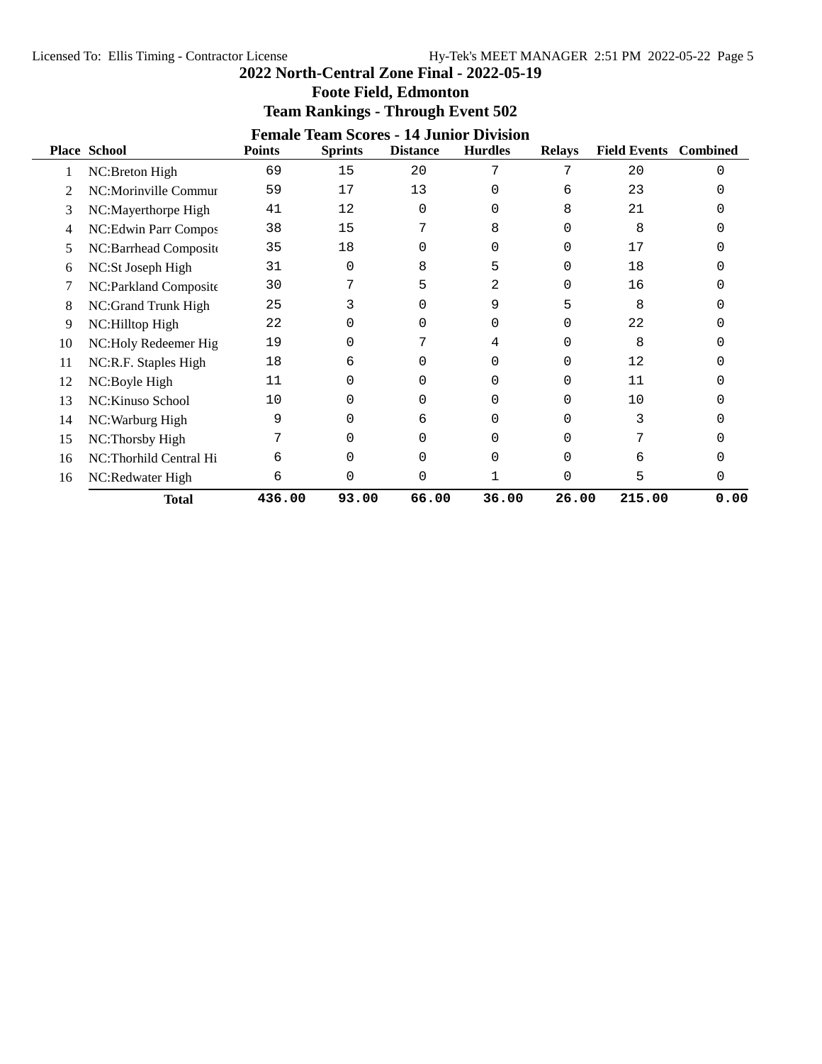# 2022 North-Central Zone Final - 2022-05-19

## Foote Field, Edmonton

## Team Rankings - Through Event 502

### Female Team Scores - 14 Junior Division

| Place | School | Points | Sprints | Distance | Hurdles | Relays | Field Events | Combined |
|---|---|---|---|---|---|---|---|---|
| 1 | NC:Breton High | 69 | 15 | 20 | 7 | 7 | 20 | 0 |
| 2 | NC:Morinville Commur | 59 | 17 | 13 | 0 | 6 | 23 | 0 |
| 3 | NC:Mayerthorpe High | 41 | 12 | 0 | 0 | 8 | 21 | 0 |
| 4 | NC:Edwin Parr Compos | 38 | 15 | 7 | 8 | 0 | 8 | 0 |
| 5 | NC:Barrhead Composite | 35 | 18 | 0 | 0 | 0 | 17 | 0 |
| 6 | NC:St Joseph High | 31 | 0 | 8 | 5 | 0 | 18 | 0 |
| 7 | NC:Parkland Composite | 30 | 7 | 5 | 2 | 0 | 16 | 0 |
| 8 | NC:Grand Trunk High | 25 | 3 | 0 | 9 | 5 | 8 | 0 |
| 9 | NC:Hilltop High | 22 | 0 | 0 | 0 | 0 | 22 | 0 |
| 10 | NC:Holy Redeemer Hig | 19 | 0 | 7 | 4 | 0 | 8 | 0 |
| 11 | NC:R.F. Staples High | 18 | 6 | 0 | 0 | 0 | 12 | 0 |
| 12 | NC:Boyle High | 11 | 0 | 0 | 0 | 0 | 11 | 0 |
| 13 | NC:Kinuso School | 10 | 0 | 0 | 0 | 0 | 10 | 0 |
| 14 | NC:Warburg High | 9 | 0 | 6 | 0 | 0 | 3 | 0 |
| 15 | NC:Thorsby High | 7 | 0 | 0 | 0 | 0 | 7 | 0 |
| 16 | NC:Thorhild Central Hi | 6 | 0 | 0 | 0 | 0 | 6 | 0 |
| 16 | NC:Redwater High | 6 | 0 | 0 | 1 | 0 | 5 | 0 |
| | **Total** | **436.00** | **93.00** | **66.00** | **36.00** | **26.00** | **215.00** | **0.00** |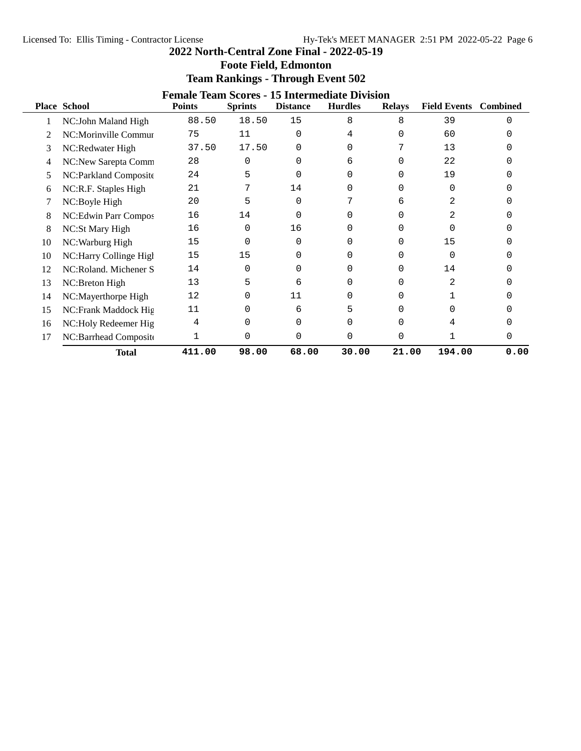# 2022 North-Central Zone Final - 2022-05-19

## Foote Field, Edmonton

## Team Rankings - Through Event 502

### Female Team Scores - 15 Intermediate Division

| Place | School | Points | Sprints | Distance | Hurdles | Relays | Field Events | Combined |
|---|---|---|---|---|---|---|---|---|
| 1 | NC:John Maland High | 88.50 | 18.50 | 15 | 8 | 8 | 39 | 0 |
| 2 | NC:Morinville Commur | 75 | 11 | 0 | 4 | 0 | 60 | 0 |
| 3 | NC:Redwater High | 37.50 | 17.50 | 0 | 0 | 7 | 13 | 0 |
| 4 | NC:New Sarepta Comm | 28 | 0 | 0 | 6 | 0 | 22 | 0 |
| 5 | NC:Parkland Composite | 24 | 5 | 0 | 0 | 0 | 19 | 0 |
| 6 | NC:R.F. Staples High | 21 | 7 | 14 | 0 | 0 | 0 | 0 |
| 7 | NC:Boyle High | 20 | 5 | 0 | 7 | 6 | 2 | 0 |
| 8 | NC:Edwin Parr Compos | 16 | 14 | 0 | 0 | 0 | 2 | 0 |
| 8 | NC:St Mary High | 16 | 0 | 16 | 0 | 0 | 0 | 0 |
| 10 | NC:Warburg High | 15 | 0 | 0 | 0 | 0 | 15 | 0 |
| 10 | NC:Harry Collinge Higl | 15 | 15 | 0 | 0 | 0 | 0 | 0 |
| 12 | NC:Roland. Michener S | 14 | 0 | 0 | 0 | 0 | 14 | 0 |
| 13 | NC:Breton High | 13 | 5 | 6 | 0 | 0 | 2 | 0 |
| 14 | NC:Mayerthorpe High | 12 | 0 | 11 | 0 | 0 | 1 | 0 |
| 15 | NC:Frank Maddock Hig | 11 | 0 | 6 | 5 | 0 | 0 | 0 |
| 16 | NC:Holy Redeemer Hig | 4 | 0 | 0 | 0 | 0 | 4 | 0 |
| 17 | NC:Barrhead Composite | 1 | 0 | 0 | 0 | 0 | 1 | 0 |
| | **Total** | 411.00 | 98.00 | 68.00 | 30.00 | 21.00 | 194.00 | 0.00 |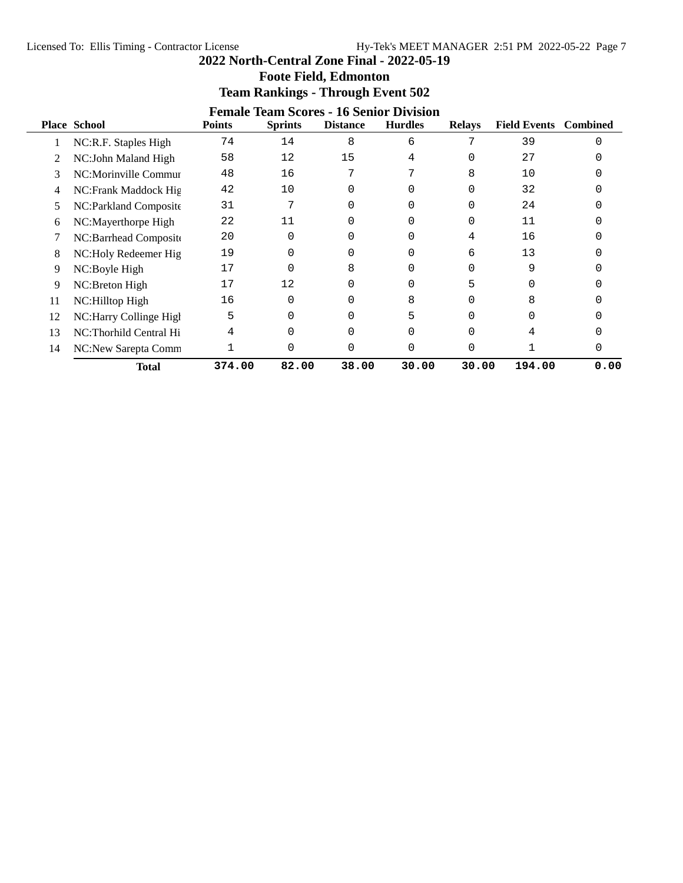# 2022 North-Central Zone Final - 2022-05-19

## Foote Field, Edmonton

## Team Rankings - Through Event 502

### Female Team Scores - 16 Senior Division

| Place | School | Points | Sprints | Distance | Hurdles | Relays | Field Events | Combined |
|---|---|---|---|---|---|---|---|---|
| 1 | NC:R.F. Staples High | 74 | 14 | 8 | 6 | 7 | 39 | 0 |
| 2 | NC:John Maland High | 58 | 12 | 15 | 4 | 0 | 27 | 0 |
| 3 | NC:Morinville Commur | 48 | 16 | 7 | 7 | 8 | 10 | 0 |
| 4 | NC:Frank Maddock Hig | 42 | 10 | 0 | 0 | 0 | 32 | 0 |
| 5 | NC:Parkland Composite | 31 | 7 | 0 | 0 | 0 | 24 | 0 |
| 6 | NC:Mayerthorpe High | 22 | 11 | 0 | 0 | 0 | 11 | 0 |
| 7 | NC:Barrhead Composite | 20 | 0 | 0 | 0 | 4 | 16 | 0 |
| 8 | NC:Holy Redeemer Hig | 19 | 0 | 0 | 0 | 6 | 13 | 0 |
| 9 | NC:Boyle High | 17 | 0 | 8 | 0 | 0 | 9 | 0 |
| 9 | NC:Breton High | 17 | 12 | 0 | 0 | 5 | 0 | 0 |
| 11 | NC:Hilltop High | 16 | 0 | 0 | 8 | 0 | 8 | 0 |
| 12 | NC:Harry Collinge High | 5 | 0 | 0 | 5 | 0 | 0 | 0 |
| 13 | NC:Thorhild Central Hi | 4 | 0 | 0 | 0 | 0 | 4 | 0 |
| 14 | NC:New Sarepta Comm | 1 | 0 | 0 | 0 | 0 | 1 | 0 |
| | **Total** | **374.00** | **82.00** | **38.00** | **30.00** | **30.00** | **194.00** | **0.00** |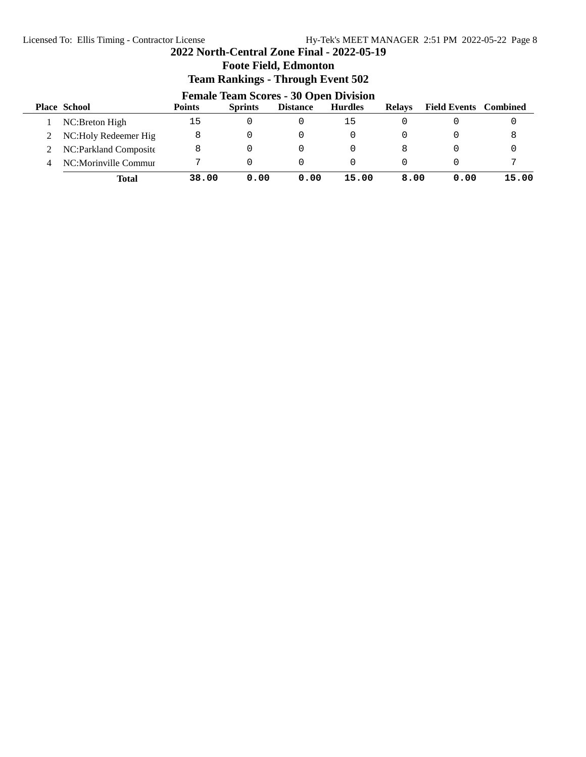# 2022 North-Central Zone Final - 2022-05-19

## Foote Field, Edmonton

## Team Rankings - Through Event 502

### Female Team Scores - 30 Open Division

| Place | School | Points | Sprints | Distance | Hurdles | Relays | Field Events | Combined |
|---|---|---|---|---|---|---|---|---|
| 1 | NC:Breton High | 15 | 0 | 0 | 15 | 0 | 0 | 0 |
| 2 | NC:Holy Redeemer Hig | 8 | 0 | 0 | 0 | 0 | 0 | 8 |
| 2 | NC:Parkland Composite | 8 | 0 | 0 | 0 | 8 | 0 | 0 |
| 4 | NC:Morinville Commur | 7 | 0 | 0 | 0 | 0 | 0 | 7 |
| | **Total** | **38.00** | **0.00** | **0.00** | **15.00** | **8.00** | **0.00** | **15.00** |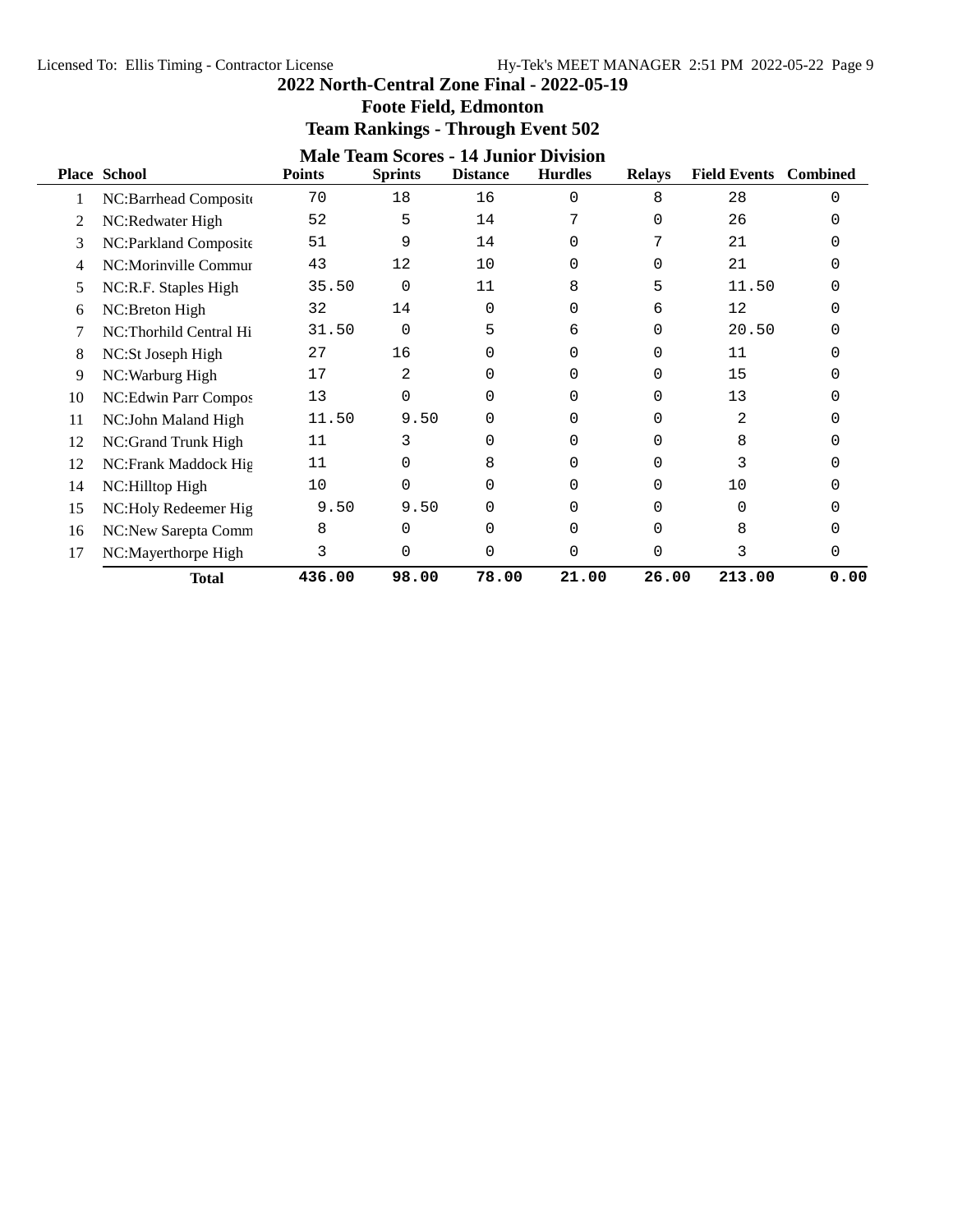# 2022 North-Central Zone Final - 2022-05-19

## Foote Field, Edmonton

## Team Rankings - Through Event 502

### Male Team Scores - 14 Junior Division

| Place | School | Points | Sprints | Distance | Hurdles | Relays | Field Events | Combined |
|---|---|---|---|---|---|---|---|---|
| 1 | NC:Barrhead Composite | 70 | 18 | 16 | 0 | 8 | 28 | 0 |
| 2 | NC:Redwater High | 52 | 5 | 14 | 7 | 0 | 26 | 0 |
| 3 | NC:Parkland Composite | 51 | 9 | 14 | 0 | 7 | 21 | 0 |
| 4 | NC:Morinville Commur | 43 | 12 | 10 | 0 | 0 | 21 | 0 |
| 5 | NC:R.F. Staples High | 35.50 | 0 | 11 | 8 | 5 | 11.50 | 0 |
| 6 | NC:Breton High | 32 | 14 | 0 | 0 | 6 | 12 | 0 |
| 7 | NC:Thorhild Central Hi | 31.50 | 0 | 5 | 6 | 0 | 20.50 | 0 |
| 8 | NC:St Joseph High | 27 | 16 | 0 | 0 | 0 | 11 | 0 |
| 9 | NC:Warburg High | 17 | 2 | 0 | 0 | 0 | 15 | 0 |
| 10 | NC:Edwin Parr Compos | 13 | 0 | 0 | 0 | 0 | 13 | 0 |
| 11 | NC:John Maland High | 11.50 | 9.50 | 0 | 0 | 0 | 2 | 0 |
| 12 | NC:Grand Trunk High | 11 | 3 | 0 | 0 | 0 | 8 | 0 |
| 12 | NC:Frank Maddock Hig | 11 | 0 | 8 | 0 | 0 | 3 | 0 |
| 14 | NC:Hilltop High | 10 | 0 | 0 | 0 | 0 | 10 | 0 |
| 15 | NC:Holy Redeemer Hig | 9.50 | 9.50 | 0 | 0 | 0 | 0 | 0 |
| 16 | NC:New Sarepta Comm | 8 | 0 | 0 | 0 | 0 | 8 | 0 |
| 17 | NC:Mayerthorpe High | 3 | 0 | 0 | 0 | 0 | 3 | 0 |
| | **Total** | **436.00** | **98.00** | **78.00** | **21.00** | **26.00** | **213.00** | **0.00** |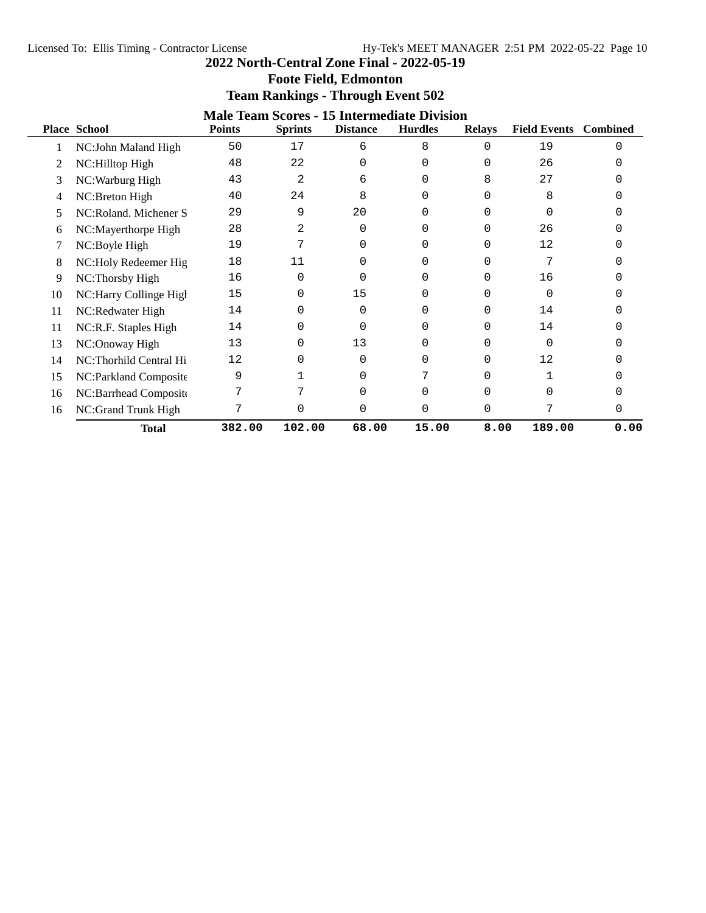# 2022 North-Central Zone Final - 2022-05-19

## Foote Field, Edmonton

## Team Rankings - Through Event 502

### Male Team Scores - 15 Intermediate Division

| Place | School | Points | Sprints | Distance | Hurdles | Relays | Field Events | Combined |
|---|---|---|---|---|---|---|---|---|
| 1 | NC:John Maland High | 50 | 17 | 6 | 8 | 0 | 19 | 0 |
| 2 | NC:Hilltop High | 48 | 22 | 0 | 0 | 0 | 26 | 0 |
| 3 | NC:Warburg High | 43 | 2 | 6 | 0 | 8 | 27 | 0 |
| 4 | NC:Breton High | 40 | 24 | 8 | 0 | 0 | 8 | 0 |
| 5 | NC:Roland. Michener S | 29 | 9 | 20 | 0 | 0 | 0 | 0 |
| 6 | NC:Mayerthorpe High | 28 | 2 | 0 | 0 | 0 | 26 | 0 |
| 7 | NC:Boyle High | 19 | 7 | 0 | 0 | 0 | 12 | 0 |
| 8 | NC:Holy Redeemer Hig | 18 | 11 | 0 | 0 | 0 | 7 | 0 |
| 9 | NC:Thorsby High | 16 | 0 | 0 | 0 | 0 | 16 | 0 |
| 10 | NC:Harry Collinge High | 15 | 0 | 15 | 0 | 0 | 0 | 0 |
| 11 | NC:Redwater High | 14 | 0 | 0 | 0 | 0 | 14 | 0 |
| 11 | NC:R.F. Staples High | 14 | 0 | 0 | 0 | 0 | 14 | 0 |
| 13 | NC:Onoway High | 13 | 0 | 13 | 0 | 0 | 0 | 0 |
| 14 | NC:Thorhild Central Hi | 12 | 0 | 0 | 0 | 0 | 12 | 0 |
| 15 | NC:Parkland Composite | 9 | 1 | 0 | 7 | 0 | 1 | 0 |
| 16 | NC:Barrhead Composite | 7 | 7 | 0 | 0 | 0 | 0 | 0 |
| 16 | NC:Grand Trunk High | 7 | 0 | 0 | 0 | 0 | 7 | 0 |
| | **Total** | **382.00** | **102.00** | **68.00** | **15.00** | **8.00** | **189.00** | **0.00** |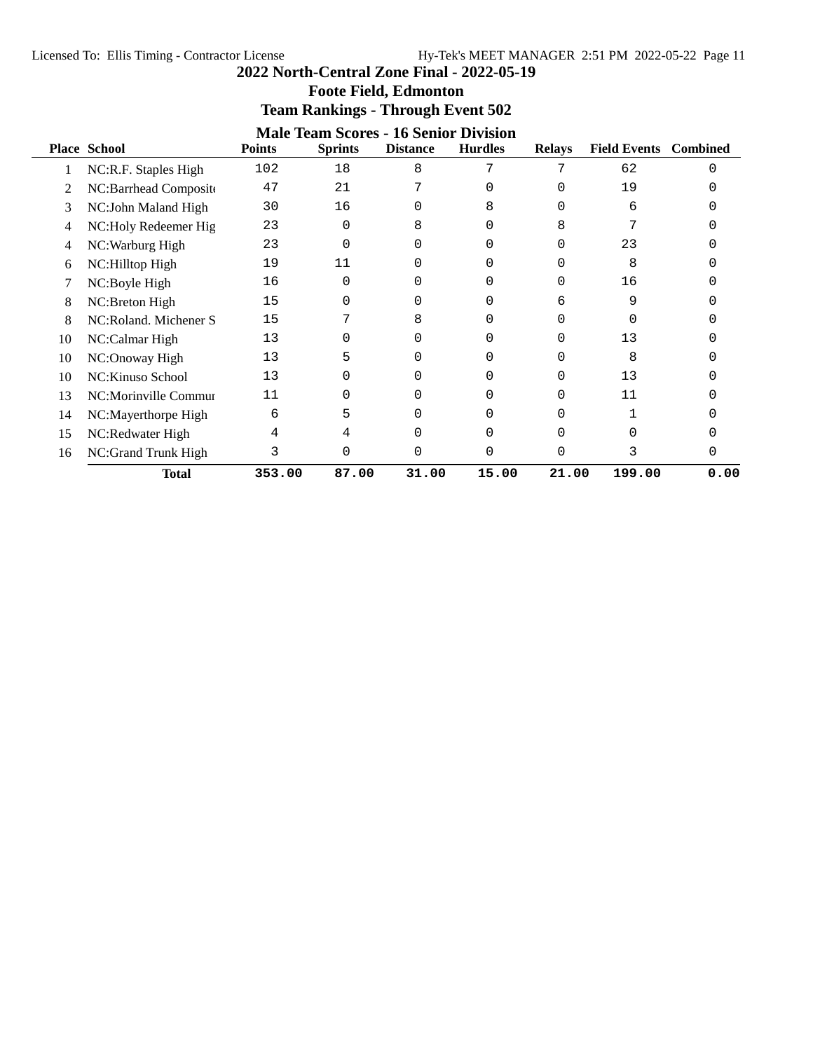# 2022 North-Central Zone Final - 2022-05-19

## Foote Field, Edmonton

## Team Rankings - Through Event 502

### Male Team Scores - 16 Senior Division

| Place | School | Points | Sprints | Distance | Hurdles | Relays | Field Events | Combined |
|---|---|---|---|---|---|---|---|---|
| 1 | NC:R.F. Staples High | 102 | 18 | 8 | 7 | 7 | 62 | 0 |
| 2 | NC:Barrhead Composite | 47 | 21 | 7 | 0 | 0 | 19 | 0 |
| 3 | NC:John Maland High | 30 | 16 | 0 | 8 | 0 | 6 | 0 |
| 4 | NC:Holy Redeemer Hig | 23 | 0 | 8 | 0 | 8 | 7 | 0 |
| 4 | NC:Warburg High | 23 | 0 | 0 | 0 | 0 | 23 | 0 |
| 6 | NC:Hilltop High | 19 | 11 | 0 | 0 | 0 | 8 | 0 |
| 7 | NC:Boyle High | 16 | 0 | 0 | 0 | 0 | 16 | 0 |
| 8 | NC:Breton High | 15 | 0 | 0 | 0 | 6 | 9 | 0 |
| 8 | NC:Roland. Michener S | 15 | 7 | 8 | 0 | 0 | 0 | 0 |
| 10 | NC:Calmar High | 13 | 0 | 0 | 0 | 0 | 13 | 0 |
| 10 | NC:Onoway High | 13 | 5 | 0 | 0 | 0 | 8 | 0 |
| 10 | NC:Kinuso School | 13 | 0 | 0 | 0 | 0 | 13 | 0 |
| 13 | NC:Morinville Commur | 11 | 0 | 0 | 0 | 0 | 11 | 0 |
| 14 | NC:Mayerthorpe High | 6 | 5 | 0 | 0 | 0 | 1 | 0 |
| 15 | NC:Redwater High | 4 | 4 | 0 | 0 | 0 | 0 | 0 |
| 16 | NC:Grand Trunk High | 3 | 0 | 0 | 0 | 0 | 3 | 0 |
| | **Total** | **353.00** | **87.00** | **31.00** | **15.00** | **21.00** | **199.00** | **0.00** |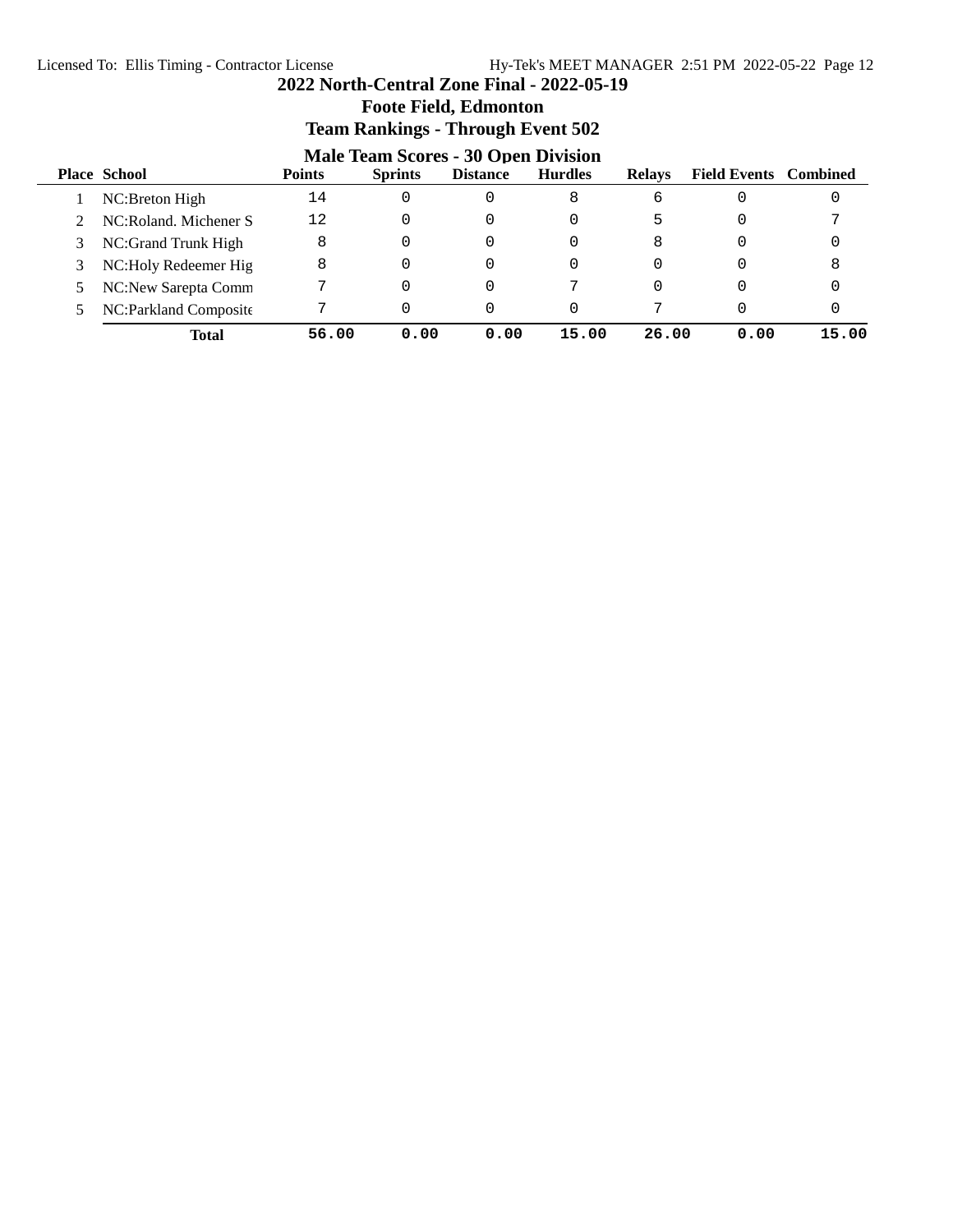# 2022 North-Central Zone Final - 2022-05-19

## Foote Field, Edmonton

## Team Rankings - Through Event 502

### Male Team Scores - 30 Open Division

| Place | School | Points | Sprints | Distance | Hurdles | Relays | Field Events | Combined |
|---|---|---|---|---|---|---|---|---|
| 1 | NC:Breton High | 14 | 0 | 0 | 8 | 6 | 0 | 0 |
| 2 | NC:Roland. Michener S | 12 | 0 | 0 | 0 | 5 | 0 | 7 |
| 3 | NC:Grand Trunk High | 8 | 0 | 0 | 0 | 8 | 0 | 0 |
| 3 | NC:Holy Redeemer Hig | 8 | 0 | 0 | 0 | 0 | 0 | 8 |
| 5 | NC:New Sarepta Comm | 7 | 0 | 0 | 7 | 0 | 0 | 0 |
| 5 | NC:Parkland Composite | 7 | 0 | 0 | 0 | 7 | 0 | 0 |
| | **Total** | **56.00** | **0.00** | **0.00** | **15.00** | **26.00** | **0.00** | **15.00** |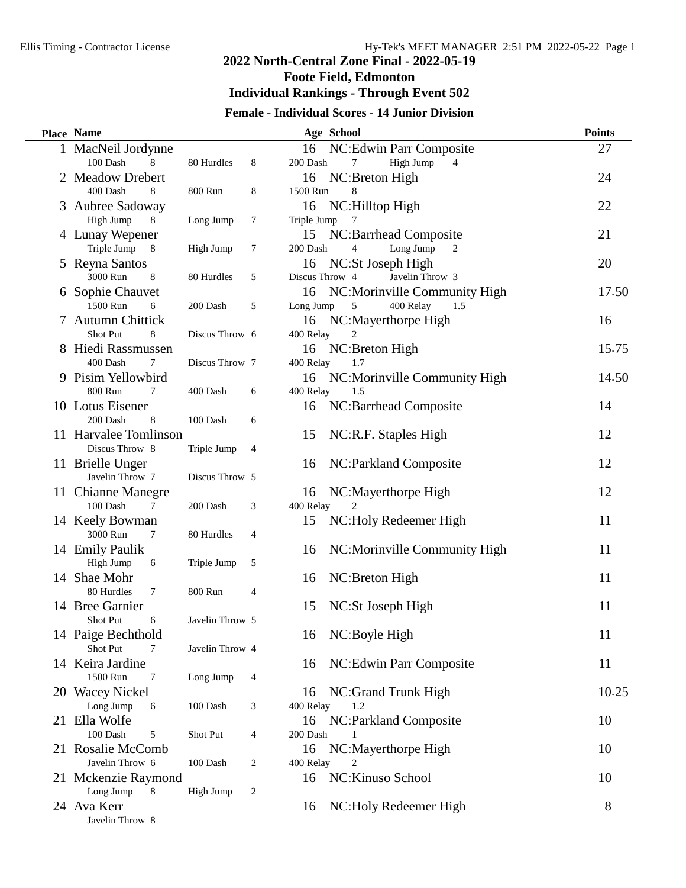# 2022 North-Central Zone Final - 2022-05-19

## Foote Field, Edmonton

## Individual Rankings - Through Event 502

### Female - Individual Scores - 14 Junior Division

| Place | Name | Age | School | Points |
|---|---|---|---|---|
| 1 | MacNeil Jordynne | 16 | NC:Edwin Parr Composite | 27 |
| | 100 Dash 8, 80 Hurdles 8, 200 Dash 7, High Jump 4 | | | |
| 2 | Meadow Drebert | 16 | NC:Breton High | 24 |
| | 400 Dash 8, 800 Run 8, 1500 Run 8 | | | |
| 3 | Aubree Sadoway | 16 | NC:Hilltop High | 22 |
| | High Jump 8, Long Jump 7, Triple Jump 7 | | | |
| 4 | Lunay Wepener | 15 | NC:Barrhead Composite | 21 |
| | Triple Jump 8, High Jump 7, 200 Dash 4, Long Jump 2 | | | |
| 5 | Reyna Santos | 16 | NC:St Joseph High | 20 |
| | 3000 Run 8, 80 Hurdles 5, Discus Throw 4, Javelin Throw 3 | | | |
| 6 | Sophie Chauvet | 16 | NC:Morinville Community High | 17.50 |
| | 1500 Run 6, 200 Dash 5, Long Jump 5, 400 Relay 1.5 | | | |
| 7 | Autumn Chittick | 16 | NC:Mayerthorpe High | 16 |
| | Shot Put 8, Discus Throw 6, 400 Relay 2 | | | |
| 8 | Hiedi Rassmussen | 16 | NC:Breton High | 15.75 |
| | 400 Dash 7, Discus Throw 7, 400 Relay 1.7 | | | |
| 9 | Pisim Yellowbird | 16 | NC:Morinville Community High | 14.50 |
| | 800 Run 7, 400 Dash 6, 400 Relay 1.5 | | | |
| 10 | Lotus Eisener | 16 | NC:Barrhead Composite | 14 |
| | 200 Dash 8, 100 Dash 6 | | | |
| 11 | Harvalee Tomlinson | 15 | NC:R.F. Staples High | 12 |
| | Discus Throw 8, Triple Jump 4 | | | |
| 11 | Brielle Unger | 16 | NC:Parkland Composite | 12 |
| | Javelin Throw 7, Discus Throw 5 | | | |
| 11 | Chianne Manegre | 16 | NC:Mayerthorpe High | 12 |
| | 100 Dash 7, 200 Dash 3, 400 Relay 2 | | | |
| 14 | Keely Bowman | 15 | NC:Holy Redeemer High | 11 |
| | 3000 Run 7, 80 Hurdles 4 | | | |
| 14 | Emily Paulik | 16 | NC:Morinville Community High | 11 |
| | High Jump 6, Triple Jump 5 | | | |
| 14 | Shae Mohr | 16 | NC:Breton High | 11 |
| | 80 Hurdles 7, 800 Run 4 | | | |
| 14 | Bree Garnier | 15 | NC:St Joseph High | 11 |
| | Shot Put 6, Javelin Throw 5 | | | |
| 14 | Paige Bechthold | 16 | NC:Boyle High | 11 |
| | Shot Put 7, Javelin Throw 4 | | | |
| 14 | Keira Jardine | 16 | NC:Edwin Parr Composite | 11 |
| | 1500 Run 7, Long Jump 4 | | | |
| 20 | Wacey Nickel | 16 | NC:Grand Trunk High | 10.25 |
| | Long Jump 6, 100 Dash 3, 400 Relay 1.2 | | | |
| 21 | Ella Wolfe | 16 | NC:Parkland Composite | 10 |
| | 100 Dash 5, Shot Put 4, 200 Dash 1 | | | |
| 21 | Rosalie McComb | 16 | NC:Mayerthorpe High | 10 |
| | Javelin Throw 6, 100 Dash 2, 400 Relay 2 | | | |
| 21 | Mckenzie Raymond | 16 | NC:Kinuso School | 10 |
| | Long Jump 8, High Jump 2 | | | |
| 24 | Ava Kerr | 16 | NC:Holy Redeemer High | 8 |
| | Javelin Throw 8 | | | |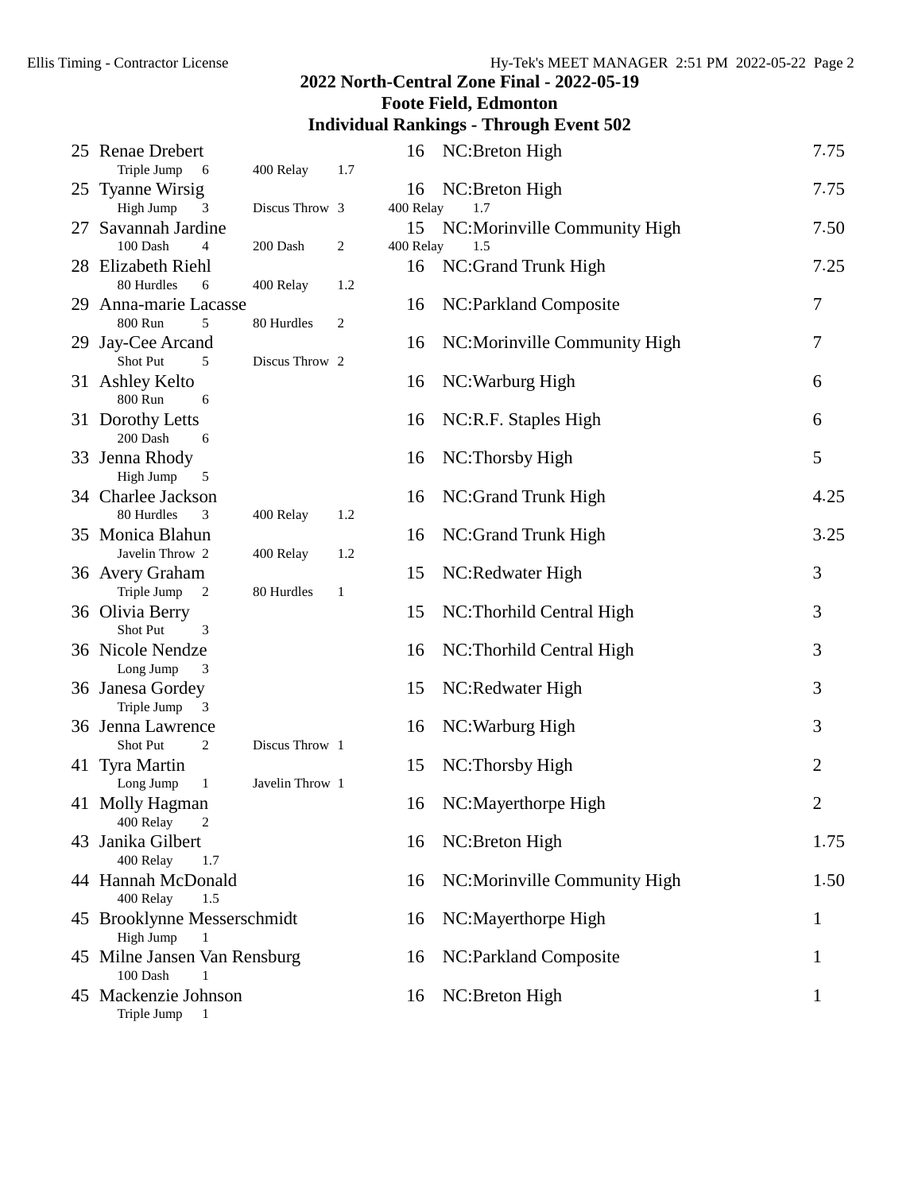## 2022 North-Central Zone Final - 2022-05-19

## Foote Field, Edmonton

## Individual Rankings - Through Event 502

| Rank | Name | Age | Team | Points |
|---|---|---|---|---|
| 25 | Renae Drebert | 16 | NC:Breton High | 7.75 |
| | Triple Jump 6 &nbsp; 400 Relay 1.7 | | | |
| 25 | Tyanne Wirsig | 16 | NC:Breton High | 7.75 |
| | High Jump 3 &nbsp; Discus Throw 3 &nbsp; 400 Relay 1.7 | | | |
| 27 | Savannah Jardine | 15 | NC:Morinville Community High | 7.50 |
| | 100 Dash 4 &nbsp; 200 Dash 2 &nbsp; 400 Relay 1.5 | | | |
| 28 | Elizabeth Riehl | 16 | NC:Grand Trunk High | 7.25 |
| | 80 Hurdles 6 &nbsp; 400 Relay 1.2 | | | |
| 29 | Anna-marie Lacasse | 16 | NC:Parkland Composite | 7 |
| | 800 Run 5 &nbsp; 80 Hurdles 2 | | | |
| 29 | Jay-Cee Arcand | 16 | NC:Morinville Community High | 7 |
| | Shot Put 5 &nbsp; Discus Throw 2 | | | |
| 31 | Ashley Kelto | 16 | NC:Warburg High | 6 |
| | 800 Run 6 | | | |
| 31 | Dorothy Letts | 16 | NC:R.F. Staples High | 6 |
| | 200 Dash 6 | | | |
| 33 | Jenna Rhody | 16 | NC:Thorsby High | 5 |
| | High Jump 5 | | | |
| 34 | Charlee Jackson | 16 | NC:Grand Trunk High | 4.25 |
| | 80 Hurdles 3 &nbsp; 400 Relay 1.2 | | | |
| 35 | Monica Blahun | 16 | NC:Grand Trunk High | 3.25 |
| | Javelin Throw 2 &nbsp; 400 Relay 1.2 | | | |
| 36 | Avery Graham | 15 | NC:Redwater High | 3 |
| | Triple Jump 2 &nbsp; 80 Hurdles 1 | | | |
| 36 | Olivia Berry | 15 | NC:Thorhild Central High | 3 |
| | Shot Put 3 | | | |
| 36 | Nicole Nendze | 16 | NC:Thorhild Central High | 3 |
| | Long Jump 3 | | | |
| 36 | Janesa Gordey | 15 | NC:Redwater High | 3 |
| | Triple Jump 3 | | | |
| 36 | Jenna Lawrence | 16 | NC:Warburg High | 3 |
| | Shot Put 2 &nbsp; Discus Throw 1 | | | |
| 41 | Tyra Martin | 15 | NC:Thorsby High | 2 |
| | Long Jump 1 &nbsp; Javelin Throw 1 | | | |
| 41 | Molly Hagman | 16 | NC:Mayerthorpe High | 2 |
| | 400 Relay 2 | | | |
| 43 | Janika Gilbert | 16 | NC:Breton High | 1.75 |
| | 400 Relay 1.7 | | | |
| 44 | Hannah McDonald | 16 | NC:Morinville Community High | 1.50 |
| | 400 Relay 1.5 | | | |
| 45 | Brooklynne Messerschmidt | 16 | NC:Mayerthorpe High | 1 |
| | High Jump 1 | | | |
| 45 | Milne Jansen Van Rensburg | 16 | NC:Parkland Composite | 1 |
| | 100 Dash 1 | | | |
| 45 | Mackenzie Johnson | 16 | NC:Breton High | 1 |
| | Triple Jump 1 | | | |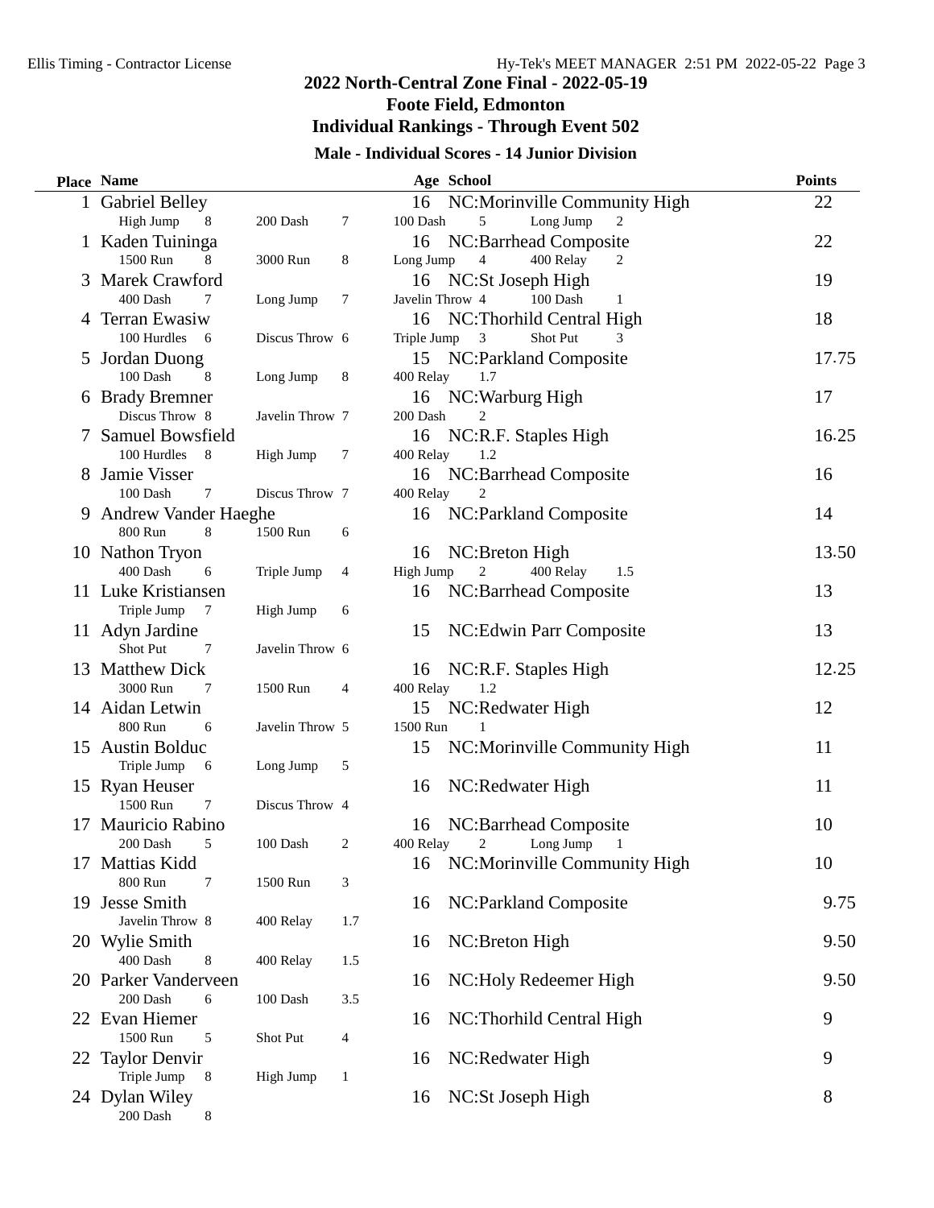## 2022 North-Central Zone Final - 2022-05-19

## Foote Field, Edmonton

## Individual Rankings - Through Event 502

### Male - Individual Scores - 14 Junior Division

| Place | Name | Age | School | Points |
|---|---|---|---|---|
| 1 | Gabriel Belley | 16 | NC:Morinville Community High | 22 |
| | High Jump 8, 200 Dash 7, 100 Dash 5, Long Jump 2 | | | |
| 1 | Kaden Tuininga | 16 | NC:Barrhead Composite | 22 |
| | 1500 Run 8, 3000 Run 8, Long Jump 4, 400 Relay 2 | | | |
| 3 | Marek Crawford | 16 | NC:St Joseph High | 19 |
| | 400 Dash 7, Long Jump 7, Javelin Throw 4, 100 Dash 1 | | | |
| 4 | Terran Ewasiw | 16 | NC:Thorhild Central High | 18 |
| | 100 Hurdles 6, Discus Throw 6, Triple Jump 3, Shot Put 3 | | | |
| 5 | Jordan Duong | 15 | NC:Parkland Composite | 17.75 |
| | 100 Dash 8, Long Jump 8, 400 Relay 1.7 | | | |
| 6 | Brady Bremner | 16 | NC:Warburg High | 17 |
| | Discus Throw 8, Javelin Throw 7, 200 Dash 2 | | | |
| 7 | Samuel Bowsfield | 16 | NC:R.F. Staples High | 16.25 |
| | 100 Hurdles 8, High Jump 7, 400 Relay 1.2 | | | |
| 8 | Jamie Visser | 16 | NC:Barrhead Composite | 16 |
| | 100 Dash 7, Discus Throw 7, 400 Relay 2 | | | |
| 9 | Andrew Vander Haeghe | 16 | NC:Parkland Composite | 14 |
| | 800 Run 8, 1500 Run 6 | | | |
| 10 | Nathon Tryon | 16 | NC:Breton High | 13.50 |
| | 400 Dash 6, Triple Jump 4, High Jump 2, 400 Relay 1.5 | | | |
| 11 | Luke Kristiansen | 16 | NC:Barrhead Composite | 13 |
| | Triple Jump 7, High Jump 6 | | | |
| 11 | Adyn Jardine | 15 | NC:Edwin Parr Composite | 13 |
| | Shot Put 7, Javelin Throw 6 | | | |
| 13 | Matthew Dick | 16 | NC:R.F. Staples High | 12.25 |
| | 3000 Run 7, 1500 Run 4, 400 Relay 1.2 | | | |
| 14 | Aidan Letwin | 15 | NC:Redwater High | 12 |
| | 800 Run 6, Javelin Throw 5, 1500 Run 1 | | | |
| 15 | Austin Bolduc | 15 | NC:Morinville Community High | 11 |
| | Triple Jump 6, Long Jump 5 | | | |
| 15 | Ryan Heuser | 16 | NC:Redwater High | 11 |
| | 1500 Run 7, Discus Throw 4 | | | |
| 17 | Mauricio Rabino | 16 | NC:Barrhead Composite | 10 |
| | 200 Dash 5, 100 Dash 2, 400 Relay 2, Long Jump 1 | | | |
| 17 | Mattias Kidd | 16 | NC:Morinville Community High | 10 |
| | 800 Run 7, 1500 Run 3 | | | |
| 19 | Jesse Smith | 16 | NC:Parkland Composite | 9.75 |
| | Javelin Throw 8, 400 Relay 1.7 | | | |
| 20 | Wylie Smith | 16 | NC:Breton High | 9.50 |
| | 400 Dash 8, 400 Relay 1.5 | | | |
| 20 | Parker Vanderveen | 16 | NC:Holy Redeemer High | 9.50 |
| | 200 Dash 6, 100 Dash 3.5 | | | |
| 22 | Evan Hiemer | 16 | NC:Thorhild Central High | 9 |
| | 1500 Run 5, Shot Put 4 | | | |
| 22 | Taylor Denvir | 16 | NC:Redwater High | 9 |
| | Triple Jump 8, High Jump 1 | | | |
| 24 | Dylan Wiley | 16 | NC:St Joseph High | 8 |
| | 200 Dash 8 | | | |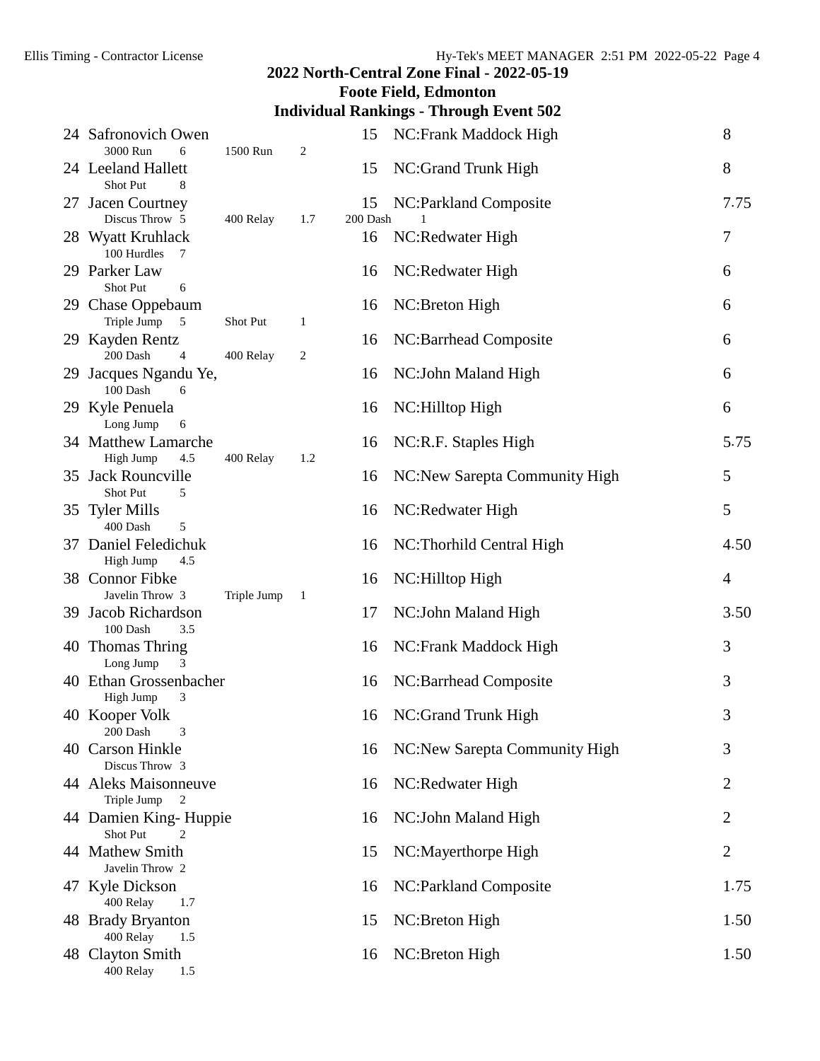## 2022 North-Central Zone Final - 2022-05-19
## Foote Field, Edmonton
## Individual Rankings - Through Event 502

| Rank | Name | Age | Team | Points |
|---|---|---|---|---|
| 24 | Safronovich Owen<br>3000 Run 6 · 1500 Run 2 | 15 | NC:Frank Maddock High | 8 |
| 24 | Leeland Hallett<br>Shot Put 8 | 15 | NC:Grand Trunk High | 8 |
| 27 | Jacen Courtney<br>Discus Throw 5 · 400 Relay 1.7 · 200 Dash 1 | 15 | NC:Parkland Composite | 7.75 |
| 28 | Wyatt Kruhlack<br>100 Hurdles 7 | 16 | NC:Redwater High | 7 |
| 29 | Parker Law<br>Shot Put 6 | 16 | NC:Redwater High | 6 |
| 29 | Chase Oppebaum<br>Triple Jump 5 · Shot Put 1 | 16 | NC:Breton High | 6 |
| 29 | Kayden Rentz<br>200 Dash 4 · 400 Relay 2 | 16 | NC:Barrhead Composite | 6 |
| 29 | Jacques Ngandu Ye,<br>100 Dash 6 | 16 | NC:John Maland High | 6 |
| 29 | Kyle Penuela<br>Long Jump 6 | 16 | NC:Hilltop High | 6 |
| 34 | Matthew Lamarche<br>High Jump 4.5 · 400 Relay 1.2 | 16 | NC:R.F. Staples High | 5.75 |
| 35 | Jack Rouncville<br>Shot Put 5 | 16 | NC:New Sarepta Community High | 5 |
| 35 | Tyler Mills<br>400 Dash 5 | 16 | NC:Redwater High | 5 |
| 37 | Daniel Feledichuk<br>High Jump 4.5 | 16 | NC:Thorhild Central High | 4.50 |
| 38 | Connor Fibke<br>Javelin Throw 3 · Triple Jump 1 | 16 | NC:Hilltop High | 4 |
| 39 | Jacob Richardson<br>100 Dash 3.5 | 17 | NC:John Maland High | 3.50 |
| 40 | Thomas Thring<br>Long Jump 3 | 16 | NC:Frank Maddock High | 3 |
| 40 | Ethan Grossenbacher<br>High Jump 3 | 16 | NC:Barrhead Composite | 3 |
| 40 | Kooper Volk<br>200 Dash 3 | 16 | NC:Grand Trunk High | 3 |
| 40 | Carson Hinkle<br>Discus Throw 3 | 16 | NC:New Sarepta Community High | 3 |
| 44 | Aleks Maisonneuve<br>Triple Jump 2 | 16 | NC:Redwater High | 2 |
| 44 | Damien King- Huppie<br>Shot Put 2 | 16 | NC:John Maland High | 2 |
| 44 | Mathew Smith<br>Javelin Throw 2 | 15 | NC:Mayerthorpe High | 2 |
| 47 | Kyle Dickson<br>400 Relay 1.7 | 16 | NC:Parkland Composite | 1.75 |
| 48 | Brady Bryanton<br>400 Relay 1.5 | 15 | NC:Breton High | 1.50 |
| 48 | Clayton Smith<br>400 Relay 1.5 | 16 | NC:Breton High | 1.50 |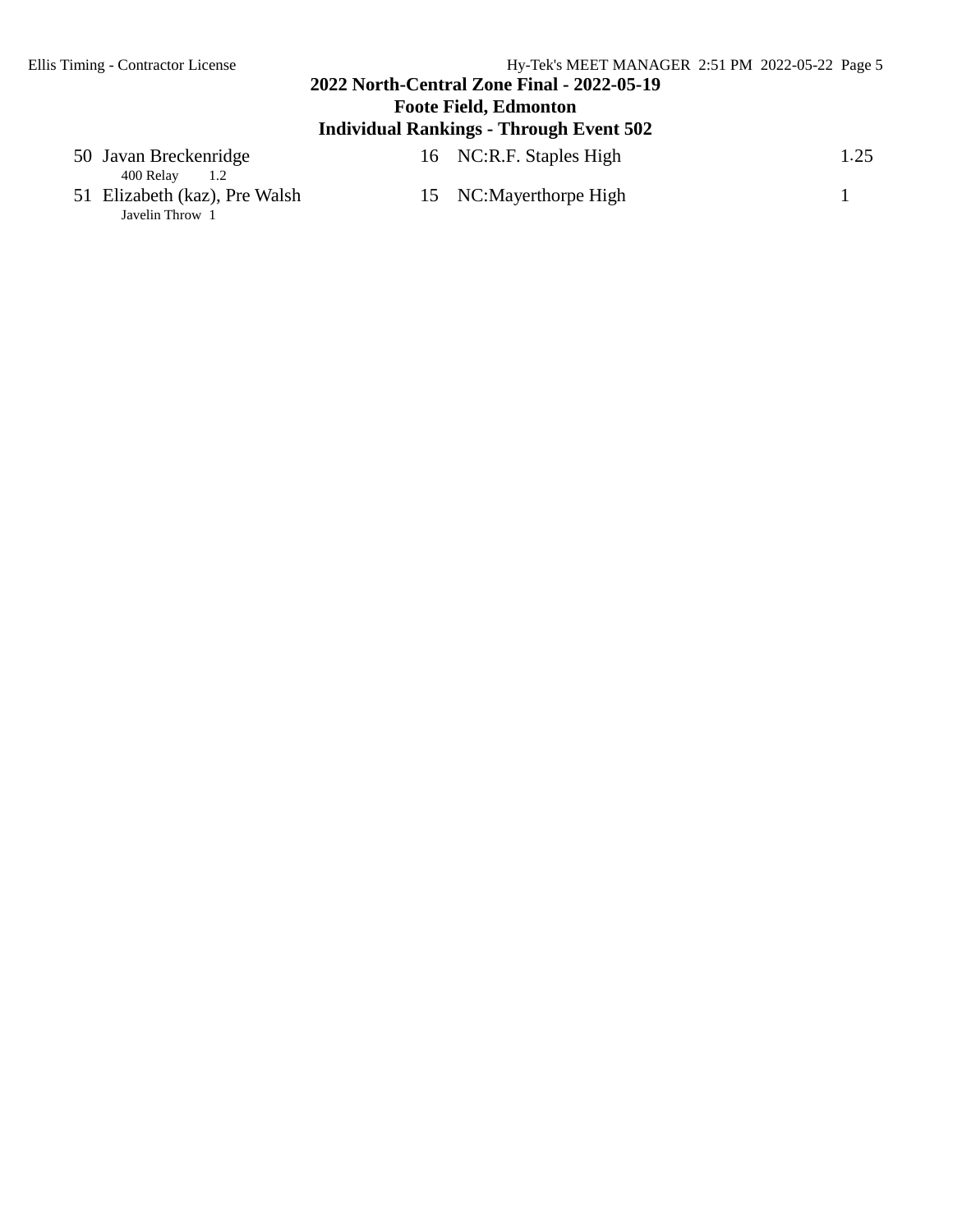## 2022 North-Central Zone Final - 2022-05-19
## Foote Field, Edmonton
## Individual Rankings - Through Event 502

| | Name | Year | School | Points |
|---|---|---|---|---|
| 50 | Javan Breckenridge | 16 | NC:R.F. Staples High | 1.25 |
| | 400 Relay 1.2 | | | |
| 51 | Elizabeth (kaz), Pre Walsh | 15 | NC:Mayerthorpe High | 1 |
| | Javelin Throw 1 | | | |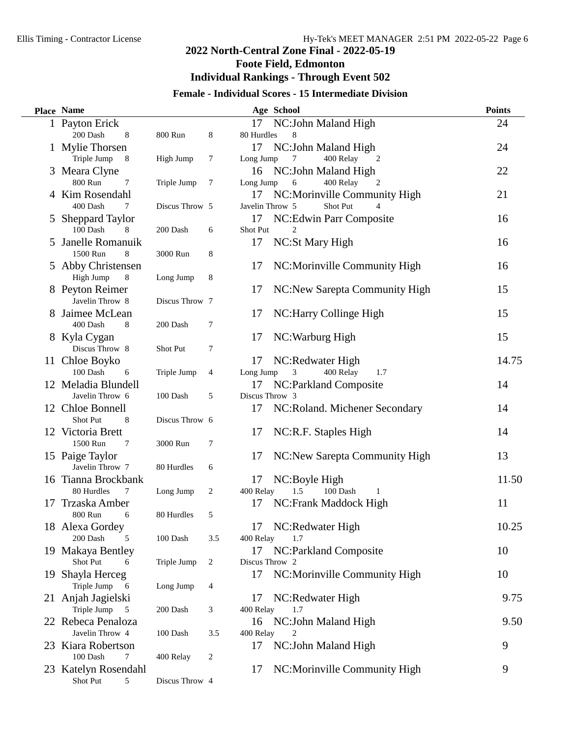# 2022 North-Central Zone Final - 2022-05-19

## Foote Field, Edmonton

## Individual Rankings - Through Event 502

### Female - Individual Scores - 15 Intermediate Division

| Place | Name | Age | School | Points |
|---|---|---|---|---|
| 1 | Payton Erick | 17 | NC:John Maland High | 24 |
| | 200 Dash 8, 800 Run 8, 80 Hurdles 8 | | | |
| 1 | Mylie Thorsen | 17 | NC:John Maland High | 24 |
| | Triple Jump 8, High Jump 7, Long Jump 7, 400 Relay 2 | | | |
| 3 | Meara Clyne | 16 | NC:John Maland High | 22 |
| | 800 Run 7, Triple Jump 7, Long Jump 6, 400 Relay 2 | | | |
| 4 | Kim Rosendahl | 17 | NC:Morinville Community High | 21 |
| | 400 Dash 7, Discus Throw 5, Javelin Throw 5, Shot Put 4 | | | |
| 5 | Sheppard Taylor | 17 | NC:Edwin Parr Composite | 16 |
| | 100 Dash 8, 200 Dash 6, Shot Put 2 | | | |
| 5 | Janelle Romanuik | 17 | NC:St Mary High | 16 |
| | 1500 Run 8, 3000 Run 8 | | | |
| 5 | Abby Christensen | 17 | NC:Morinville Community High | 16 |
| | High Jump 8, Long Jump 8 | | | |
| 8 | Peyton Reimer | 17 | NC:New Sarepta Community High | 15 |
| | Javelin Throw 8, Discus Throw 7 | | | |
| 8 | Jaimee McLean | 17 | NC:Harry Collinge High | 15 |
| | 400 Dash 8, 200 Dash 7 | | | |
| 8 | Kyla Cygan | 17 | NC:Warburg High | 15 |
| | Discus Throw 8, Shot Put 7 | | | |
| 11 | Chloe Boyko | 17 | NC:Redwater High | 14.75 |
| | 100 Dash 6, Triple Jump 4, Long Jump 3, 400 Relay 1.7 | | | |
| 12 | Meladia Blundell | 17 | NC:Parkland Composite | 14 |
| | Javelin Throw 6, 100 Dash 5, Discus Throw 3 | | | |
| 12 | Chloe Bonnell | 17 | NC:Roland. Michener Secondary | 14 |
| | Shot Put 8, Discus Throw 6 | | | |
| 12 | Victoria Brett | 17 | NC:R.F. Staples High | 14 |
| | 1500 Run 7, 3000 Run 7 | | | |
| 15 | Paige Taylor | 17 | NC:New Sarepta Community High | 13 |
| | Javelin Throw 7, 80 Hurdles 6 | | | |
| 16 | Tianna Brockbank | 17 | NC:Boyle High | 11.50 |
| | 80 Hurdles 7, Long Jump 2, 400 Relay 1.5, 100 Dash 1 | | | |
| 17 | Trzaska Amber | 17 | NC:Frank Maddock High | 11 |
| | 800 Run 6, 80 Hurdles 5 | | | |
| 18 | Alexa Gordey | 17 | NC:Redwater High | 10.25 |
| | 200 Dash 5, 100 Dash 3.5, 400 Relay 1.7 | | | |
| 19 | Makaya Bentley | 17 | NC:Parkland Composite | 10 |
| | Shot Put 6, Triple Jump 2, Discus Throw 2 | | | |
| 19 | Shayla Herceg | 17 | NC:Morinville Community High | 10 |
| | Triple Jump 6, Long Jump 4 | | | |
| 21 | Anjah Jagielski | 17 | NC:Redwater High | 9.75 |
| | Triple Jump 5, 200 Dash 3, 400 Relay 1.7 | | | |
| 22 | Rebeca Penaloza | 16 | NC:John Maland High | 9.50 |
| | Javelin Throw 4, 100 Dash 3.5, 400 Relay 2 | | | |
| 23 | Kiara Robertson | 17 | NC:John Maland High | 9 |
| | 100 Dash 7, 400 Relay 2 | | | |
| 23 | Katelyn Rosendahl | 17 | NC:Morinville Community High | 9 |
| | Shot Put 5, Discus Throw 4 | | | |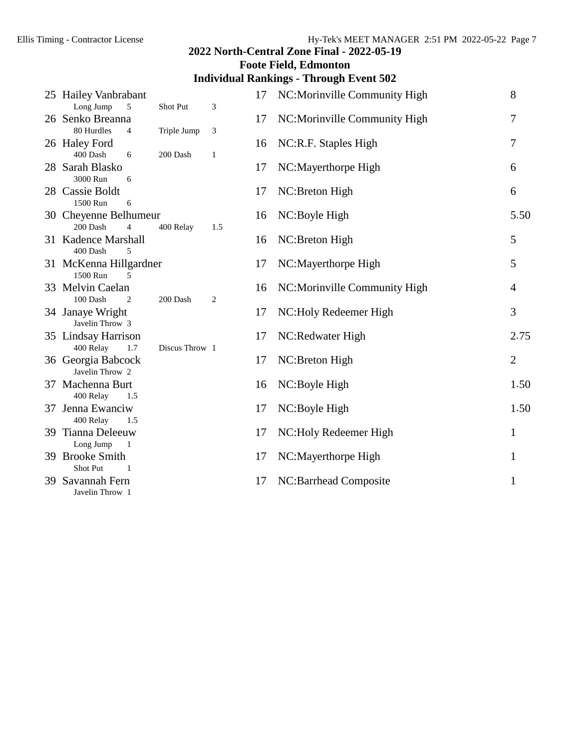## 2022 North-Central Zone Final - 2022-05-19
## Foote Field, Edmonton
## Individual Rankings - Through Event 502

| Rank | Name | Events | Age | Team | Points |
|---|---|---|---|---|---|
| 25 | Hailey Vanbrabant | Long Jump 5, Shot Put 3 | 17 | NC:Morinville Community High | 8 |
| 26 | Senko Breanna | 80 Hurdles 4, Triple Jump 3 | 17 | NC:Morinville Community High | 7 |
| 26 | Haley Ford | 400 Dash 6, 200 Dash 1 | 16 | NC:R.F. Staples High | 7 |
| 28 | Sarah Blasko | 3000 Run 6 | 17 | NC:Mayerthorpe High | 6 |
| 28 | Cassie Boldt | 1500 Run 6 | 17 | NC:Breton High | 6 |
| 30 | Cheyenne Belhumeur | 200 Dash 4, 400 Relay 1.5 | 16 | NC:Boyle High | 5.50 |
| 31 | Kadence Marshall | 400 Dash 5 | 16 | NC:Breton High | 5 |
| 31 | McKenna Hillgardner | 1500 Run 5 | 17 | NC:Mayerthorpe High | 5 |
| 33 | Melvin Caelan | 100 Dash 2, 200 Dash 2 | 16 | NC:Morinville Community High | 4 |
| 34 | Janaye Wright | Javelin Throw 3 | 17 | NC:Holy Redeemer High | 3 |
| 35 | Lindsay Harrison | 400 Relay 1.7, Discus Throw 1 | 17 | NC:Redwater High | 2.75 |
| 36 | Georgia Babcock | Javelin Throw 2 | 17 | NC:Breton High | 2 |
| 37 | Machenna Burt | 400 Relay 1.5 | 16 | NC:Boyle High | 1.50 |
| 37 | Jenna Ewanciw | 400 Relay 1.5 | 17 | NC:Boyle High | 1.50 |
| 39 | Tianna Deleeuw | Long Jump 1 | 17 | NC:Holy Redeemer High | 1 |
| 39 | Brooke Smith | Shot Put 1 | 17 | NC:Mayerthorpe High | 1 |
| 39 | Savannah Fern | Javelin Throw 1 | 17 | NC:Barrhead Composite | 1 |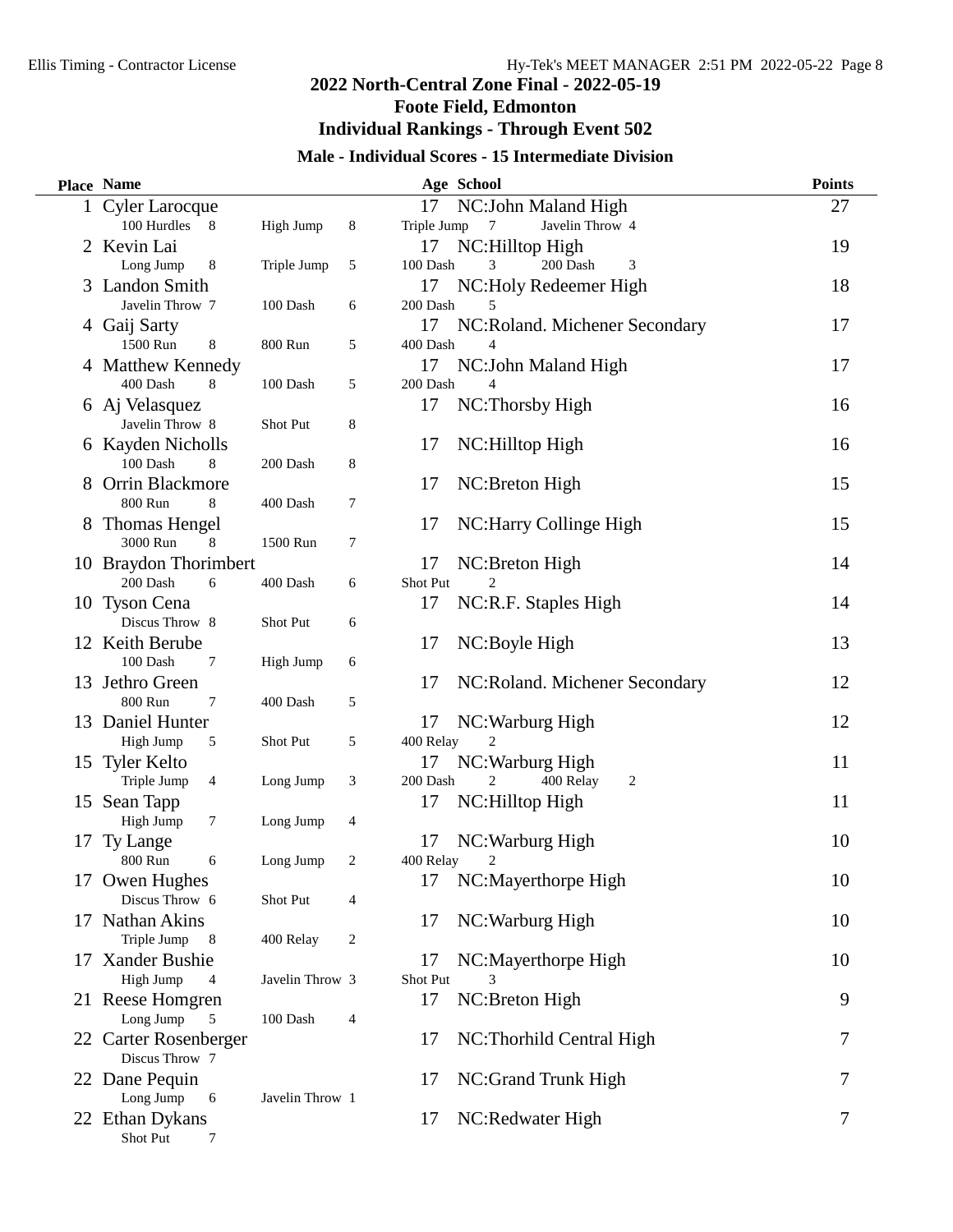# 2022 North-Central Zone Final - 2022-05-19

## Foote Field, Edmonton

## Individual Rankings - Through Event 502

### Male - Individual Scores - 15 Intermediate Division

| Place | Name | Age | School | Points |
|---|---|---|---|---|
| 1 | Cyler Larocque | 17 | NC:John Maland High | 27 |
| | 100 Hurdles 8, High Jump 8, Triple Jump 7, Javelin Throw 4 | | | |
| 2 | Kevin Lai | 17 | NC:Hilltop High | 19 |
| | Long Jump 8, Triple Jump 5, 100 Dash 3, 200 Dash 3 | | | |
| 3 | Landon Smith | 17 | NC:Holy Redeemer High | 18 |
| | Javelin Throw 7, 100 Dash 6, 200 Dash 5 | | | |
| 4 | Gaij Sarty | 17 | NC:Roland. Michener Secondary | 17 |
| | 1500 Run 8, 800 Run 5, 400 Dash 4 | | | |
| 4 | Matthew Kennedy | 17 | NC:John Maland High | 17 |
| | 400 Dash 8, 100 Dash 5, 200 Dash 4 | | | |
| 6 | Aj Velasquez | 17 | NC:Thorsby High | 16 |
| | Javelin Throw 8, Shot Put 8 | | | |
| 6 | Kayden Nicholls | 17 | NC:Hilltop High | 16 |
| | 100 Dash 8, 200 Dash 8 | | | |
| 8 | Orrin Blackmore | 17 | NC:Breton High | 15 |
| | 800 Run 8, 400 Dash 7 | | | |
| 8 | Thomas Hengel | 17 | NC:Harry Collinge High | 15 |
| | 3000 Run 8, 1500 Run 7 | | | |
| 10 | Braydon Thorimbert | 17 | NC:Breton High | 14 |
| | 200 Dash 6, 400 Dash 6, Shot Put 2 | | | |
| 10 | Tyson Cena | 17 | NC:R.F. Staples High | 14 |
| | Discus Throw 8, Shot Put 6 | | | |
| 12 | Keith Berube | 17 | NC:Boyle High | 13 |
| | 100 Dash 7, High Jump 6 | | | |
| 13 | Jethro Green | 17 | NC:Roland. Michener Secondary | 12 |
| | 800 Run 7, 400 Dash 5 | | | |
| 13 | Daniel Hunter | 17 | NC:Warburg High | 12 |
| | High Jump 5, Shot Put 5, 400 Relay 2 | | | |
| 15 | Tyler Kelto | 17 | NC:Warburg High | 11 |
| | Triple Jump 4, Long Jump 3, 200 Dash 2, 400 Relay 2 | | | |
| 15 | Sean Tapp | 17 | NC:Hilltop High | 11 |
| | High Jump 7, Long Jump 4 | | | |
| 17 | Ty Lange | 17 | NC:Warburg High | 10 |
| | 800 Run 6, Long Jump 2, 400 Relay 2 | | | |
| 17 | Owen Hughes | 17 | NC:Mayerthorpe High | 10 |
| | Discus Throw 6, Shot Put 4 | | | |
| 17 | Nathan Akins | 17 | NC:Warburg High | 10 |
| | Triple Jump 8, 400 Relay 2 | | | |
| 17 | Xander Bushie | 17 | NC:Mayerthorpe High | 10 |
| | High Jump 4, Javelin Throw 3, Shot Put 3 | | | |
| 21 | Reese Homgren | 17 | NC:Breton High | 9 |
| | Long Jump 5, 100 Dash 4 | | | |
| 22 | Carter Rosenberger | 17 | NC:Thorhild Central High | 7 |
| | Discus Throw 7 | | | |
| 22 | Dane Pequin | 17 | NC:Grand Trunk High | 7 |
| | Long Jump 6, Javelin Throw 1 | | | |
| 22 | Ethan Dykans | 17 | NC:Redwater High | 7 |
| | Shot Put 7 | | | |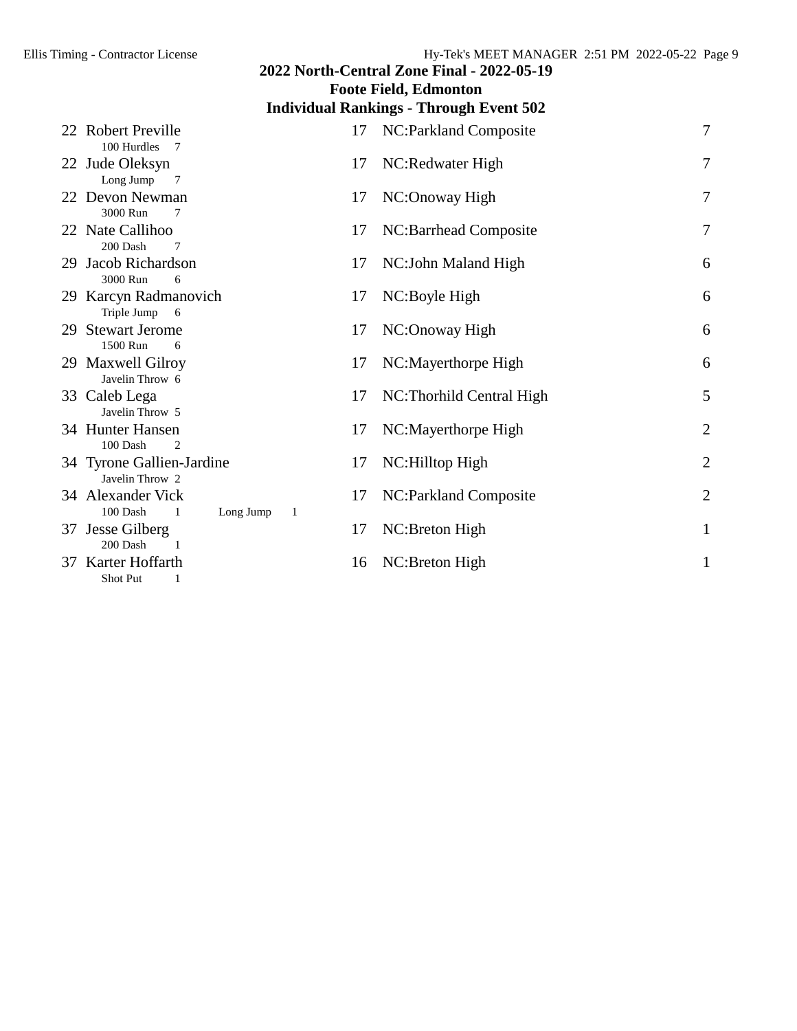## 2022 North-Central Zone Final - 2022-05-19

### Foote Field, Edmonton

### Individual Rankings - Through Event 502

| Rank | Name | Age | School | Points |
|---|---|---|---|---|
| 22 | Robert Preville<br>100 Hurdles 7 | 17 | NC:Parkland Composite | 7 |
| 22 | Jude Oleksyn<br>Long Jump 7 | 17 | NC:Redwater High | 7 |
| 22 | Devon Newman<br>3000 Run 7 | 17 | NC:Onoway High | 7 |
| 22 | Nate Callihoo<br>200 Dash 7 | 17 | NC:Barrhead Composite | 7 |
| 29 | Jacob Richardson<br>3000 Run 6 | 17 | NC:John Maland High | 6 |
| 29 | Karcyn Radmanovich<br>Triple Jump 6 | 17 | NC:Boyle High | 6 |
| 29 | Stewart Jerome<br>1500 Run 6 | 17 | NC:Onoway High | 6 |
| 29 | Maxwell Gilroy<br>Javelin Throw 6 | 17 | NC:Mayerthorpe High | 6 |
| 33 | Caleb Lega<br>Javelin Throw 5 | 17 | NC:Thorhild Central High | 5 |
| 34 | Hunter Hansen<br>100 Dash 2 | 17 | NC:Mayerthorpe High | 2 |
| 34 | Tyrone Gallien-Jardine<br>Javelin Throw 2 | 17 | NC:Hilltop High | 2 |
| 34 | Alexander Vick<br>100 Dash 1 Long Jump 1 | 17 | NC:Parkland Composite | 2 |
| 37 | Jesse Gilberg<br>200 Dash 1 | 17 | NC:Breton High | 1 |
| 37 | Karter Hoffarth<br>Shot Put 1 | 16 | NC:Breton High | 1 |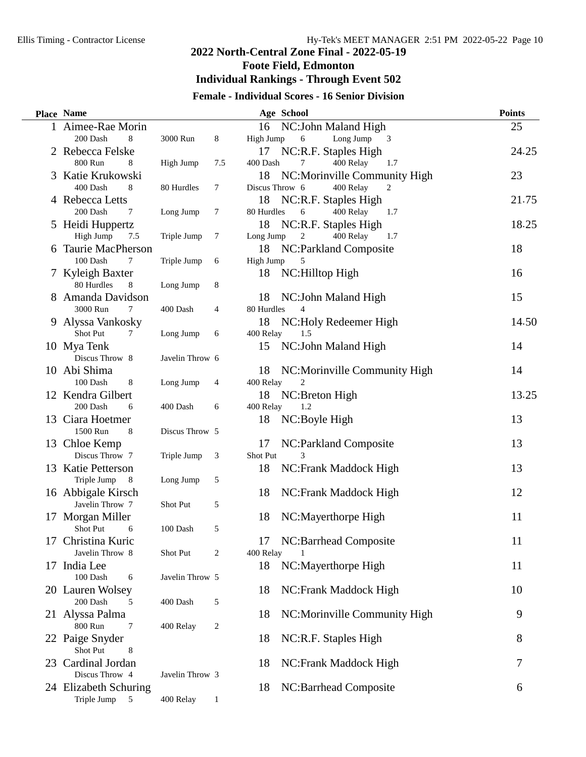## 2022 North-Central Zone Final - 2022-05-19

## Foote Field, Edmonton

## Individual Rankings - Through Event 502

### Female - Individual Scores - 16 Senior Division

| Place | Name | Age | School | Points |
|---|---|---|---|---|
| 1 | Aimee-Rae Morin | 16 | NC:John Maland High | 25 |
| | 200 Dash 8 · 3000 Run 8 · High Jump 6 · Long Jump 3 | | | |
| 2 | Rebecca Felske | 17 | NC:R.F. Staples High | 24.25 |
| | 800 Run 8 · High Jump 7.5 · 400 Dash 7 · 400 Relay 1.7 | | | |
| 3 | Katie Krukowski | 18 | NC:Morinville Community High | 23 |
| | 400 Dash 8 · 80 Hurdles 7 · Discus Throw 6 · 400 Relay 2 | | | |
| 4 | Rebecca Letts | 18 | NC:R.F. Staples High | 21.75 |
| | 200 Dash 7 · Long Jump 7 · 80 Hurdles 6 · 400 Relay 1.7 | | | |
| 5 | Heidi Huppertz | 18 | NC:R.F. Staples High | 18.25 |
| | High Jump 7.5 · Triple Jump 7 · Long Jump 2 · 400 Relay 1.7 | | | |
| 6 | Taurie MacPherson | 18 | NC:Parkland Composite | 18 |
| | 100 Dash 7 · Triple Jump 6 · High Jump 5 | | | |
| 7 | Kyleigh Baxter | 18 | NC:Hilltop High | 16 |
| | 80 Hurdles 8 · Long Jump 8 | | | |
| 8 | Amanda Davidson | 18 | NC:John Maland High | 15 |
| | 3000 Run 7 · 400 Dash 4 · 80 Hurdles 4 | | | |
| 9 | Alyssa Vankosky | 18 | NC:Holy Redeemer High | 14.50 |
| | Shot Put 7 · Long Jump 6 · 400 Relay 1.5 | | | |
| 10 | Mya Tenk | 15 | NC:John Maland High | 14 |
| | Discus Throw 8 · Javelin Throw 6 | | | |
| 10 | Abi Shima | 18 | NC:Morinville Community High | 14 |
| | 100 Dash 8 · Long Jump 4 · 400 Relay 2 | | | |
| 12 | Kendra Gilbert | 18 | NC:Breton High | 13.25 |
| | 200 Dash 6 · 400 Dash 6 · 400 Relay 1.2 | | | |
| 13 | Ciara Hoetmer | 18 | NC:Boyle High | 13 |
| | 1500 Run 8 · Discus Throw 5 | | | |
| 13 | Chloe Kemp | 17 | NC:Parkland Composite | 13 |
| | Discus Throw 7 · Triple Jump 3 · Shot Put 3 | | | |
| 13 | Katie Petterson | 18 | NC:Frank Maddock High | 13 |
| | Triple Jump 8 · Long Jump 5 | | | |
| 16 | Abbigale Kirsch | 18 | NC:Frank Maddock High | 12 |
| | Javelin Throw 7 · Shot Put 5 | | | |
| 17 | Morgan Miller | 18 | NC:Mayerthorpe High | 11 |
| | Shot Put 6 · 100 Dash 5 | | | |
| 17 | Christina Kuric | 17 | NC:Barrhead Composite | 11 |
| | Javelin Throw 8 · Shot Put 2 · 400 Relay 1 | | | |
| 17 | India Lee | 18 | NC:Mayerthorpe High | 11 |
| | 100 Dash 6 · Javelin Throw 5 | | | |
| 20 | Lauren Wolsey | 18 | NC:Frank Maddock High | 10 |
| | 200 Dash 5 · 400 Dash 5 | | | |
| 21 | Alyssa Palma | 18 | NC:Morinville Community High | 9 |
| | 800 Run 7 · 400 Relay 2 | | | |
| 22 | Paige Snyder | 18 | NC:R.F. Staples High | 8 |
| | Shot Put 8 | | | |
| 23 | Cardinal Jordan | 18 | NC:Frank Maddock High | 7 |
| | Discus Throw 4 · Javelin Throw 3 | | | |
| 24 | Elizabeth Schuring | 18 | NC:Barrhead Composite | 6 |
| | Triple Jump 5 · 400 Relay 1 | | | |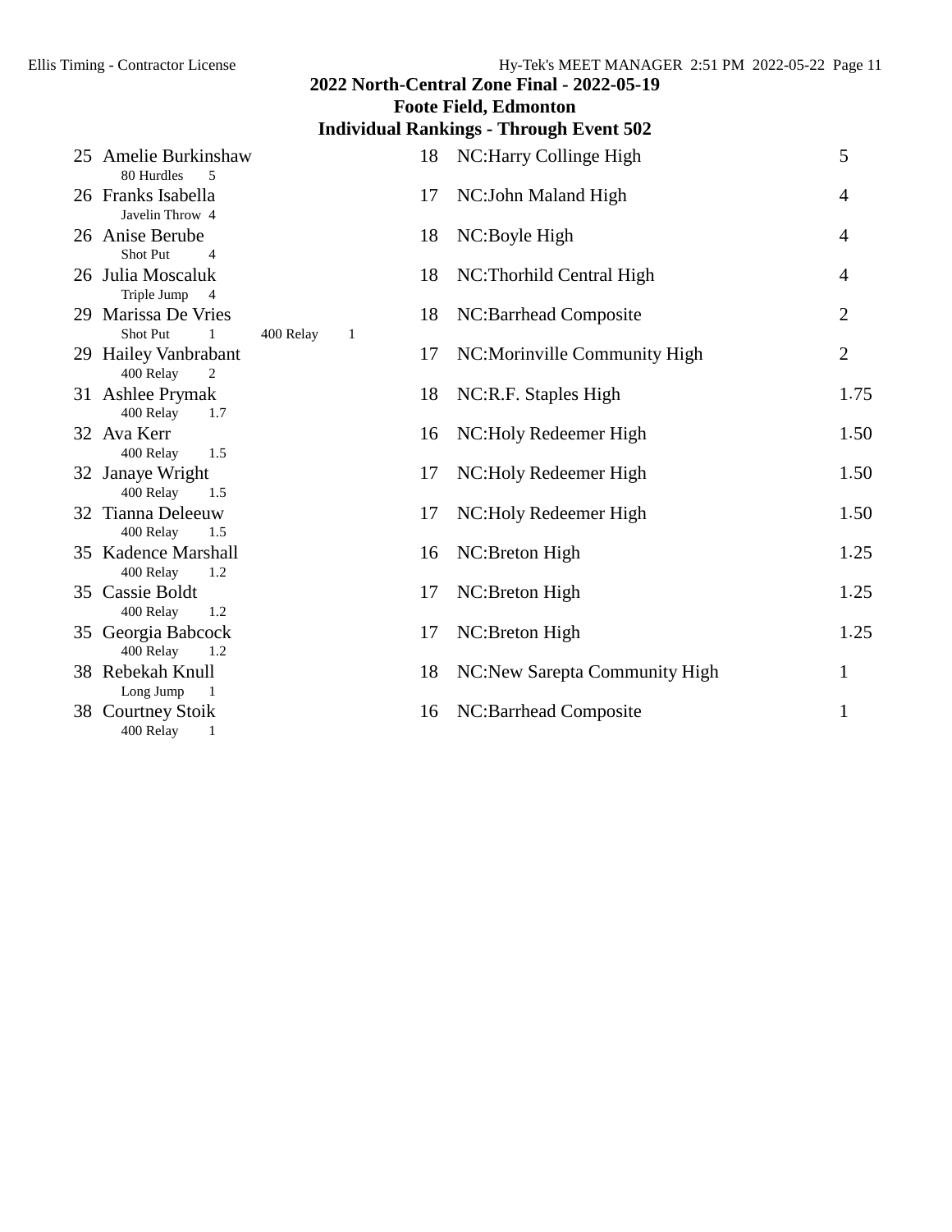## 2022 North-Central Zone Final - 2022-05-19

### Foote Field, Edmonton

### Individual Rankings - Through Event 502

| Rank | Name | Age | School | Points |
|---|---|---|---|---|
| 25 | Amelie Burkinshaw<br>80 Hurdles 5 | 18 | NC:Harry Collinge High | 5 |
| 26 | Franks Isabella<br>Javelin Throw 4 | 17 | NC:John Maland High | 4 |
| 26 | Anise Berube<br>Shot Put 4 | 18 | NC:Boyle High | 4 |
| 26 | Julia Moscaluk<br>Triple Jump 4 | 18 | NC:Thorhild Central High | 4 |
| 29 | Marissa De Vries<br>Shot Put 1 &nbsp; 400 Relay 1 | 18 | NC:Barrhead Composite | 2 |
| 29 | Hailey Vanbrabant<br>400 Relay 2 | 17 | NC:Morinville Community High | 2 |
| 31 | Ashlee Prymak<br>400 Relay 1.7 | 18 | NC:R.F. Staples High | 1.75 |
| 32 | Ava Kerr<br>400 Relay 1.5 | 16 | NC:Holy Redeemer High | 1.50 |
| 32 | Janaye Wright<br>400 Relay 1.5 | 17 | NC:Holy Redeemer High | 1.50 |
| 32 | Tianna Deleeuw<br>400 Relay 1.5 | 17 | NC:Holy Redeemer High | 1.50 |
| 35 | Kadence Marshall<br>400 Relay 1.2 | 16 | NC:Breton High | 1.25 |
| 35 | Cassie Boldt<br>400 Relay 1.2 | 17 | NC:Breton High | 1.25 |
| 35 | Georgia Babcock<br>400 Relay 1.2 | 17 | NC:Breton High | 1.25 |
| 38 | Rebekah Knull<br>Long Jump 1 | 18 | NC:New Sarepta Community High | 1 |
| 38 | Courtney Stoik<br>400 Relay 1 | 16 | NC:Barrhead Composite | 1 |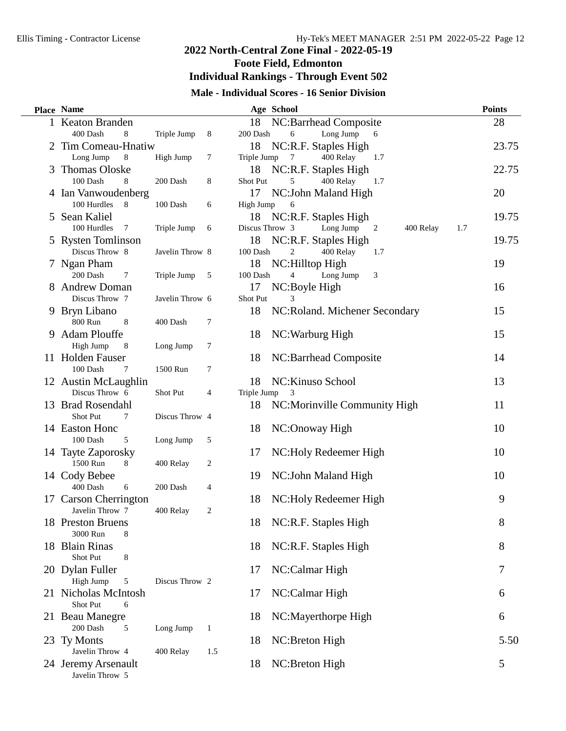## 2022 North-Central Zone Final - 2022-05-19

## Foote Field, Edmonton

## Individual Rankings - Through Event 502

### Male - Individual Scores - 16 Senior Division

| Place | Name | Age | School | Points |
|---|---|---|---|---|
| 1 | Keaton Branden | 18 | NC:Barrhead Composite | 28 |
| | 400 Dash 8, Triple Jump 8, 200 Dash 6, Long Jump 6 | | | |
| 2 | Tim Comeau-Hnatiw | 18 | NC:R.F. Staples High | 23.75 |
| | Long Jump 8, High Jump 7, Triple Jump 7, 400 Relay 1.7 | | | |
| 3 | Thomas Oloske | 18 | NC:R.F. Staples High | 22.75 |
| | 100 Dash 8, 200 Dash 8, Shot Put 5, 400 Relay 1.7 | | | |
| 4 | Ian Vanwoudenberg | 17 | NC:John Maland High | 20 |
| | 100 Hurdles 8, 100 Dash 6, High Jump 6 | | | |
| 5 | Sean Kaliel | 18 | NC:R.F. Staples High | 19.75 |
| | 100 Hurdles 7, Triple Jump 6, Discus Throw 3, Long Jump 2, 400 Relay 1.7 | | | |
| 5 | Rysten Tomlinson | 18 | NC:R.F. Staples High | 19.75 |
| | Discus Throw 8, Javelin Throw 8, 100 Dash 2, 400 Relay 1.7 | | | |
| 7 | Ngan Pham | 18 | NC:Hilltop High | 19 |
| | 200 Dash 7, Triple Jump 5, 100 Dash 4, Long Jump 3 | | | |
| 8 | Andrew Doman | 17 | NC:Boyle High | 16 |
| | Discus Throw 7, Javelin Throw 6, Shot Put 3 | | | |
| 9 | Bryn Libano | 18 | NC:Roland. Michener Secondary | 15 |
| | 800 Run 8, 400 Dash 7 | | | |
| 9 | Adam Plouffe | 18 | NC:Warburg High | 15 |
| | High Jump 8, Long Jump 7 | | | |
| 11 | Holden Fauser | 18 | NC:Barrhead Composite | 14 |
| | 100 Dash 7, 1500 Run 7 | | | |
| 12 | Austin McLaughlin | 18 | NC:Kinuso School | 13 |
| | Discus Throw 6, Shot Put 4, Triple Jump 3 | | | |
| 13 | Brad Rosendahl | 18 | NC:Morinville Community High | 11 |
| | Shot Put 7, Discus Throw 4 | | | |
| 14 | Easton Honc | 18 | NC:Onoway High | 10 |
| | 100 Dash 5, Long Jump 5 | | | |
| 14 | Tayte Zaporosky | 17 | NC:Holy Redeemer High | 10 |
| | 1500 Run 8, 400 Relay 2 | | | |
| 14 | Cody Bebee | 19 | NC:John Maland High | 10 |
| | 400 Dash 6, 200 Dash 4 | | | |
| 17 | Carson Cherrington | 18 | NC:Holy Redeemer High | 9 |
| | Javelin Throw 7, 400 Relay 2 | | | |
| 18 | Preston Bruens | 18 | NC:R.F. Staples High | 8 |
| | 3000 Run 8 | | | |
| 18 | Blain Rinas | 18 | NC:R.F. Staples High | 8 |
| | Shot Put 8 | | | |
| 20 | Dylan Fuller | 17 | NC:Calmar High | 7 |
| | High Jump 5, Discus Throw 2 | | | |
| 21 | Nicholas McIntosh | 17 | NC:Calmar High | 6 |
| | Shot Put 6 | | | |
| 21 | Beau Manegre | 18 | NC:Mayerthorpe High | 6 |
| | 200 Dash 5, Long Jump 1 | | | |
| 23 | Ty Monts | 18 | NC:Breton High | 5.50 |
| | Javelin Throw 4, 400 Relay 1.5 | | | |
| 24 | Jeremy Arsenault | 18 | NC:Breton High | 5 |
| | Javelin Throw 5 | | | |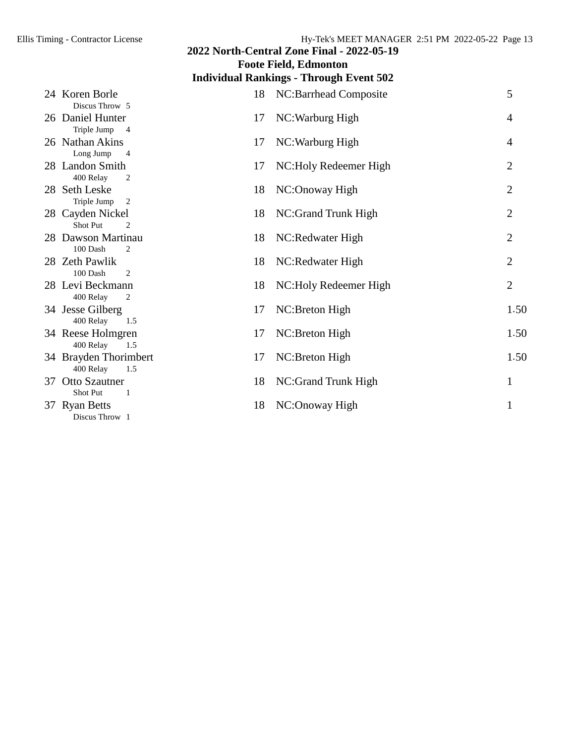## 2022 North-Central Zone Final - 2022-05-19

### Foote Field, Edmonton

### Individual Rankings - Through Event 502

| Rank | Name | Age | School | Points |
|---|---|---|---|---|
| 24 | Koren Borle<br>Discus Throw 5 | 18 | NC:Barrhead Composite | 5 |
| 26 | Daniel Hunter<br>Triple Jump 4 | 17 | NC:Warburg High | 4 |
| 26 | Nathan Akins<br>Long Jump 4 | 17 | NC:Warburg High | 4 |
| 28 | Landon Smith<br>400 Relay 2 | 17 | NC:Holy Redeemer High | 2 |
| 28 | Seth Leske<br>Triple Jump 2 | 18 | NC:Onoway High | 2 |
| 28 | Cayden Nickel<br>Shot Put 2 | 18 | NC:Grand Trunk High | 2 |
| 28 | Dawson Martinau<br>100 Dash 2 | 18 | NC:Redwater High | 2 |
| 28 | Zeth Pawlik<br>100 Dash 2 | 18 | NC:Redwater High | 2 |
| 28 | Levi Beckmann<br>400 Relay 2 | 18 | NC:Holy Redeemer High | 2 |
| 34 | Jesse Gilberg<br>400 Relay 1.5 | 17 | NC:Breton High | 1.50 |
| 34 | Reese Holmgren<br>400 Relay 1.5 | 17 | NC:Breton High | 1.50 |
| 34 | Brayden Thorimbert<br>400 Relay 1.5 | 17 | NC:Breton High | 1.50 |
| 37 | Otto Szautner<br>Shot Put 1 | 18 | NC:Grand Trunk High | 1 |
| 37 | Ryan Betts<br>Discus Throw 1 | 18 | NC:Onoway High | 1 |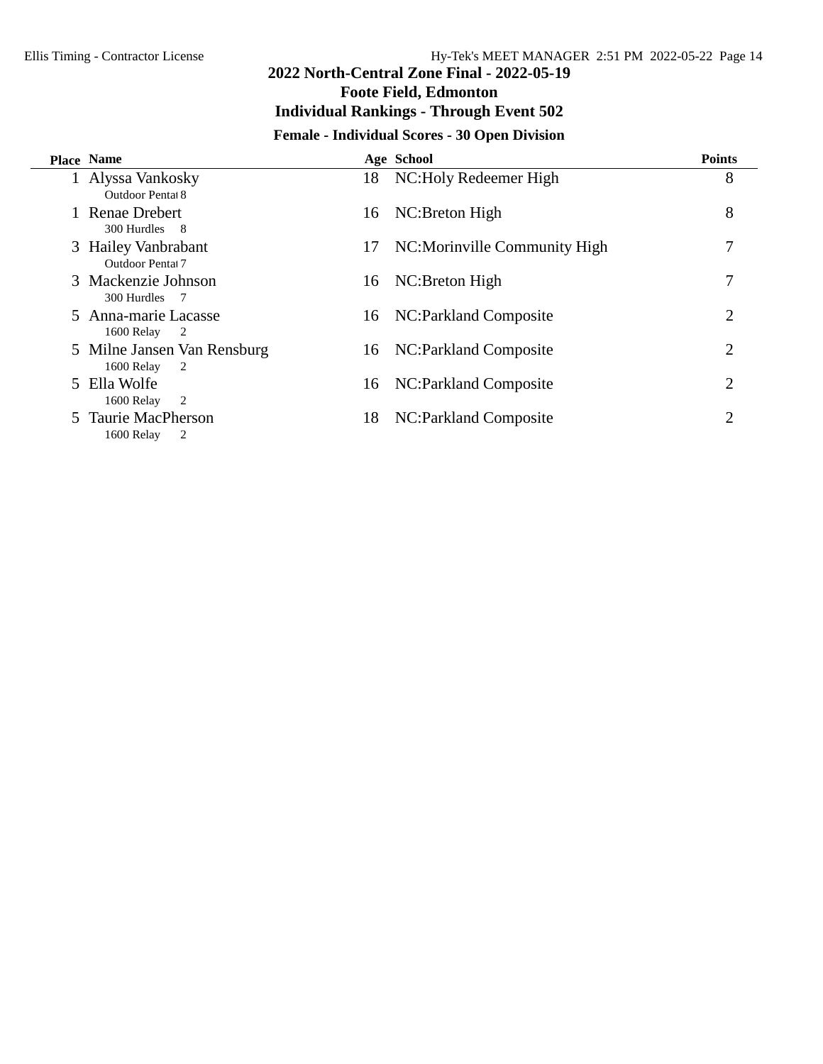# 2022 North-Central Zone Final - 2022-05-19

## Foote Field, Edmonton

## Individual Rankings - Through Event 502

### Female - Individual Scores - 30 Open Division

| Place | Name | Age | School | Points |
|---|---|---|---|---|
| 1 | Alyssa Vankosky<br>Outdoor Pentat 8 | 18 | NC:Holy Redeemer High | 8 |
| 1 | Renae Drebert<br>300 Hurdles 8 | 16 | NC:Breton High | 8 |
| 3 | Hailey Vanbrabant<br>Outdoor Pentat 7 | 17 | NC:Morinville Community High | 7 |
| 3 | Mackenzie Johnson<br>300 Hurdles 7 | 16 | NC:Breton High | 7 |
| 5 | Anna-marie Lacasse<br>1600 Relay 2 | 16 | NC:Parkland Composite | 2 |
| 5 | Milne Jansen Van Rensburg<br>1600 Relay 2 | 16 | NC:Parkland Composite | 2 |
| 5 | Ella Wolfe<br>1600 Relay 2 | 16 | NC:Parkland Composite | 2 |
| 5 | Taurie MacPherson<br>1600 Relay 2 | 18 | NC:Parkland Composite | 2 |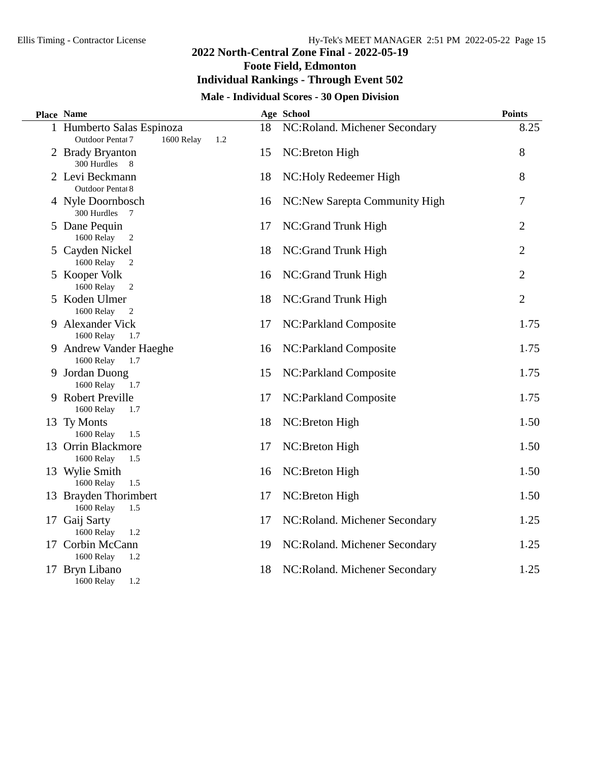## 2022 North-Central Zone Final - 2022-05-19

### Foote Field, Edmonton

### Individual Rankings - Through Event 502

#### Male - Individual Scores - 30 Open Division

| Place | Name | Age | School | Points |
|---|---|---|---|---|
| 1 | Humberto Salas Espinoza<br>Outdoor Pentat 7 1600 Relay 1.2 | 18 | NC:Roland. Michener Secondary | 8.25 |
| 2 | Brady Bryanton<br>300 Hurdles 8 | 15 | NC:Breton High | 8 |
| 2 | Levi Beckmann<br>Outdoor Pentat 8 | 18 | NC:Holy Redeemer High | 8 |
| 4 | Nyle Doornbosch<br>300 Hurdles 7 | 16 | NC:New Sarepta Community High | 7 |
| 5 | Dane Pequin<br>1600 Relay 2 | 17 | NC:Grand Trunk High | 2 |
| 5 | Cayden Nickel<br>1600 Relay 2 | 18 | NC:Grand Trunk High | 2 |
| 5 | Kooper Volk<br>1600 Relay 2 | 16 | NC:Grand Trunk High | 2 |
| 5 | Koden Ulmer<br>1600 Relay 2 | 18 | NC:Grand Trunk High | 2 |
| 9 | Alexander Vick<br>1600 Relay 1.7 | 17 | NC:Parkland Composite | 1.75 |
| 9 | Andrew Vander Haeghe<br>1600 Relay 1.7 | 16 | NC:Parkland Composite | 1.75 |
| 9 | Jordan Duong<br>1600 Relay 1.7 | 15 | NC:Parkland Composite | 1.75 |
| 9 | Robert Preville<br>1600 Relay 1.7 | 17 | NC:Parkland Composite | 1.75 |
| 13 | Ty Monts<br>1600 Relay 1.5 | 18 | NC:Breton High | 1.50 |
| 13 | Orrin Blackmore<br>1600 Relay 1.5 | 17 | NC:Breton High | 1.50 |
| 13 | Wylie Smith<br>1600 Relay 1.5 | 16 | NC:Breton High | 1.50 |
| 13 | Brayden Thorimbert<br>1600 Relay 1.5 | 17 | NC:Breton High | 1.50 |
| 17 | Gaij Sarty<br>1600 Relay 1.2 | 17 | NC:Roland. Michener Secondary | 1.25 |
| 17 | Corbin McCann<br>1600 Relay 1.2 | 19 | NC:Roland. Michener Secondary | 1.25 |
| 17 | Bryn Libano<br>1600 Relay 1.2 | 18 | NC:Roland. Michener Secondary | 1.25 |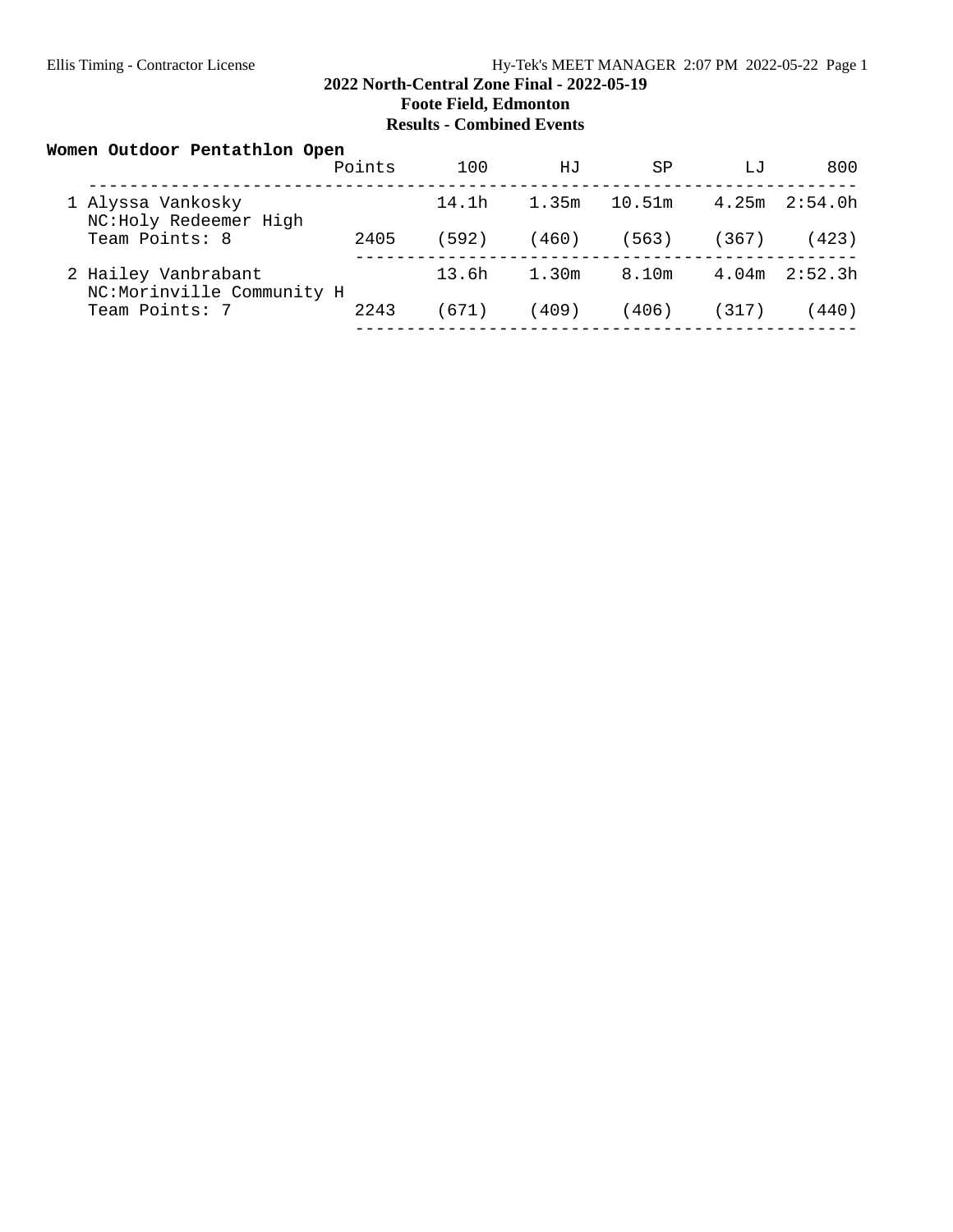**2022 North-Central Zone Final - 2022-05-19**
**Foote Field, Edmonton**
**Results - Combined Events**

## Women Outdoor Pentathlon Open

| | Points | 100 | HJ | SP | LJ | 800 |
|---|---|---|---|---|---|---|
| 1 Alyssa Vankosky<br>NC:Holy Redeemer High<br>Team Points: 8 | 2405 | 14.1h<br>(592) | 1.35m<br>(460) | 10.51m<br>(563) | 4.25m<br>(367) | 2:54.0h<br>(423) |
| 2 Hailey Vanbrabant<br>NC:Morinville Community H<br>Team Points: 7 | 2243 | 13.6h<br>(671) | 1.30m<br>(409) | 8.10m<br>(406) | 4.04m<br>(317) | 2:52.3h<br>(440) |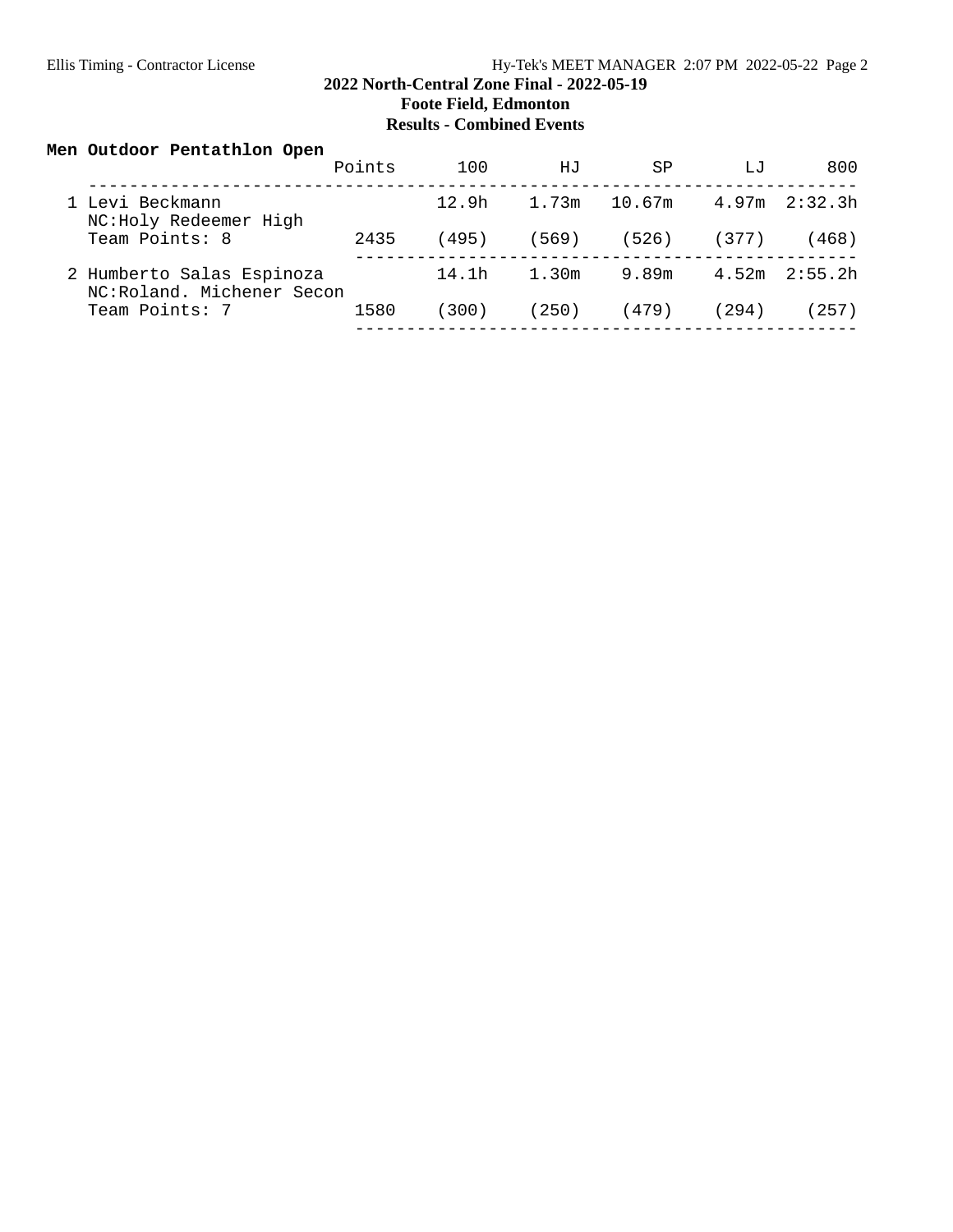**2022 North-Central Zone Final - 2022-05-19**
**Foote Field, Edmonton**
**Results - Combined Events**

**Men Outdoor Pentathlon Open**

| Place | Name / School | Points | 100 | HJ | SP | LJ | 800 |
|---|---|---|---|---|---|---|---|
| 1 | Levi Beckmann<br>NC:Holy Redeemer High<br>Team Points: 8 | 2435 | 12.9h<br>(495) | 1.73m<br>(569) | 10.67m<br>(526) | 4.97m<br>(377) | 2:32.3h<br>(468) |
| 2 | Humberto Salas Espinoza<br>NC:Roland. Michener Secon<br>Team Points: 7 | 1580 | 14.1h<br>(300) | 1.30m<br>(250) | 9.89m<br>(479) | 4.52m<br>(294) | 2:55.2h<br>(257) |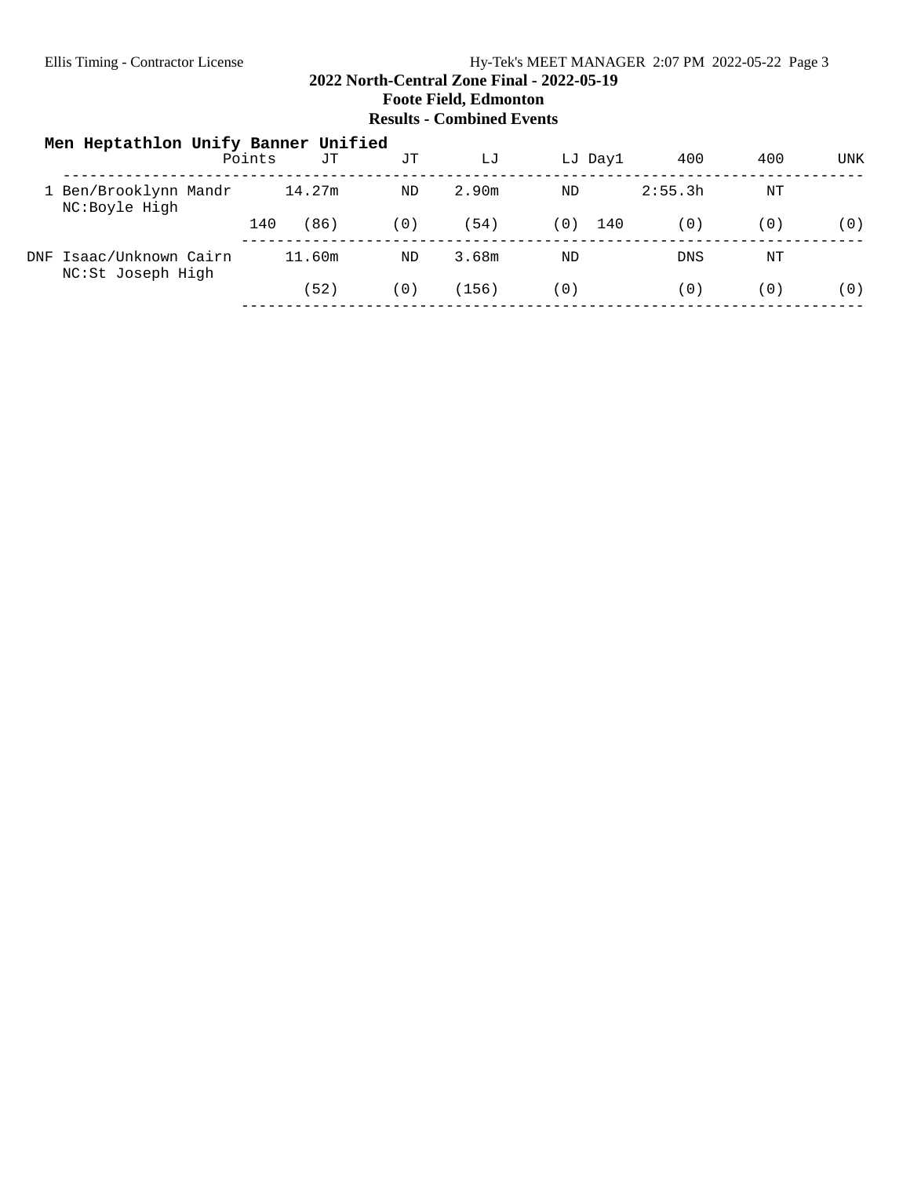## 2022 North-Central Zone Final - 2022-05-19

### Foote Field, Edmonton

### Results - Combined Events

**Men Heptathlon Unify Banner Unified**

| | Points | JT | JT | LJ | LJ | Day1 | 400 | 400 | UNK |
|---|---|---|---|---|---|---|---|---|---|
| 1 Ben/Brooklynn Mandr NC:Boyle High | | 14.27m | ND | 2.90m | ND | | 2:55.3h | NT | |
| | 140 | (86) | (0) | (54) | (0) | 140 | (0) | (0) | (0) |
| DNF Isaac/Unknown Cairn NC:St Joseph High | | 11.60m | ND | 3.68m | ND | | DNS | NT | |
| | | (52) | (0) | (156) | (0) | | (0) | (0) | (0) |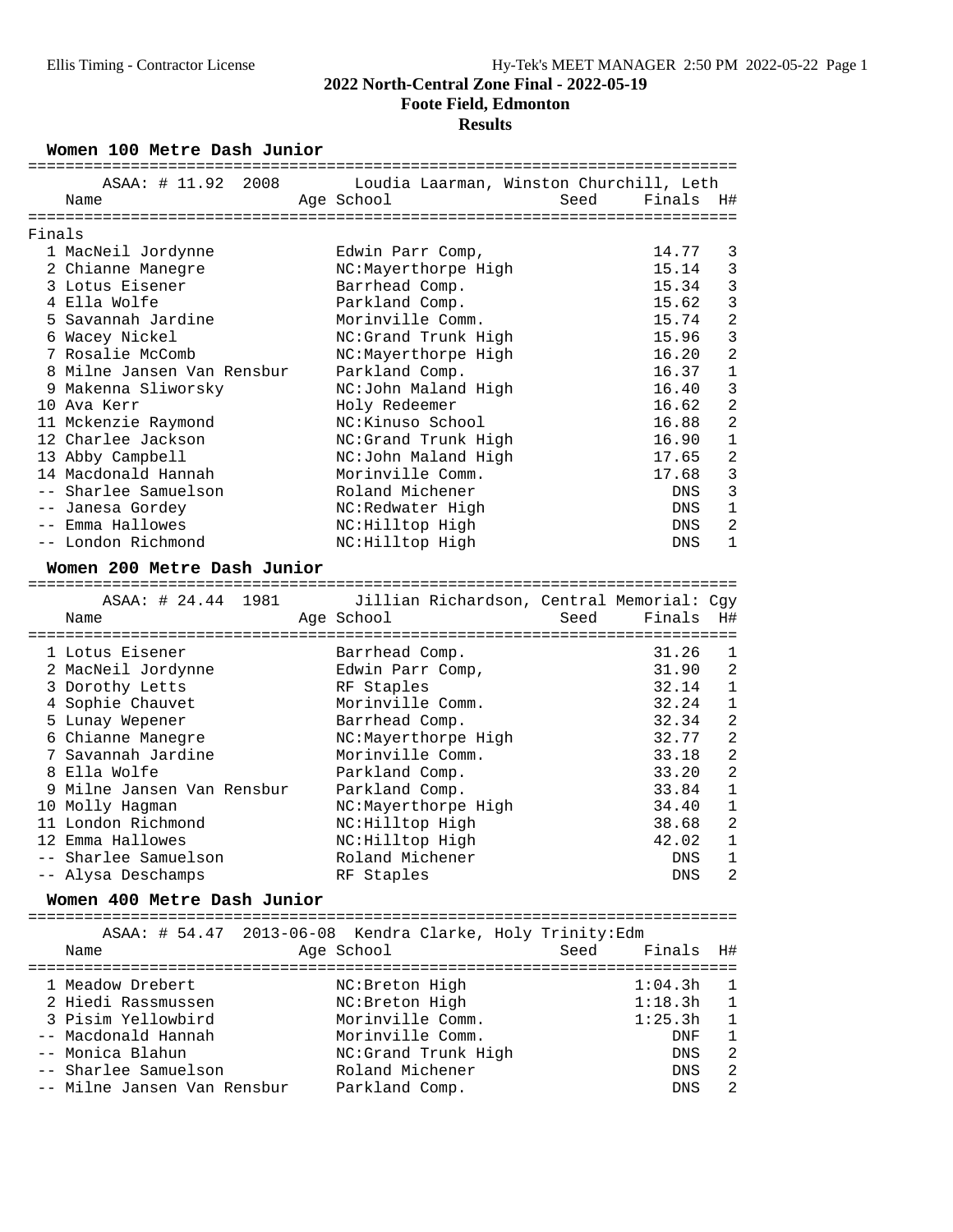# 2022 North-Central Zone Final - 2022-05-19

## Foote Field, Edmonton

### Results

**Women 100 Metre Dash Junior**

ASAA: # 11.92 2008 Loudia Laarman, Winston Churchill, Leth

Finals

| Place | Name | Age | School | Seed | Finals | H# |
|---|---|---|---|---|---|---|
| 1 | MacNeil Jordynne | | Edwin Parr Comp, | | 14.77 | 3 |
| 2 | Chianne Manegre | | NC:Mayerthorpe High | | 15.14 | 3 |
| 3 | Lotus Eisener | | Barrhead Comp. | | 15.34 | 3 |
| 4 | Ella Wolfe | | Parkland Comp. | | 15.62 | 3 |
| 5 | Savannah Jardine | | Morinville Comm. | | 15.74 | 2 |
| 6 | Wacey Nickel | | NC:Grand Trunk High | | 15.96 | 3 |
| 7 | Rosalie McComb | | NC:Mayerthorpe High | | 16.20 | 2 |
| 8 | Milne Jansen Van Rensbur | | Parkland Comp. | | 16.37 | 1 |
| 9 | Makenna Sliworsky | | NC:John Maland High | | 16.40 | 3 |
| 10 | Ava Kerr | | Holy Redeemer | | 16.62 | 2 |
| 11 | Mckenzie Raymond | | NC:Kinuso School | | 16.88 | 2 |
| 12 | Charlee Jackson | | NC:Grand Trunk High | | 16.90 | 1 |
| 13 | Abby Campbell | | NC:John Maland High | | 17.65 | 2 |
| 14 | Macdonald Hannah | | Morinville Comm. | | 17.68 | 3 |
| -- | Sharlee Samuelson | | Roland Michener | | DNS | 3 |
| -- | Janesa Gordey | | NC:Redwater High | | DNS | 1 |
| -- | Emma Hallowes | | NC:Hilltop High | | DNS | 2 |
| -- | London Richmond | | NC:Hilltop High | | DNS | 1 |

**Women 200 Metre Dash Junior**

ASAA: # 24.44 1981 Jillian Richardson, Central Memorial: Cgy

| Place | Name | Age | School | Seed | Finals | H# |
|---|---|---|---|---|---|---|
| 1 | Lotus Eisener | | Barrhead Comp. | | 31.26 | 1 |
| 2 | MacNeil Jordynne | | Edwin Parr Comp, | | 31.90 | 2 |
| 3 | Dorothy Letts | | RF Staples | | 32.14 | 1 |
| 4 | Sophie Chauvet | | Morinville Comm. | | 32.24 | 1 |
| 5 | Lunay Wepener | | Barrhead Comp. | | 32.34 | 2 |
| 6 | Chianne Manegre | | NC:Mayerthorpe High | | 32.77 | 2 |
| 7 | Savannah Jardine | | Morinville Comm. | | 33.18 | 2 |
| 8 | Ella Wolfe | | Parkland Comp. | | 33.20 | 2 |
| 9 | Milne Jansen Van Rensbur | | Parkland Comp. | | 33.84 | 1 |
| 10 | Molly Hagman | | NC:Mayerthorpe High | | 34.40 | 1 |
| 11 | London Richmond | | NC:Hilltop High | | 38.68 | 2 |
| 12 | Emma Hallowes | | NC:Hilltop High | | 42.02 | 1 |
| -- | Sharlee Samuelson | | Roland Michener | | DNS | 1 |
| -- | Alysa Deschamps | | RF Staples | | DNS | 2 |

**Women 400 Metre Dash Junior**

ASAA: # 54.47 2013-06-08 Kendra Clarke, Holy Trinity:Edm

| Place | Name | Age | School | Seed | Finals | H# |
|---|---|---|---|---|---|---|
| 1 | Meadow Drebert | | NC:Breton High | | 1:04.3h | 1 |
| 2 | Hiedi Rassmussen | | NC:Breton High | | 1:18.3h | 1 |
| 3 | Pisim Yellowbird | | Morinville Comm. | | 1:25.3h | 1 |
| -- | Macdonald Hannah | | Morinville Comm. | | DNF | 1 |
| -- | Monica Blahun | | NC:Grand Trunk High | | DNS | 2 |
| -- | Sharlee Samuelson | | Roland Michener | | DNS | 2 |
| -- | Milne Jansen Van Rensbur | | Parkland Comp. | | DNS | 2 |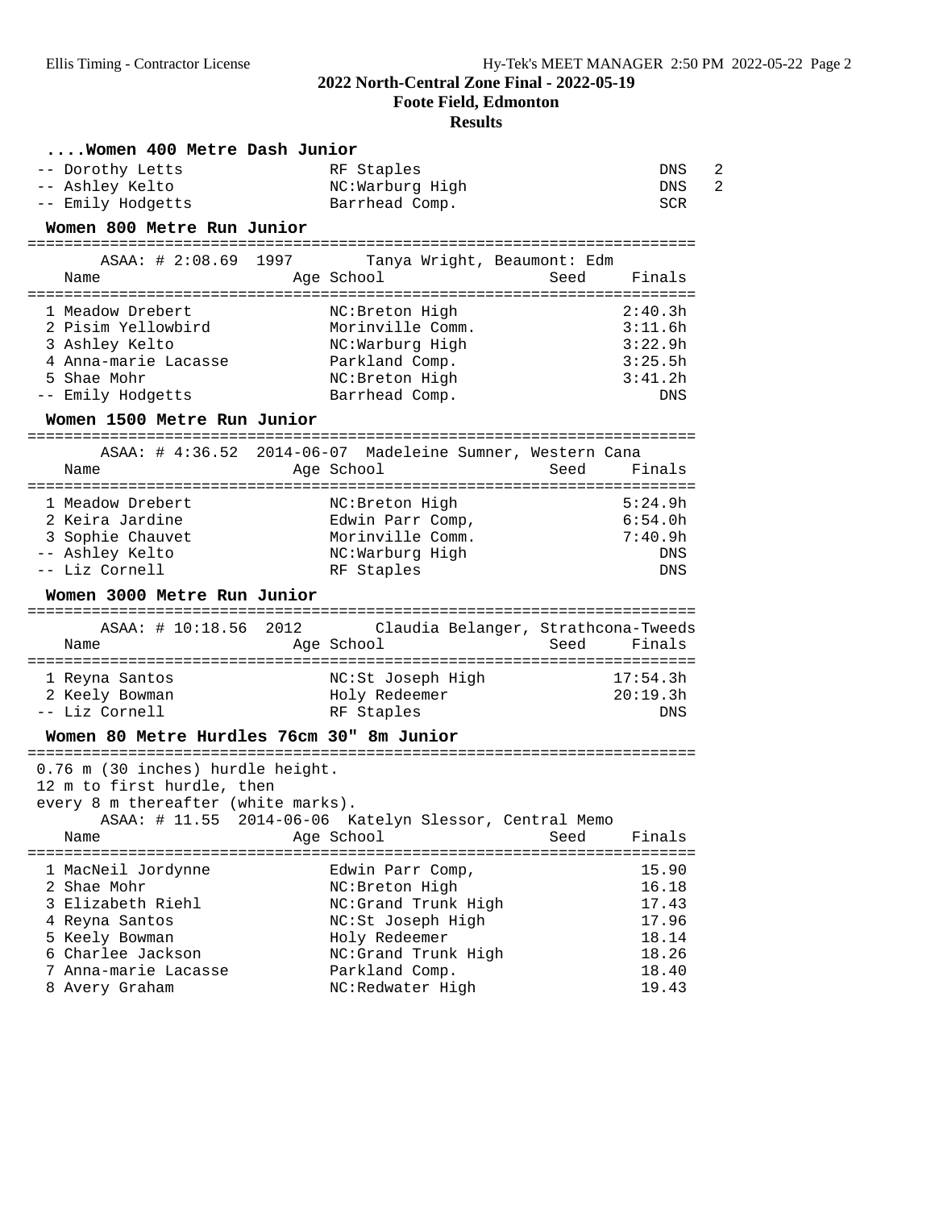## 2022 North-Central Zone Final - 2022-05-19
### Foote Field, Edmonton
### Results

#### ....Women 400 Metre Dash Junior

| Place | Name | Age | School | Seed | Finals | H |
|---|---|---|---|---|---|---|
| -- | Dorothy Letts | | RF Staples | | DNS | 2 |
| -- | Ashley Kelto | | NC:Warburg High | | DNS | 2 |
| -- | Emily Hodgetts | | Barrhead Comp. | | SCR | |

#### Women 800 Metre Run Junior

ASAA: # 2:08.69 1997 Tanya Wright, Beaumont: Edm

| Place | Name | Age | School | Seed | Finals |
|---|---|---|---|---|---|
| 1 | Meadow Drebert | | NC:Breton High | | 2:40.3h |
| 2 | Pisim Yellowbird | | Morinville Comm. | | 3:11.6h |
| 3 | Ashley Kelto | | NC:Warburg High | | 3:22.9h |
| 4 | Anna-marie Lacasse | | Parkland Comp. | | 3:25.5h |
| 5 | Shae Mohr | | NC:Breton High | | 3:41.2h |
| -- | Emily Hodgetts | | Barrhead Comp. | | DNS |

#### Women 1500 Metre Run Junior

ASAA: # 4:36.52 2014-06-07 Madeleine Sumner, Western Cana

| Place | Name | Age | School | Seed | Finals |
|---|---|---|---|---|---|
| 1 | Meadow Drebert | | NC:Breton High | | 5:24.9h |
| 2 | Keira Jardine | | Edwin Parr Comp, | | 6:54.0h |
| 3 | Sophie Chauvet | | Morinville Comm. | | 7:40.9h |
| -- | Ashley Kelto | | NC:Warburg High | | DNS |
| -- | Liz Cornell | | RF Staples | | DNS |

#### Women 3000 Metre Run Junior

ASAA: # 10:18.56 2012 Claudia Belanger, Strathcona-Tweeds

| Place | Name | Age | School | Seed | Finals |
|---|---|---|---|---|---|
| 1 | Reyna Santos | | NC:St Joseph High | | 17:54.3h |
| 2 | Keely Bowman | | Holy Redeemer | | 20:19.3h |
| -- | Liz Cornell | | RF Staples | | DNS |

#### Women 80 Metre Hurdles 76cm 30" 8m Junior

0.76 m (30 inches) hurdle height.
12 m to first hurdle, then
every 8 m thereafter (white marks).

ASAA: # 11.55 2014-06-06 Katelyn Slessor, Central Memo

| Place | Name | Age | School | Seed | Finals |
|---|---|---|---|---|---|
| 1 | MacNeil Jordynne | | Edwin Parr Comp, | | 15.90 |
| 2 | Shae Mohr | | NC:Breton High | | 16.18 |
| 3 | Elizabeth Riehl | | NC:Grand Trunk High | | 17.43 |
| 4 | Reyna Santos | | NC:St Joseph High | | 17.96 |
| 5 | Keely Bowman | | Holy Redeemer | | 18.14 |
| 6 | Charlee Jackson | | NC:Grand Trunk High | | 18.26 |
| 7 | Anna-marie Lacasse | | Parkland Comp. | | 18.40 |
| 8 | Avery Graham | | NC:Redwater High | | 19.43 |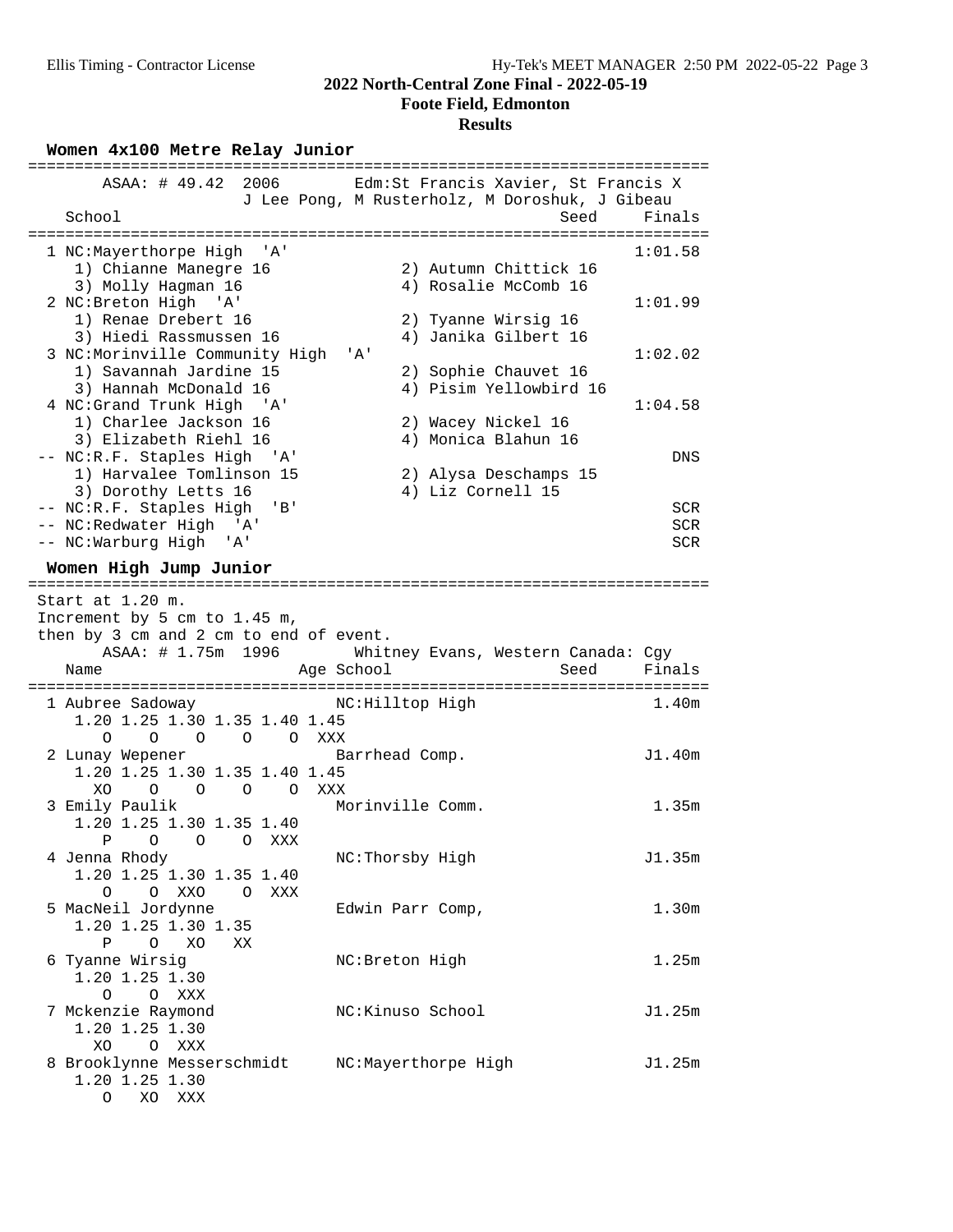## 2022 North-Central Zone Final - 2022-05-19
### Foote Field, Edmonton
### Results

**Women 4x100 Metre Relay Junior**

```
=========================================================================
       ASAA: # 49.42  2006       Edm:St Francis Xavier, St Francis X
                     J Lee Pong, M Rusterholz, M Doroshuk, J Gibeau
    School                                               Seed    Finals
=========================================================================
  1 NC:Mayerthorpe High  'A'                                     1:01.58
     1) Chianne Manegre 16           2) Autumn Chittick 16
     3) Molly Hagman 16              4) Rosalie McComb 16
  2 NC:Breton High  'A'                                          1:01.99
     1) Renae Drebert 16             2) Tyanne Wirsig 16
     3) Hiedi Rassmussen 16          4) Janika Gilbert 16
  3 NC:Morinville Community High  'A'                            1:02.02
     1) Savannah Jardine 15          2) Sophie Chauvet 16
     3) Hannah McDonald 16           4) Pisim Yellowbird 16
  4 NC:Grand Trunk High  'A'                                     1:04.58
     1) Charlee Jackson 16           2) Wacey Nickel 16
     3) Elizabeth Riehl 16           4) Monica Blahun 16
 -- NC:R.F. Staples High  'A'                                        DNS
     1) Harvalee Tomlinson 15        2) Alysa Deschamps 15
     3) Dorothy Letts 16             4) Liz Cornell 15
 -- NC:R.F. Staples High  'B'                                        SCR
 -- NC:Redwater High  'A'                                            SCR
 -- NC:Warburg High  'A'                                             SCR
```

**Women High Jump Junior**

```
=========================================================================
 Start at 1.20 m.
 Increment by 5 cm to 1.45 m,
 then by 3 cm and 2 cm to end of event.
       ASAA: # 1.75m  1996       Whitney Evans, Western Canada: Cgy
    Name                    Age School                    Seed    Finals
=========================================================================
  1 Aubree Sadoway              NC:Hilltop High                    1.40m
     1.20 1.25 1.30 1.35 1.40 1.45
        O    O    O    O    O  XXX
  2 Lunay Wepener               Barrhead Comp.                    J1.40m
     1.20 1.25 1.30 1.35 1.40 1.45
       XO    O    O    O    O  XXX
  3 Emily Paulik                Morinville Comm.                   1.35m
     1.20 1.25 1.30 1.35 1.40
        P    O    O    O  XXX
  4 Jenna Rhody                 NC:Thorsby High                   J1.35m
     1.20 1.25 1.30 1.35 1.40
        O    O  XXO    O  XXX
  5 MacNeil Jordynne            Edwin Parr Comp,                   1.30m
     1.20 1.25 1.30 1.35
        P    O   XO   XX
  6 Tyanne Wirsig               NC:Breton High                     1.25m
     1.20 1.25 1.30
        O    O  XXX
  7 Mckenzie Raymond            NC:Kinuso School                  J1.25m
     1.20 1.25 1.30
       XO    O  XXX
  8 Brooklynne Messerschmidt    NC:Mayerthorpe High               J1.25m
     1.20 1.25 1.30
        O   XO  XXX
```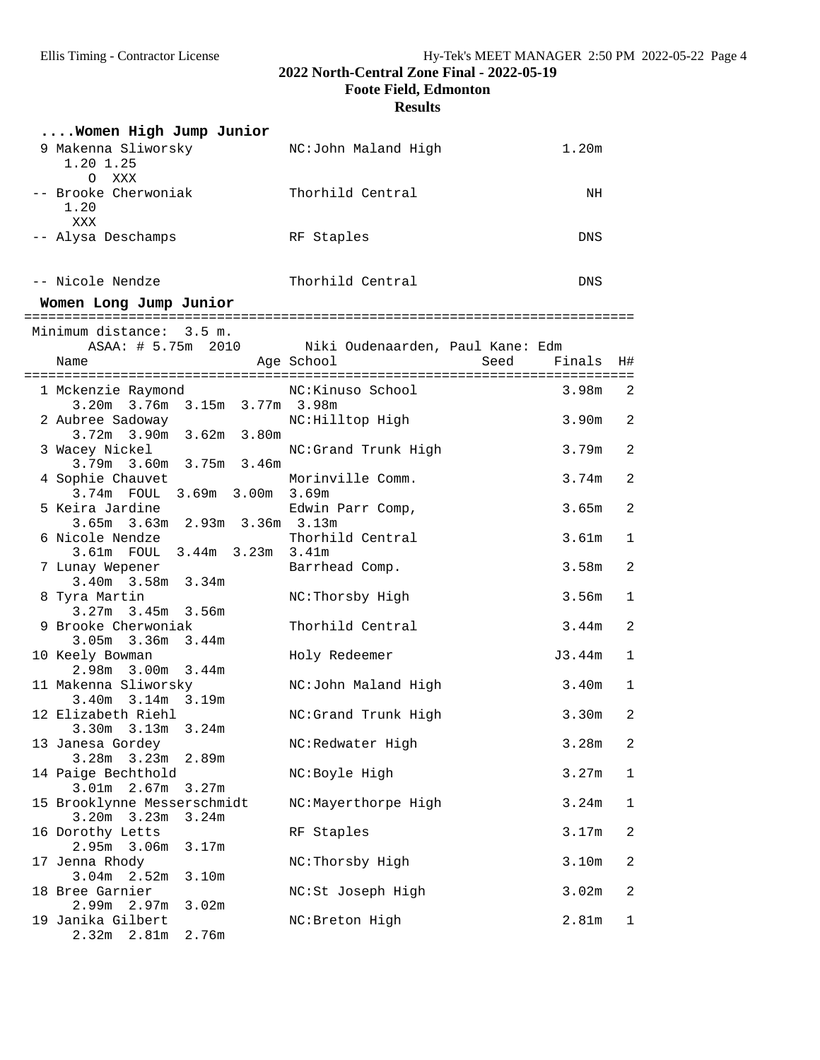## 2022 North-Central Zone Final - 2022-05-19
### Foote Field, Edmonton
### Results

#### ....Women High Jump Junior

```
 9 Makenna Sliworsky          NC:John Maland High            1.20m
    1.20 1.25
      O  XXX
-- Brooke Cherwoniak          Thorhild Central                  NH
    1.20
     XXX
-- Alysa Deschamps            RF Staples                       DNS
-- Nicole Nendze              Thorhild Central                 DNS
```

#### Women Long Jump Junior

```
============================================================================
 Minimum distance:  3.5 m.
       ASAA: # 5.75m  2010      Niki Oudenaarden, Paul Kane: Edm
    Name                    Age School                  Seed     Finals  H#
============================================================================
  1 Mckenzie Raymond            NC:Kinuso School                  3.98m   2
      3.20m  3.76m  3.15m  3.77m  3.98m
  2 Aubree Sadoway              NC:Hilltop High                   3.90m   2
      3.72m  3.90m  3.62m  3.80m
  3 Wacey Nickel                NC:Grand Trunk High               3.79m   2
      3.79m  3.60m  3.75m  3.46m
  4 Sophie Chauvet              Morinville Comm.                  3.74m   2
      3.74m  FOUL  3.69m  3.00m  3.69m
  5 Keira Jardine               Edwin Parr Comp,                  3.65m   2
      3.65m  3.63m  2.93m  3.36m  3.13m
  6 Nicole Nendze               Thorhild Central                  3.61m   1
      3.61m  FOUL  3.44m  3.23m  3.41m
  7 Lunay Wepener               Barrhead Comp.                    3.58m   2
      3.40m  3.58m  3.34m
  8 Tyra Martin                 NC:Thorsby High                   3.56m   1
      3.27m  3.45m  3.56m
  9 Brooke Cherwoniak           Thorhild Central                  3.44m   2
      3.05m  3.36m  3.44m
 10 Keely Bowman                Holy Redeemer                    J3.44m   1
      2.98m  3.00m  3.44m
 11 Makenna Sliworsky           NC:John Maland High               3.40m   1
      3.40m  3.14m  3.19m
 12 Elizabeth Riehl             NC:Grand Trunk High               3.30m   2
      3.30m  3.13m  3.24m
 13 Janesa Gordey               NC:Redwater High                  3.28m   2
      3.28m  3.23m  2.89m
 14 Paige Bechthold             NC:Boyle High                     3.27m   1
      3.01m  2.67m  3.27m
 15 Brooklynne Messerschmidt    NC:Mayerthorpe High               3.24m   1
      3.20m  3.23m  3.24m
 16 Dorothy Letts               RF Staples                        3.17m   2
      2.95m  3.06m  3.17m
 17 Jenna Rhody                 NC:Thorsby High                   3.10m   2
      3.04m  2.52m  3.10m
 18 Bree Garnier                NC:St Joseph High                 3.02m   2
      2.99m  2.97m  3.02m
 19 Janika Gilbert              NC:Breton High                    2.81m   1
      2.32m  2.81m  2.76m
```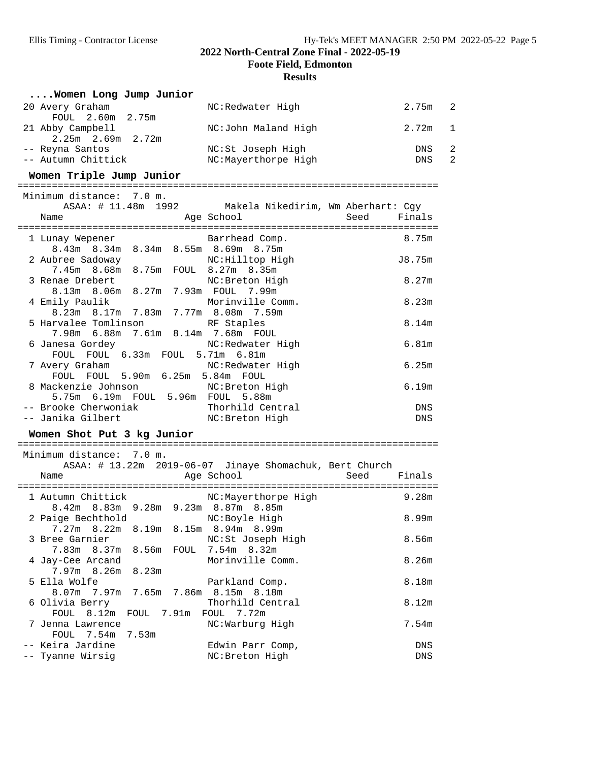**2022 North-Central Zone Final - 2022-05-19**

**Foote Field, Edmonton**

**Results**

### ....Women Long Jump Junior

| Place | Name | School | Finals | |
|---|---|---|---|---|
| 20 | Avery Graham | NC:Redwater High | 2.75m | 2 |
| | FOUL 2.60m 2.75m | | | |
| 21 | Abby Campbell | NC:John Maland High | 2.72m | 1 |
| | 2.25m 2.69m 2.72m | | | |
| -- | Reyna Santos | NC:St Joseph High | DNS | 2 |
| -- | Autumn Chittick | NC:Mayerthorpe High | DNS | 2 |

### Women Triple Jump Junior

Minimum distance: 7.0 m.

ASAA: # 11.48m 1992 Makela Nikedirim, Wm Aberhart: Cgy

| Place | Name | Age | School | Seed | Finals |
|---|---|---|---|---|---|
| 1 | Lunay Wepener | | Barrhead Comp. | | 8.75m |
| | 8.43m 8.34m 8.34m 8.55m 8.69m 8.75m | | | | |
| 2 | Aubree Sadoway | | NC:Hilltop High | | J8.75m |
| | 7.45m 8.68m 8.75m FOUL 8.27m 8.35m | | | | |
| 3 | Renae Drebert | | NC:Breton High | | 8.27m |
| | 8.13m 8.06m 8.27m 7.93m FOUL 7.99m | | | | |
| 4 | Emily Paulik | | Morinville Comm. | | 8.23m |
| | 8.23m 8.17m 7.83m 7.77m 8.08m 7.59m | | | | |
| 5 | Harvalee Tomlinson | | RF Staples | | 8.14m |
| | 7.98m 6.88m 7.61m 8.14m 7.68m FOUL | | | | |
| 6 | Janesa Gordey | | NC:Redwater High | | 6.81m |
| | FOUL FOUL 6.33m FOUL 5.71m 6.81m | | | | |
| 7 | Avery Graham | | NC:Redwater High | | 6.25m |
| | FOUL FOUL 5.90m 6.25m 5.84m FOUL | | | | |
| 8 | Mackenzie Johnson | | NC:Breton High | | 6.19m |
| | 5.75m 6.19m FOUL 5.96m FOUL 5.88m | | | | |
| -- | Brooke Cherwoniak | | Thorhild Central | | DNS |
| -- | Janika Gilbert | | NC:Breton High | | DNS |

### Women Shot Put 3 kg Junior

Minimum distance: 7.0 m.

ASAA: # 13.22m 2019-06-07 Jinaye Shomachuk, Bert Church

| Place | Name | Age | School | Seed | Finals |
|---|---|---|---|---|---|
| 1 | Autumn Chittick | | NC:Mayerthorpe High | | 9.28m |
| | 8.42m 8.83m 9.28m 9.23m 8.87m 8.85m | | | | |
| 2 | Paige Bechthold | | NC:Boyle High | | 8.99m |
| | 7.27m 8.22m 8.19m 8.15m 8.94m 8.99m | | | | |
| 3 | Bree Garnier | | NC:St Joseph High | | 8.56m |
| | 7.83m 8.37m 8.56m FOUL 7.54m 8.32m | | | | |
| 4 | Jay-Cee Arcand | | Morinville Comm. | | 8.26m |
| | 7.97m 8.26m 8.23m | | | | |
| 5 | Ella Wolfe | | Parkland Comp. | | 8.18m |
| | 8.07m 7.97m 7.65m 7.86m 8.15m 8.18m | | | | |
| 6 | Olivia Berry | | Thorhild Central | | 8.12m |
| | FOUL 8.12m FOUL 7.91m FOUL 7.72m | | | | |
| 7 | Jenna Lawrence | | NC:Warburg High | | 7.54m |
| | FOUL 7.54m 7.53m | | | | |
| -- | Keira Jardine | | Edwin Parr Comp, | | DNS |
| -- | Tyanne Wirsig | | NC:Breton High | | DNS |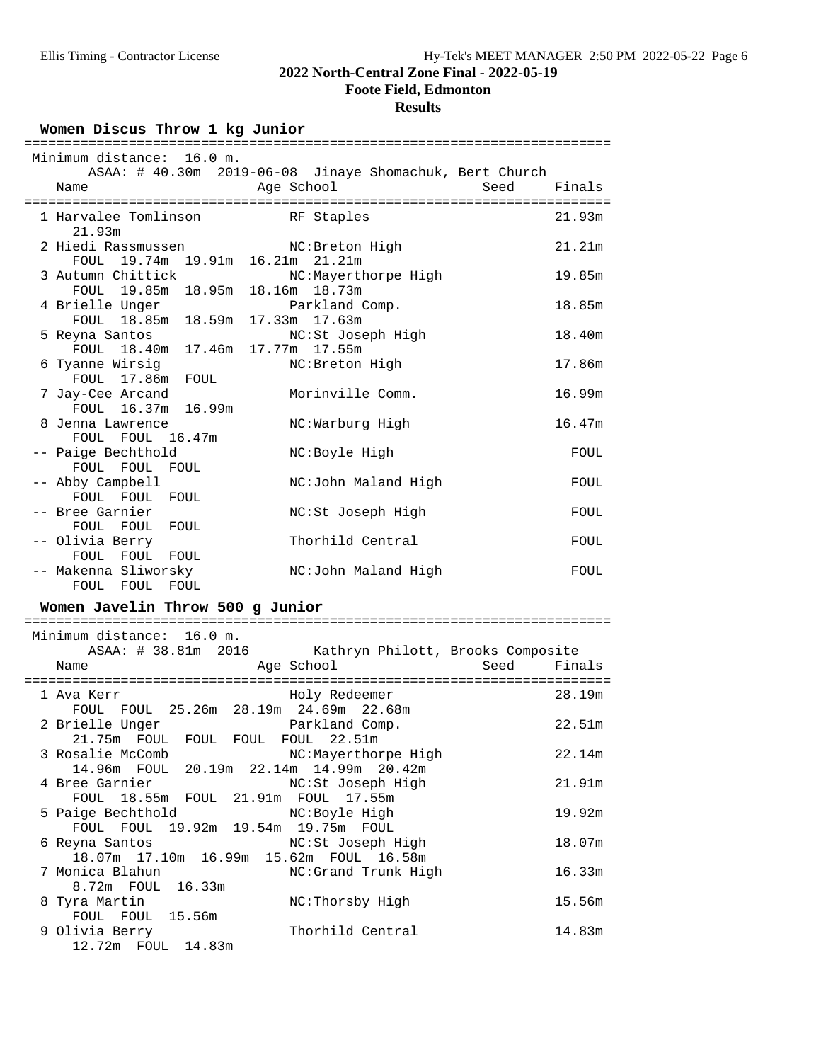**2022 North-Central Zone Final - 2022-05-19**
**Foote Field, Edmonton**
**Results**

### Women Discus Throw 1 kg Junior

Minimum distance: 16.0 m.
ASAA: # 40.30m 2019-06-08 Jinaye Shomachuk, Bert Church

| Place | Name | Age | School | Seed | Finals |
|---|---|---|---|---|---|
| 1 | Harvalee Tomlinson | | RF Staples | | 21.93m |
| | 21.93m | | | | |
| 2 | Hiedi Rassmussen | | NC:Breton High | | 21.21m |
| | FOUL 19.74m 19.91m 16.21m 21.21m | | | | |
| 3 | Autumn Chittick | | NC:Mayerthorpe High | | 19.85m |
| | FOUL 19.85m 18.95m 18.16m 18.73m | | | | |
| 4 | Brielle Unger | | Parkland Comp. | | 18.85m |
| | FOUL 18.85m 18.59m 17.33m 17.63m | | | | |
| 5 | Reyna Santos | | NC:St Joseph High | | 18.40m |
| | FOUL 18.40m 17.46m 17.77m 17.55m | | | | |
| 6 | Tyanne Wirsig | | NC:Breton High | | 17.86m |
| | FOUL 17.86m FOUL | | | | |
| 7 | Jay-Cee Arcand | | Morinville Comm. | | 16.99m |
| | FOUL 16.37m 16.99m | | | | |
| 8 | Jenna Lawrence | | NC:Warburg High | | 16.47m |
| | FOUL FOUL 16.47m | | | | |
| -- | Paige Bechthold | | NC:Boyle High | | FOUL |
| | FOUL FOUL FOUL | | | | |
| -- | Abby Campbell | | NC:John Maland High | | FOUL |
| | FOUL FOUL FOUL | | | | |
| -- | Bree Garnier | | NC:St Joseph High | | FOUL |
| | FOUL FOUL FOUL | | | | |
| -- | Olivia Berry | | Thorhild Central | | FOUL |
| | FOUL FOUL FOUL | | | | |
| -- | Makenna Sliworsky | | NC:John Maland High | | FOUL |
| | FOUL FOUL FOUL | | | | |

### Women Javelin Throw 500 g Junior

Minimum distance: 16.0 m.
ASAA: # 38.81m 2016 Kathryn Philott, Brooks Composite

| Place | Name | Age | School | Seed | Finals |
|---|---|---|---|---|---|
| 1 | Ava Kerr | | Holy Redeemer | | 28.19m |
| | FOUL FOUL 25.26m 28.19m 24.69m 22.68m | | | | |
| 2 | Brielle Unger | | Parkland Comp. | | 22.51m |
| | 21.75m FOUL FOUL FOUL FOUL 22.51m | | | | |
| 3 | Rosalie McComb | | NC:Mayerthorpe High | | 22.14m |
| | 14.96m FOUL 20.19m 22.14m 14.99m 20.42m | | | | |
| 4 | Bree Garnier | | NC:St Joseph High | | 21.91m |
| | FOUL 18.55m FOUL 21.91m FOUL 17.55m | | | | |
| 5 | Paige Bechthold | | NC:Boyle High | | 19.92m |
| | FOUL FOUL 19.92m 19.54m 19.75m FOUL | | | | |
| 6 | Reyna Santos | | NC:St Joseph High | | 18.07m |
| | 18.07m 17.10m 16.99m 15.62m FOUL 16.58m | | | | |
| 7 | Monica Blahun | | NC:Grand Trunk High | | 16.33m |
| | 8.72m FOUL 16.33m | | | | |
| 8 | Tyra Martin | | NC:Thorsby High | | 15.56m |
| | FOUL FOUL 15.56m | | | | |
| 9 | Olivia Berry | | Thorhild Central | | 14.83m |
| | 12.72m FOUL 14.83m | | | | |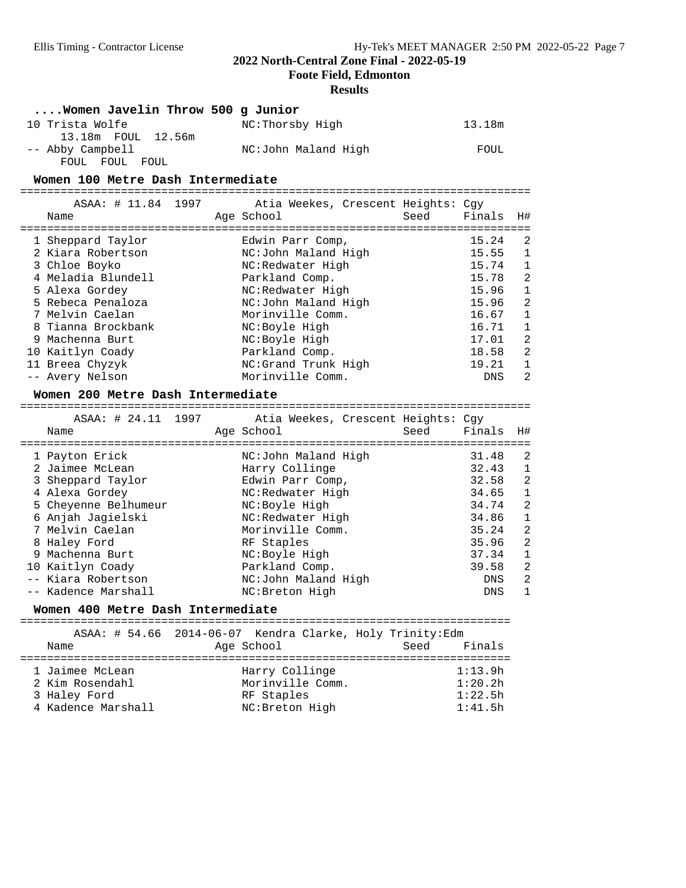## 2022 North-Central Zone Final - 2022-05-19

### Foote Field, Edmonton

### Results

#### ....Women Javelin Throw 500 g Junior

| Name | School | Finals |
|---|---|---|
| 10 Trista Wolfe | NC:Thorsby High | 13.18m |
| 13.18m FOUL 12.56m | | |
| -- Abby Campbell | NC:John Maland High | FOUL |
| FOUL FOUL FOUL | | |

#### Women 100 Metre Dash Intermediate

ASAA: # 11.84 1997 Atia Weekes, Crescent Heights: Cgy

| Name | Age | School | Seed | Finals | H# |
|---|---|---|---|---|---|
| 1 Sheppard Taylor | | Edwin Parr Comp, | | 15.24 | 2 |
| 2 Kiara Robertson | | NC:John Maland High | | 15.55 | 1 |
| 3 Chloe Boyko | | NC:Redwater High | | 15.74 | 1 |
| 4 Meladia Blundell | | Parkland Comp. | | 15.78 | 2 |
| 5 Alexa Gordey | | NC:Redwater High | | 15.96 | 1 |
| 5 Rebeca Penaloza | | NC:John Maland High | | 15.96 | 2 |
| 7 Melvin Caelan | | Morinville Comm. | | 16.67 | 1 |
| 8 Tianna Brockbank | | NC:Boyle High | | 16.71 | 1 |
| 9 Machenna Burt | | NC:Boyle High | | 17.01 | 2 |
| 10 Kaitlyn Coady | | Parkland Comp. | | 18.58 | 2 |
| 11 Breea Chyzyk | | NC:Grand Trunk High | | 19.21 | 1 |
| -- Avery Nelson | | Morinville Comm. | | DNS | 2 |

#### Women 200 Metre Dash Intermediate

ASAA: # 24.11 1997 Atia Weekes, Crescent Heights: Cgy

| Name | Age | School | Seed | Finals | H# |
|---|---|---|---|---|---|
| 1 Payton Erick | | NC:John Maland High | | 31.48 | 2 |
| 2 Jaimee McLean | | Harry Collinge | | 32.43 | 1 |
| 3 Sheppard Taylor | | Edwin Parr Comp, | | 32.58 | 2 |
| 4 Alexa Gordey | | NC:Redwater High | | 34.65 | 1 |
| 5 Cheyenne Belhumeur | | NC:Boyle High | | 34.74 | 2 |
| 6 Anjah Jagielski | | NC:Redwater High | | 34.86 | 1 |
| 7 Melvin Caelan | | Morinville Comm. | | 35.24 | 2 |
| 8 Haley Ford | | RF Staples | | 35.96 | 2 |
| 9 Machenna Burt | | NC:Boyle High | | 37.34 | 1 |
| 10 Kaitlyn Coady | | Parkland Comp. | | 39.58 | 2 |
| -- Kiara Robertson | | NC:John Maland High | | DNS | 2 |
| -- Kadence Marshall | | NC:Breton High | | DNS | 1 |

#### Women 400 Metre Dash Intermediate

ASAA: # 54.66 2014-06-07 Kendra Clarke, Holy Trinity:Edm

| Name | Age | School | Seed | Finals |
|---|---|---|---|---|
| 1 Jaimee McLean | | Harry Collinge | | 1:13.9h |
| 2 Kim Rosendahl | | Morinville Comm. | | 1:20.2h |
| 3 Haley Ford | | RF Staples | | 1:22.5h |
| 4 Kadence Marshall | | NC:Breton High | | 1:41.5h |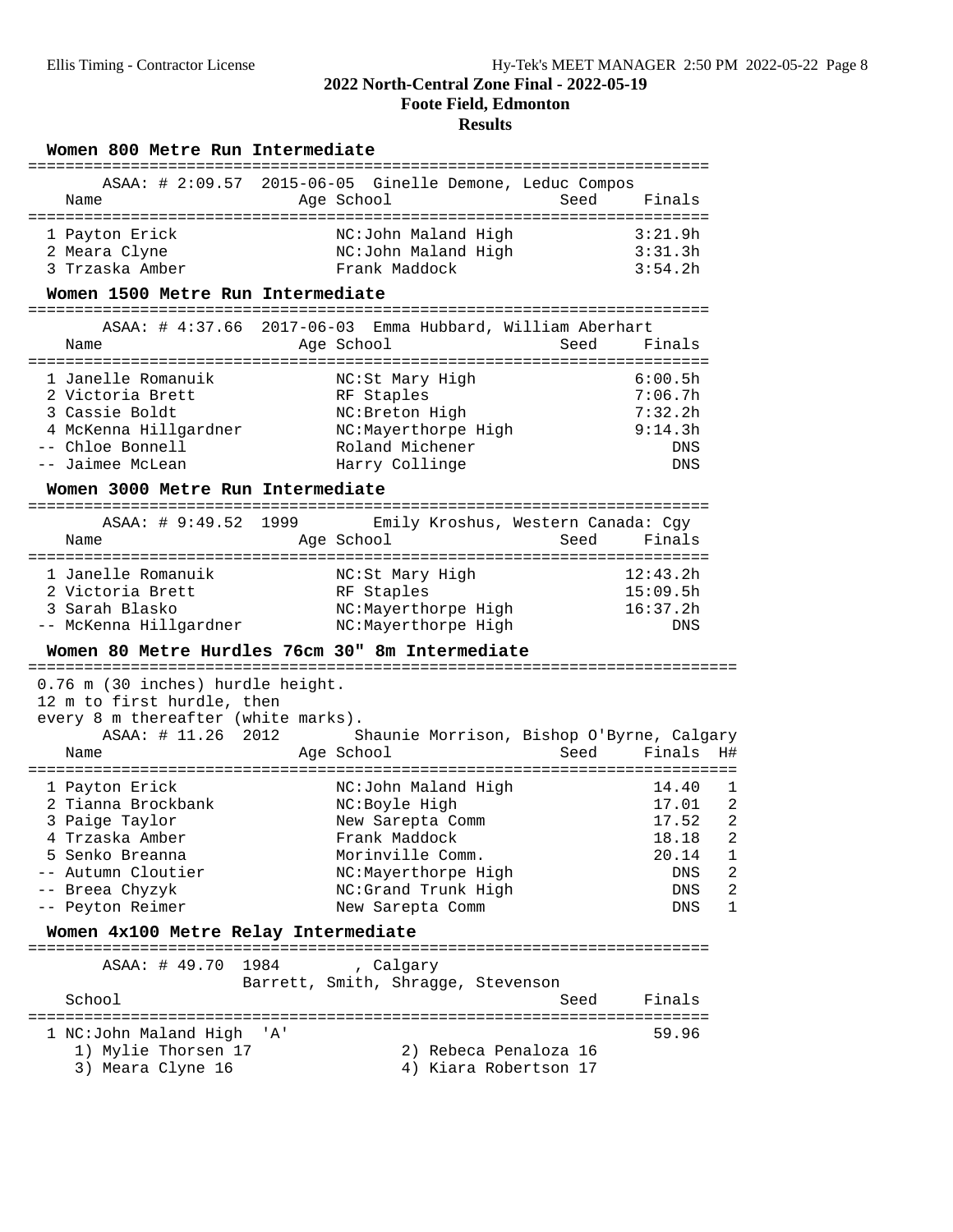## 2022 North-Central Zone Final - 2022-05-19

### Foote Field, Edmonton

### Results

#### Women 800 Metre Run Intermediate

ASAA: # 2:09.57 2015-06-05 Ginelle Demone, Leduc Compos

| Name | Age | School | Seed | Finals |
|---|---|---|---|---|
| 1 Payton Erick | | NC:John Maland High | | 3:21.9h |
| 2 Meara Clyne | | NC:John Maland High | | 3:31.3h |
| 3 Trzaska Amber | | Frank Maddock | | 3:54.2h |

#### Women 1500 Metre Run Intermediate

ASAA: # 4:37.66 2017-06-03 Emma Hubbard, William Aberhart

| Name | Age | School | Seed | Finals |
|---|---|---|---|---|
| 1 Janelle Romanuik | | NC:St Mary High | | 6:00.5h |
| 2 Victoria Brett | | RF Staples | | 7:06.7h |
| 3 Cassie Boldt | | NC:Breton High | | 7:32.2h |
| 4 McKenna Hillgardner | | NC:Mayerthorpe High | | 9:14.3h |
| -- Chloe Bonnell | | Roland Michener | | DNS |
| -- Jaimee McLean | | Harry Collinge | | DNS |

#### Women 3000 Metre Run Intermediate

ASAA: # 9:49.52 1999 Emily Kroshus, Western Canada: Cgy

| Name | Age | School | Seed | Finals |
|---|---|---|---|---|
| 1 Janelle Romanuik | | NC:St Mary High | | 12:43.2h |
| 2 Victoria Brett | | RF Staples | | 15:09.5h |
| 3 Sarah Blasko | | NC:Mayerthorpe High | | 16:37.2h |
| -- McKenna Hillgardner | | NC:Mayerthorpe High | | DNS |

#### Women 80 Metre Hurdles 76cm 30" 8m Intermediate

0.76 m (30 inches) hurdle height.
12 m to first hurdle, then
every 8 m thereafter (white marks).

ASAA: # 11.26 2012 Shaunie Morrison, Bishop O'Byrne, Calgary

| Name | Age | School | Seed | Finals | H# |
|---|---|---|---|---|---|
| 1 Payton Erick | | NC:John Maland High | | 14.40 | 1 |
| 2 Tianna Brockbank | | NC:Boyle High | | 17.01 | 2 |
| 3 Paige Taylor | | New Sarepta Comm | | 17.52 | 2 |
| 4 Trzaska Amber | | Frank Maddock | | 18.18 | 2 |
| 5 Senko Breanna | | Morinville Comm. | | 20.14 | 1 |
| -- Autumn Cloutier | | NC:Mayerthorpe High | | DNS | 2 |
| -- Breea Chyzyk | | NC:Grand Trunk High | | DNS | 2 |
| -- Peyton Reimer | | New Sarepta Comm | | DNS | 1 |

#### Women 4x100 Metre Relay Intermediate

ASAA: # 49.70 1984 , Calgary
Barrett, Smith, Shragge, Stevenson

| School | Seed | Finals |
|---|---|---|
| 1 NC:John Maland High 'A' | | 59.96 |

1) Mylie Thorsen 17 2) Rebeca Penaloza 16
3) Meara Clyne 16 4) Kiara Robertson 17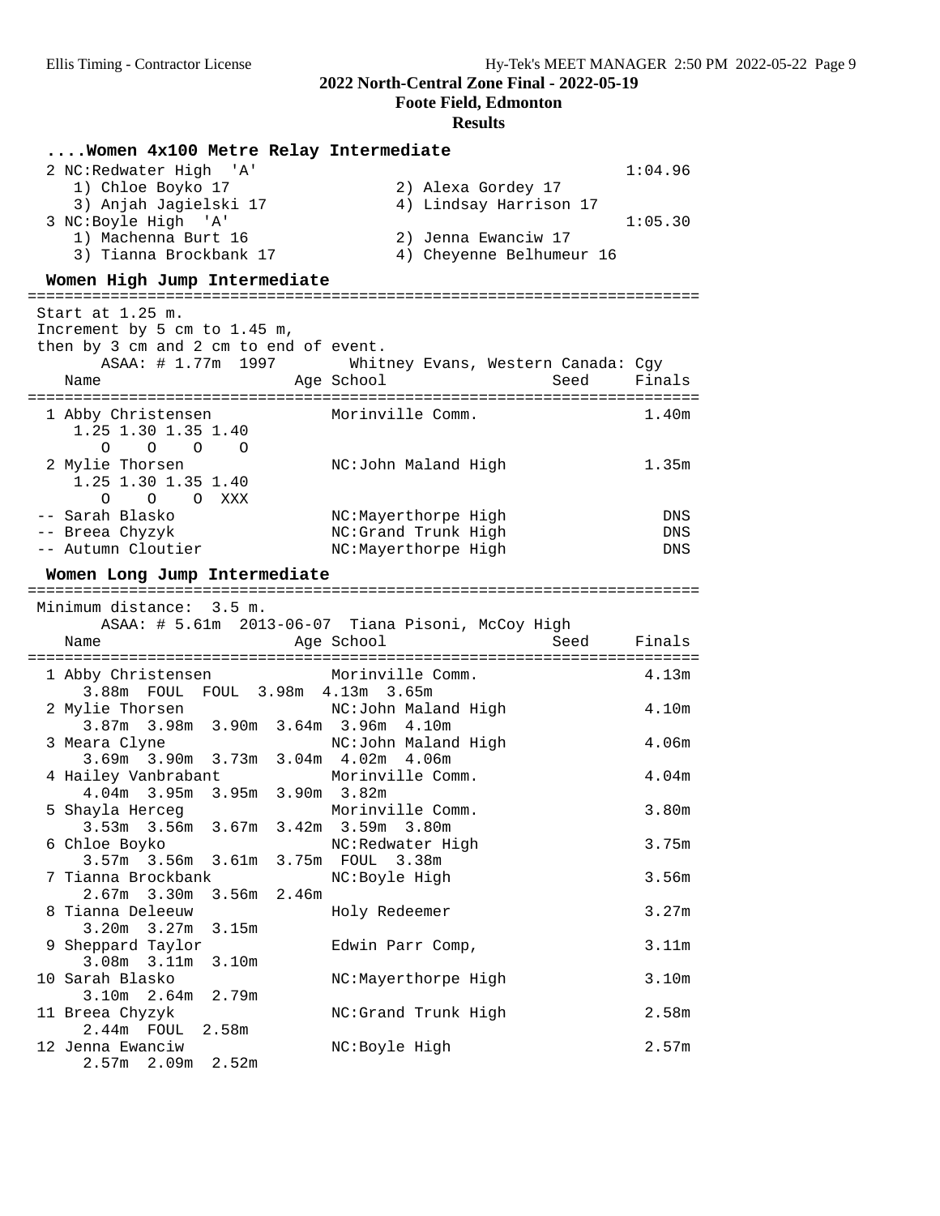## 2022 North-Central Zone Final - 2022-05-19

**Foote Field, Edmonton**

**Results**

### ....Women 4x100 Metre Relay Intermediate

```
  2 NC:Redwater High  'A'                                          1:04.96
     1) Chloe Boyko 17                  2) Alexa Gordey 17
     3) Anjah Jagielski 17              4) Lindsay Harrison 17
  3 NC:Boyle High  'A'                                             1:05.30
     1) Machenna Burt 16                2) Jenna Ewanciw 17
     3) Tianna Brockbank 17             4) Cheyenne Belhumeur 16
```

### Women High Jump Intermediate

```
=========================================================================
 Start at 1.25 m.
 Increment by 5 cm to 1.45 m,
 then by 3 cm and 2 cm to end of event.
       ASAA: # 1.77m  1997       Whitney Evans, Western Canada: Cgy
    Name                    Age School                    Seed     Finals
=========================================================================
  1 Abby Christensen            Morinville Comm.                    1.40m
     1.25 1.30 1.35 1.40
        O    O    O    O
  2 Mylie Thorsen               NC:John Maland High                 1.35m
     1.25 1.30 1.35 1.40
        O    O    O  XXX
 -- Sarah Blasko                NC:Mayerthorpe High                   DNS
 -- Breea Chyzyk                NC:Grand Trunk High                   DNS
 -- Autumn Cloutier             NC:Mayerthorpe High                   DNS
```

### Women Long Jump Intermediate

```
=========================================================================
 Minimum distance:  3.5 m.
       ASAA: # 5.61m  2013-06-07  Tiana Pisoni, McCoy High
    Name                    Age School                    Seed     Finals
=========================================================================
  1 Abby Christensen            Morinville Comm.                    4.13m
      3.88m  FOUL  FOUL  3.98m  4.13m  3.65m
  2 Mylie Thorsen               NC:John Maland High                 4.10m
      3.87m  3.98m  3.90m  3.64m  3.96m  4.10m
  3 Meara Clyne                 NC:John Maland High                 4.06m
      3.69m  3.90m  3.73m  3.04m  4.02m  4.06m
  4 Hailey Vanbrabant           Morinville Comm.                    4.04m
      4.04m  3.95m  3.95m  3.90m  3.82m
  5 Shayla Herceg               Morinville Comm.                    3.80m
      3.53m  3.56m  3.67m  3.42m  3.59m  3.80m
  6 Chloe Boyko                 NC:Redwater High                    3.75m
      3.57m  3.56m  3.61m  3.75m  FOUL  3.38m
  7 Tianna Brockbank            NC:Boyle High                       3.56m
      2.67m  3.30m  3.56m  2.46m
  8 Tianna Deleeuw              Holy Redeemer                       3.27m
      3.20m  3.27m  3.15m
  9 Sheppard Taylor             Edwin Parr Comp,                    3.11m
      3.08m  3.11m  3.10m
 10 Sarah Blasko                NC:Mayerthorpe High                 3.10m
      3.10m  2.64m  2.79m
 11 Breea Chyzyk                NC:Grand Trunk High                 2.58m
      2.44m  FOUL  2.58m
 12 Jenna Ewanciw               NC:Boyle High                       2.57m
      2.57m  2.09m  2.52m
```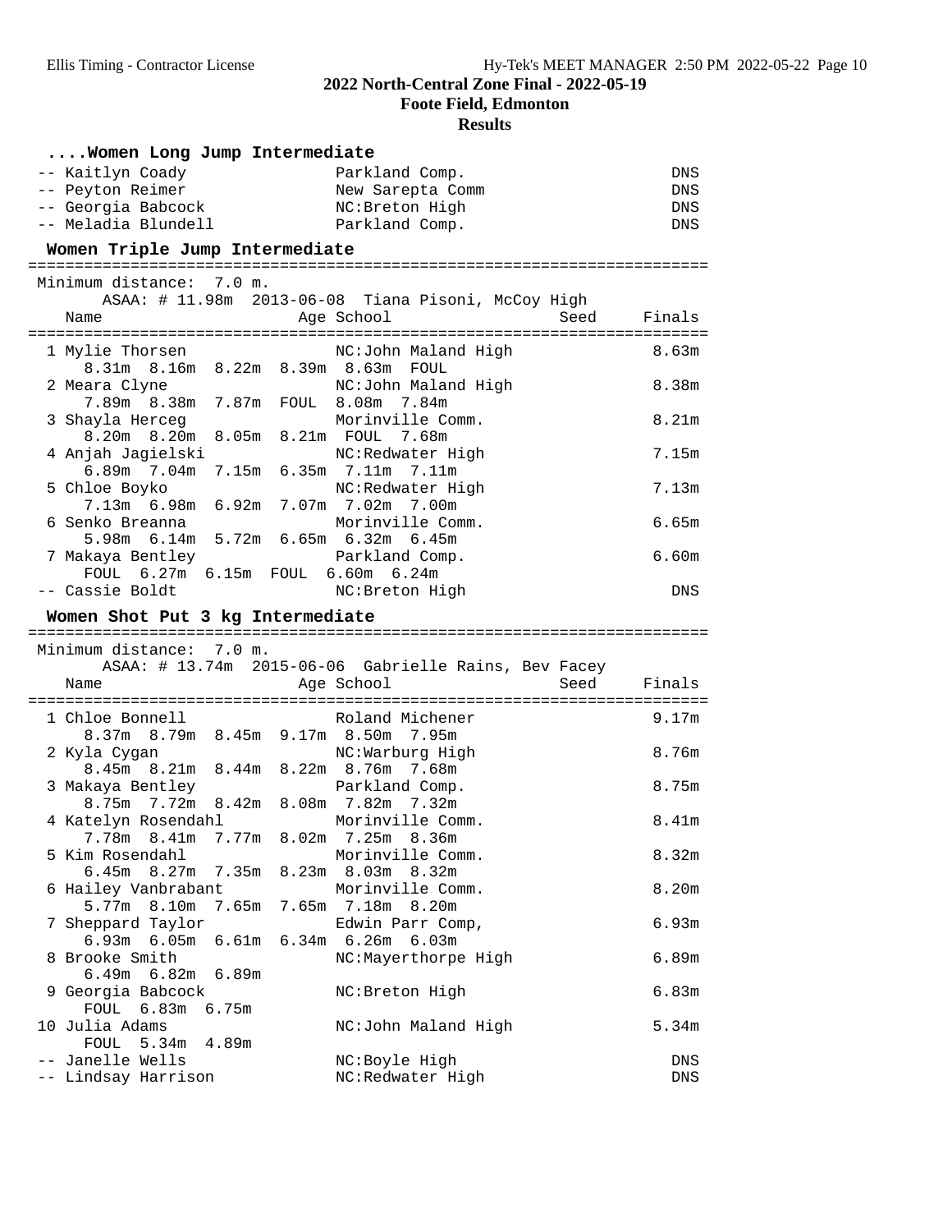# 2022 North-Central Zone Final - 2022-05-19

## Foote Field, Edmonton

### Results

#### ....Women Long Jump Intermediate

```
-- Kaitlyn Coady              Parkland Comp.                          DNS
-- Peyton Reimer              New Sarepta Comm                        DNS
-- Georgia Babcock            NC:Breton High                          DNS
-- Meladia Blundell           Parkland Comp.                          DNS
```

#### Women Triple Jump Intermediate

```
=========================================================================
 Minimum distance:  7.0 m.
       ASAA: # 11.98m  2013-06-08  Tiana Pisoni, McCoy High
   Name                    Age School                  Seed     Finals
=========================================================================
  1 Mylie Thorsen              NC:John Maland High                 8.63m
      8.31m  8.16m  8.22m  8.39m  8.63m  FOUL
  2 Meara Clyne                NC:John Maland High                 8.38m
      7.89m  8.38m  7.87m  FOUL  8.08m  7.84m
  3 Shayla Herceg              Morinville Comm.                    8.21m
      8.20m  8.20m  8.05m  8.21m  FOUL  7.68m
  4 Anjah Jagielski            NC:Redwater High                    7.15m
      6.89m  7.04m  7.15m  6.35m  7.11m  7.11m
  5 Chloe Boyko                NC:Redwater High                    7.13m
      7.13m  6.98m  6.92m  7.07m  7.02m  7.00m
  6 Senko Breanna              Morinville Comm.                    6.65m
      5.98m  6.14m  5.72m  6.65m  6.32m  6.45m
  7 Makaya Bentley             Parkland Comp.                      6.60m
      FOUL  6.27m  6.15m  FOUL  6.60m  6.24m
 -- Cassie Boldt               NC:Breton High                        DNS
```

#### Women Shot Put 3 kg Intermediate

```
=========================================================================
 Minimum distance:  7.0 m.
       ASAA: # 13.74m  2015-06-06  Gabrielle Rains, Bev Facey
   Name                    Age School                  Seed     Finals
=========================================================================
  1 Chloe Bonnell              Roland Michener                     9.17m
      8.37m  8.79m  8.45m  9.17m  8.50m  7.95m
  2 Kyla Cygan                 NC:Warburg High                     8.76m
      8.45m  8.21m  8.44m  8.22m  8.76m  7.68m
  3 Makaya Bentley             Parkland Comp.                      8.75m
      8.75m  7.72m  8.42m  8.08m  7.82m  7.32m
  4 Katelyn Rosendahl          Morinville Comm.                    8.41m
      7.78m  8.41m  7.77m  8.02m  7.25m  8.36m
  5 Kim Rosendahl              Morinville Comm.                    8.32m
      6.45m  8.27m  7.35m  8.23m  8.03m  8.32m
  6 Hailey Vanbrabant          Morinville Comm.                    8.20m
      5.77m  8.10m  7.65m  7.65m  7.18m  8.20m
  7 Sheppard Taylor            Edwin Parr Comp,                    6.93m
      6.93m  6.05m  6.61m  6.34m  6.26m  6.03m
  8 Brooke Smith               NC:Mayerthorpe High                 6.89m
      6.49m  6.82m  6.89m
  9 Georgia Babcock            NC:Breton High                      6.83m
      FOUL  6.83m  6.75m
 10 Julia Adams                NC:John Maland High                 5.34m
      FOUL  5.34m  4.89m
 -- Janelle Wells              NC:Boyle High                         DNS
 -- Lindsay Harrison           NC:Redwater High                      DNS
```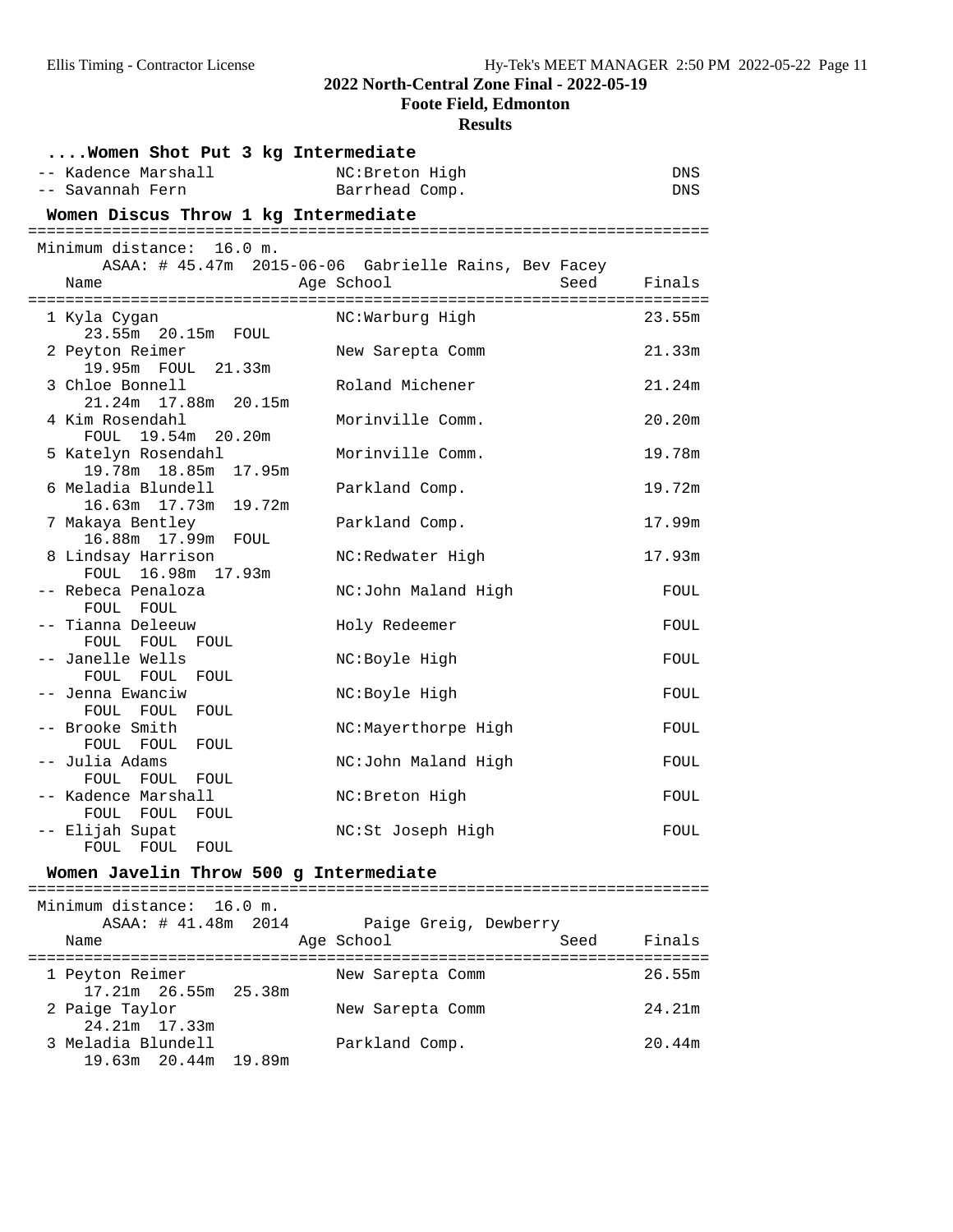**2022 North-Central Zone Final - 2022-05-19**
**Foote Field, Edmonton**
**Results**

### ....Women Shot Put 3 kg Intermediate

| Place | Name | Age | School | Seed | Finals |
|---|---|---|---|---|---|
| -- | Kadence Marshall | | NC:Breton High | | DNS |
| -- | Savannah Fern | | Barrhead Comp. | | DNS |

### Women Discus Throw 1 kg Intermediate

Minimum distance: 16.0 m.
ASAA: # 45.47m 2015-06-06 Gabrielle Rains, Bev Facey

| Place | Name | Age | School | Seed | Finals |
|---|---|---|---|---|---|
| 1 | Kyla Cygan | | NC:Warburg High | | 23.55m |
| | 23.55m 20.15m FOUL | | | | |
| 2 | Peyton Reimer | | New Sarepta Comm | | 21.33m |
| | 19.95m FOUL 21.33m | | | | |
| 3 | Chloe Bonnell | | Roland Michener | | 21.24m |
| | 21.24m 17.88m 20.15m | | | | |
| 4 | Kim Rosendahl | | Morinville Comm. | | 20.20m |
| | FOUL 19.54m 20.20m | | | | |
| 5 | Katelyn Rosendahl | | Morinville Comm. | | 19.78m |
| | 19.78m 18.85m 17.95m | | | | |
| 6 | Meladia Blundell | | Parkland Comp. | | 19.72m |
| | 16.63m 17.73m 19.72m | | | | |
| 7 | Makaya Bentley | | Parkland Comp. | | 17.99m |
| | 16.88m 17.99m FOUL | | | | |
| 8 | Lindsay Harrison | | NC:Redwater High | | 17.93m |
| | FOUL 16.98m 17.93m | | | | |
| -- | Rebeca Penaloza | | NC:John Maland High | | FOUL |
| | FOUL FOUL | | | | |
| -- | Tianna Deleeuw | | Holy Redeemer | | FOUL |
| | FOUL FOUL FOUL | | | | |
| -- | Janelle Wells | | NC:Boyle High | | FOUL |
| | FOUL FOUL FOUL | | | | |
| -- | Jenna Ewanciw | | NC:Boyle High | | FOUL |
| | FOUL FOUL FOUL | | | | |
| -- | Brooke Smith | | NC:Mayerthorpe High | | FOUL |
| | FOUL FOUL FOUL | | | | |
| -- | Julia Adams | | NC:John Maland High | | FOUL |
| | FOUL FOUL FOUL | | | | |
| -- | Kadence Marshall | | NC:Breton High | | FOUL |
| | FOUL FOUL FOUL | | | | |
| -- | Elijah Supat | | NC:St Joseph High | | FOUL |
| | FOUL FOUL FOUL | | | | |

### Women Javelin Throw 500 g Intermediate

Minimum distance: 16.0 m.
ASAA: # 41.48m 2014 Paige Greig, Dewberry

| Place | Name | Age | School | Seed | Finals |
|---|---|---|---|---|---|
| 1 | Peyton Reimer | | New Sarepta Comm | | 26.55m |
| | 17.21m 26.55m 25.38m | | | | |
| 2 | Paige Taylor | | New Sarepta Comm | | 24.21m |
| | 24.21m 17.33m | | | | |
| 3 | Meladia Blundell | | Parkland Comp. | | 20.44m |
| | 19.63m 20.44m 19.89m | | | | |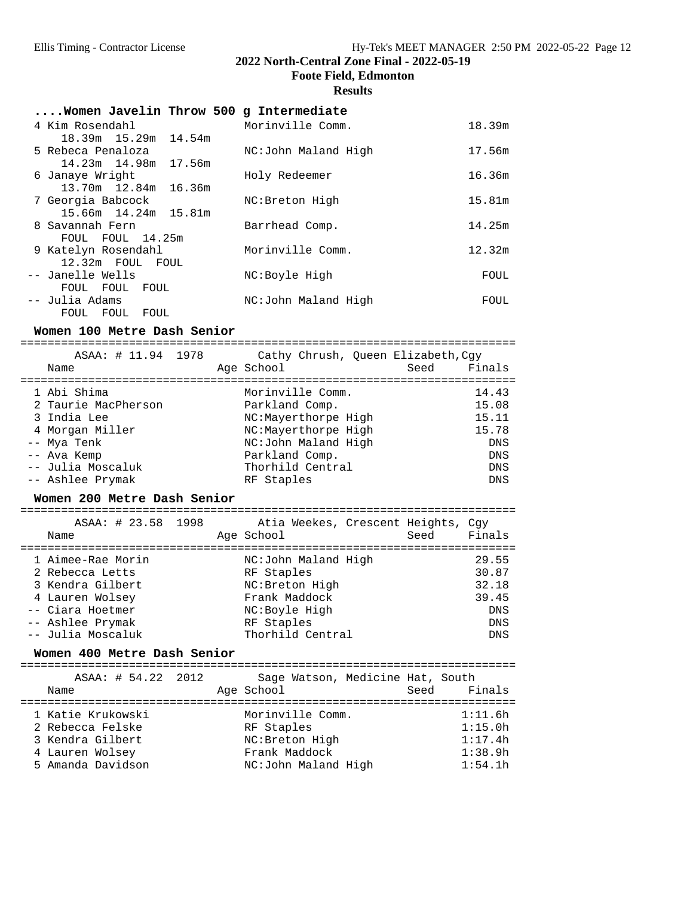## 2022 North-Central Zone Final - 2022-05-19

### Foote Field, Edmonton

### Results

#### ....Women Javelin Throw 500 g Intermediate

| Place | Name | School | Finals |
|---|---|---|---|
| 4 | Kim Rosendahl | Morinville Comm. | 18.39m |
| | 18.39m 15.29m 14.54m | | |
| 5 | Rebeca Penaloza | NC:John Maland High | 17.56m |
| | 14.23m 14.98m 17.56m | | |
| 6 | Janaye Wright | Holy Redeemer | 16.36m |
| | 13.70m 12.84m 16.36m | | |
| 7 | Georgia Babcock | NC:Breton High | 15.81m |
| | 15.66m 14.24m 15.81m | | |
| 8 | Savannah Fern | Barrhead Comp. | 14.25m |
| | FOUL FOUL 14.25m | | |
| 9 | Katelyn Rosendahl | Morinville Comm. | 12.32m |
| | 12.32m FOUL FOUL | | |
| -- | Janelle Wells | NC:Boyle High | FOUL |
| | FOUL FOUL FOUL | | |
| -- | Julia Adams | NC:John Maland High | FOUL |
| | FOUL FOUL FOUL | | |

#### Women 100 Metre Dash Senior

ASAA: # 11.94 1978 Cathy Chrush, Queen Elizabeth,Cgy

| Place | Name | Age | School | Seed | Finals |
|---|---|---|---|---|---|
| 1 | Abi Shima | | Morinville Comm. | | 14.43 |
| 2 | Taurie MacPherson | | Parkland Comp. | | 15.08 |
| 3 | India Lee | | NC:Mayerthorpe High | | 15.11 |
| 4 | Morgan Miller | | NC:Mayerthorpe High | | 15.78 |
| -- | Mya Tenk | | NC:John Maland High | | DNS |
| -- | Ava Kemp | | Parkland Comp. | | DNS |
| -- | Julia Moscaluk | | Thorhild Central | | DNS |
| -- | Ashlee Prymak | | RF Staples | | DNS |

#### Women 200 Metre Dash Senior

ASAA: # 23.58 1998 Atia Weekes, Crescent Heights, Cgy

| Place | Name | Age | School | Seed | Finals |
|---|---|---|---|---|---|
| 1 | Aimee-Rae Morin | | NC:John Maland High | | 29.55 |
| 2 | Rebecca Letts | | RF Staples | | 30.87 |
| 3 | Kendra Gilbert | | NC:Breton High | | 32.18 |
| 4 | Lauren Wolsey | | Frank Maddock | | 39.45 |
| -- | Ciara Hoetmer | | NC:Boyle High | | DNS |
| -- | Ashlee Prymak | | RF Staples | | DNS |
| -- | Julia Moscaluk | | Thorhild Central | | DNS |

#### Women 400 Metre Dash Senior

ASAA: # 54.22 2012 Sage Watson, Medicine Hat, South

| Place | Name | Age | School | Seed | Finals |
|---|---|---|---|---|---|
| 1 | Katie Krukowski | | Morinville Comm. | | 1:11.6h |
| 2 | Rebecca Felske | | RF Staples | | 1:15.0h |
| 3 | Kendra Gilbert | | NC:Breton High | | 1:17.4h |
| 4 | Lauren Wolsey | | Frank Maddock | | 1:38.9h |
| 5 | Amanda Davidson | | NC:John Maland High | | 1:54.1h |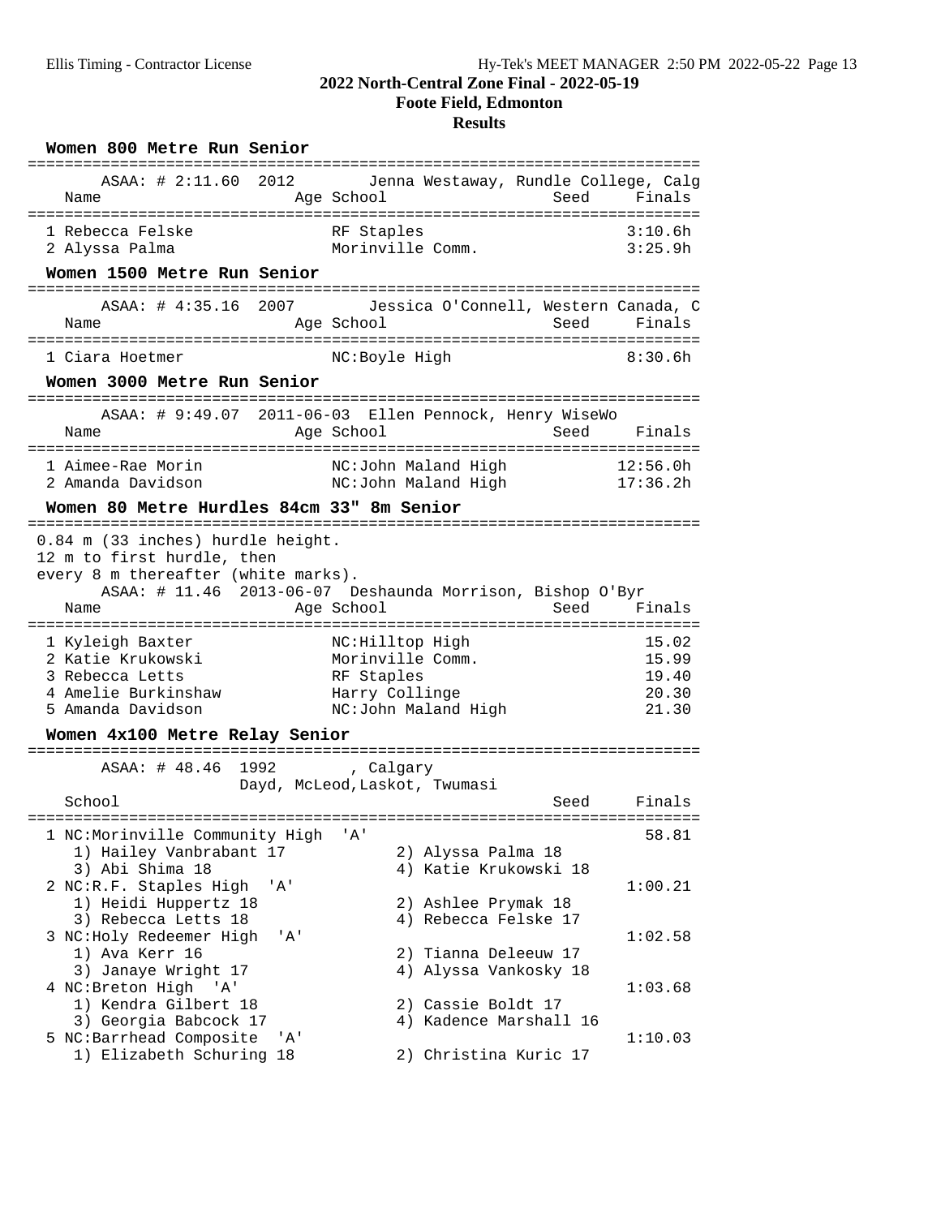# 2022 North-Central Zone Final - 2022-05-19

## Foote Field, Edmonton

### Results

#### Women 800 Metre Run Senior

ASAA: # 2:11.60 2012 Jenna Westaway, Rundle College, Calg

| Name | Age | School | Seed | Finals |
|---|---|---|---|---|
| 1 Rebecca Felske | | RF Staples | | 3:10.6h |
| 2 Alyssa Palma | | Morinville Comm. | | 3:25.9h |

#### Women 1500 Metre Run Senior

ASAA: # 4:35.16 2007 Jessica O'Connell, Western Canada, C

| Name | Age | School | Seed | Finals |
|---|---|---|---|---|
| 1 Ciara Hoetmer | | NC:Boyle High | | 8:30.6h |

#### Women 3000 Metre Run Senior

ASAA: # 9:49.07 2011-06-03 Ellen Pennock, Henry WiseWo

| Name | Age | School | Seed | Finals |
|---|---|---|---|---|
| 1 Aimee-Rae Morin | | NC:John Maland High | | 12:56.0h |
| 2 Amanda Davidson | | NC:John Maland High | | 17:36.2h |

#### Women 80 Metre Hurdles 84cm 33" 8m Senior

0.84 m (33 inches) hurdle height.
12 m to first hurdle, then
every 8 m thereafter (white marks).

ASAA: # 11.46 2013-06-07 Deshaunda Morrison, Bishop O'Byr

| Name | Age | School | Seed | Finals |
|---|---|---|---|---|
| 1 Kyleigh Baxter | | NC:Hilltop High | | 15.02 |
| 2 Katie Krukowski | | Morinville Comm. | | 15.99 |
| 3 Rebecca Letts | | RF Staples | | 19.40 |
| 4 Amelie Burkinshaw | | Harry Collinge | | 20.30 |
| 5 Amanda Davidson | | NC:John Maland High | | 21.30 |

#### Women 4x100 Metre Relay Senior

ASAA: # 48.46 1992 , Calgary
Dayd, McLeod, Laskot, Twumasi

| School | Seed | Finals |
|---|---|---|
| 1 NC:Morinville Community High 'A' | | 58.81 |
| 1) Hailey Vanbrabant 17; 2) Alyssa Palma 18; 3) Abi Shima 18; 4) Katie Krukowski 18 | | |
| 2 NC:R.F. Staples High 'A' | | 1:00.21 |
| 1) Heidi Huppertz 18; 2) Ashlee Prymak 18; 3) Rebecca Letts 18; 4) Rebecca Felske 17 | | |
| 3 NC:Holy Redeemer High 'A' | | 1:02.58 |
| 1) Ava Kerr 16; 2) Tianna Deleeuw 17; 3) Janaye Wright 17; 4) Alyssa Vankosky 18 | | |
| 4 NC:Breton High 'A' | | 1:03.68 |
| 1) Kendra Gilbert 18; 2) Cassie Boldt 17; 3) Georgia Babcock 17; 4) Kadence Marshall 16 | | |
| 5 NC:Barrhead Composite 'A' | | 1:10.03 |
| 1) Elizabeth Schuring 18; 2) Christina Kuric 17 | | |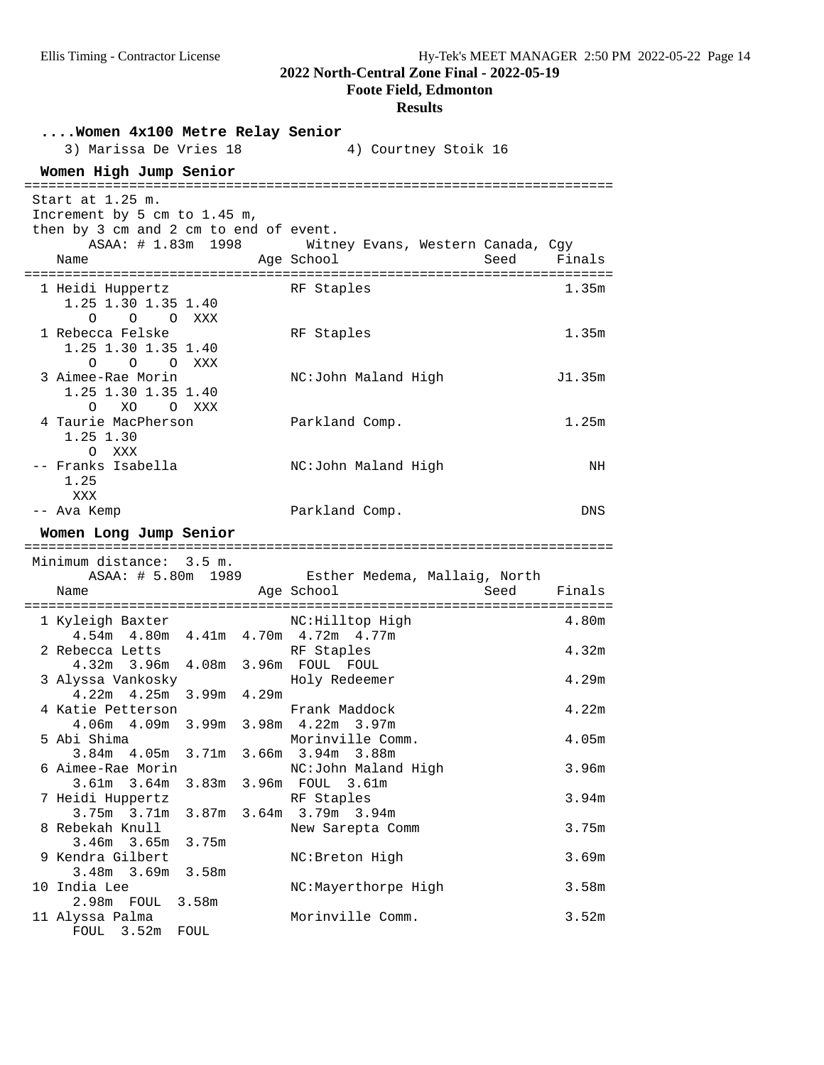**2022 North-Central Zone Final - 2022-05-19**
**Foote Field, Edmonton**
**Results**

### ....Women 4x100 Metre Relay Senior

3) Marissa De Vries 18    4) Courtney Stoik 16

### Women High Jump Senior

Start at 1.25 m.
Increment by 5 cm to 1.45 m,
then by 3 cm and 2 cm to end of event.

ASAA: # 1.83m 1998 Witney Evans, Western Canada, Cgy

| | Name | Age | School | Seed | Finals |
|---|---|---|---|---|---|
| 1 | Heidi Huppertz | | RF Staples | | 1.35m |
| | 1.25 1.30 1.35 1.40 — O O O XXX | | | | |
| 1 | Rebecca Felske | | RF Staples | | 1.35m |
| | 1.25 1.30 1.35 1.40 — O O O XXX | | | | |
| 3 | Aimee-Rae Morin | | NC:John Maland High | | J1.35m |
| | 1.25 1.30 1.35 1.40 — O XO O XXX | | | | |
| 4 | Taurie MacPherson | | Parkland Comp. | | 1.25m |
| | 1.25 1.30 — O XXX | | | | |
| -- | Franks Isabella | | NC:John Maland High | | NH |
| | 1.25 — XXX | | | | |
| -- | Ava Kemp | | Parkland Comp. | | DNS |

### Women Long Jump Senior

Minimum distance: 3.5 m.

ASAA: # 5.80m 1989 Esther Medema, Mallaig, North

| | Name | Age | School | Seed | Finals |
|---|---|---|---|---|---|
| 1 | Kyleigh Baxter | | NC:Hilltop High | | 4.80m |
| | 4.54m 4.80m 4.41m 4.70m 4.72m 4.77m | | | | |
| 2 | Rebecca Letts | | RF Staples | | 4.32m |
| | 4.32m 3.96m 4.08m 3.96m FOUL FOUL | | | | |
| 3 | Alyssa Vankosky | | Holy Redeemer | | 4.29m |
| | 4.22m 4.25m 3.99m 4.29m | | | | |
| 4 | Katie Petterson | | Frank Maddock | | 4.22m |
| | 4.06m 4.09m 3.99m 3.98m 4.22m 3.97m | | | | |
| 5 | Abi Shima | | Morinville Comm. | | 4.05m |
| | 3.84m 4.05m 3.71m 3.66m 3.94m 3.88m | | | | |
| 6 | Aimee-Rae Morin | | NC:John Maland High | | 3.96m |
| | 3.61m 3.64m 3.83m 3.96m FOUL 3.61m | | | | |
| 7 | Heidi Huppertz | | RF Staples | | 3.94m |
| | 3.75m 3.71m 3.87m 3.64m 3.79m 3.94m | | | | |
| 8 | Rebekah Knull | | New Sarepta Comm | | 3.75m |
| | 3.46m 3.65m 3.75m | | | | |
| 9 | Kendra Gilbert | | NC:Breton High | | 3.69m |
| | 3.48m 3.69m 3.58m | | | | |
| 10 | India Lee | | NC:Mayerthorpe High | | 3.58m |
| | 2.98m FOUL 3.58m | | | | |
| 11 | Alyssa Palma | | Morinville Comm. | | 3.52m |
| | FOUL 3.52m FOUL | | | | |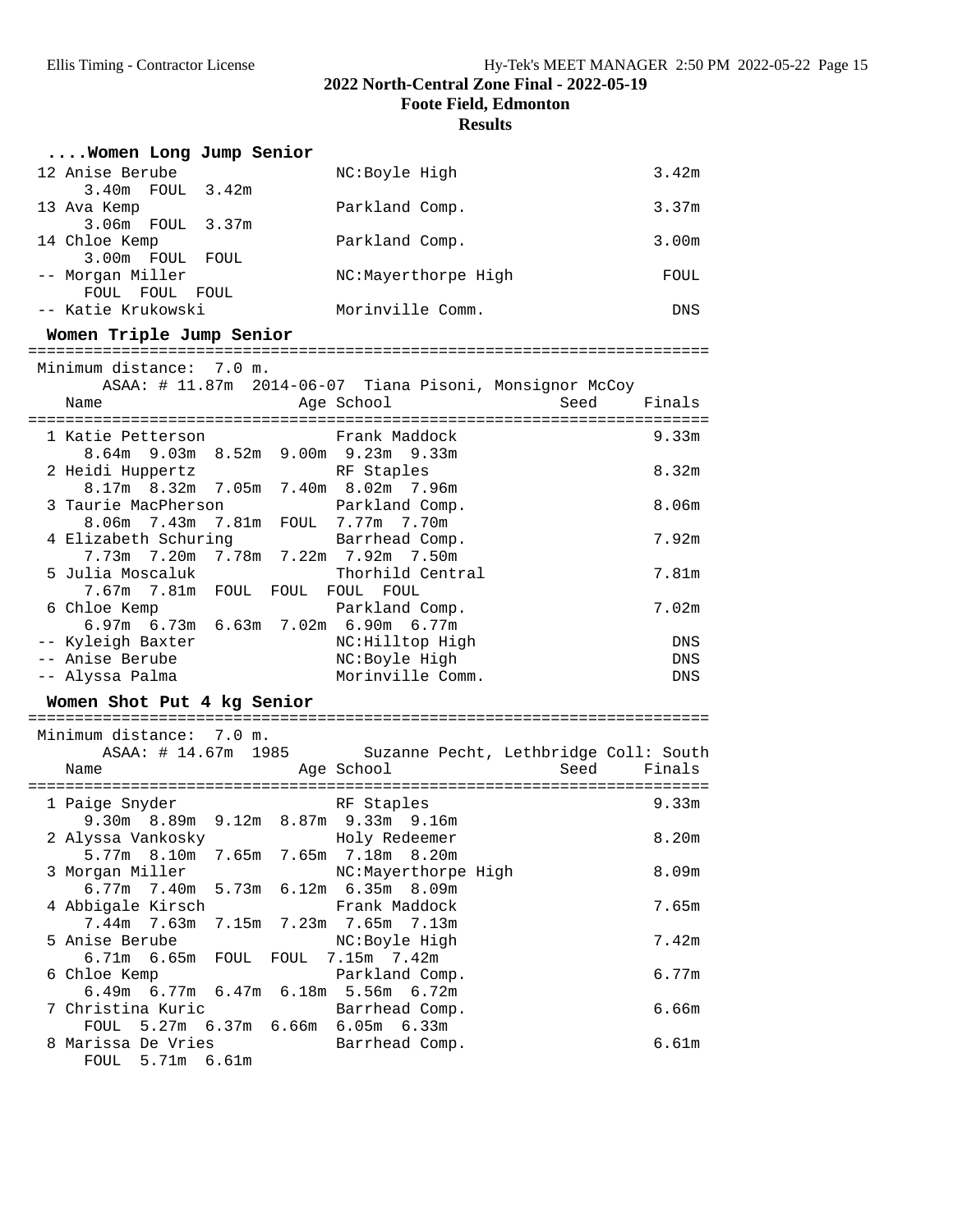# 2022 North-Central Zone Final - 2022-05-19

**Foote Field, Edmonton**

**Results**

## ....Women Long Jump Senior

| Place | Name | School | Finals |
|---|---|---|---|
| 12 | Anise Berube | NC:Boyle High | 3.42m |
| | 3.40m FOUL 3.42m | | |
| 13 | Ava Kemp | Parkland Comp. | 3.37m |
| | 3.06m FOUL 3.37m | | |
| 14 | Chloe Kemp | Parkland Comp. | 3.00m |
| | 3.00m FOUL FOUL | | |
| -- | Morgan Miller | NC:Mayerthorpe High | FOUL |
| | FOUL FOUL FOUL | | |
| -- | Katie Krukowski | Morinville Comm. | DNS |

## Women Triple Jump Senior

Minimum distance: 7.0 m.

ASAA: # 11.87m 2014-06-07 Tiana Pisoni, Monsignor McCoy

| Place | Name | Age | School | Seed | Finals |
|---|---|---|---|---|---|
| 1 | Katie Petterson | | Frank Maddock | | 9.33m |
| | 8.64m 9.03m 8.52m 9.00m 9.23m 9.33m | | | | |
| 2 | Heidi Huppertz | | RF Staples | | 8.32m |
| | 8.17m 8.32m 7.05m 7.40m 8.02m 7.96m | | | | |
| 3 | Taurie MacPherson | | Parkland Comp. | | 8.06m |
| | 8.06m 7.43m 7.81m FOUL 7.77m 7.70m | | | | |
| 4 | Elizabeth Schuring | | Barrhead Comp. | | 7.92m |
| | 7.73m 7.20m 7.78m 7.22m 7.92m 7.50m | | | | |
| 5 | Julia Moscaluk | | Thorhild Central | | 7.81m |
| | 7.67m 7.81m FOUL FOUL FOUL FOUL | | | | |
| 6 | Chloe Kemp | | Parkland Comp. | | 7.02m |
| | 6.97m 6.73m 6.63m 7.02m 6.90m 6.77m | | | | |
| -- | Kyleigh Baxter | | NC:Hilltop High | | DNS |
| -- | Anise Berube | | NC:Boyle High | | DNS |
| -- | Alyssa Palma | | Morinville Comm. | | DNS |

## Women Shot Put 4 kg Senior

Minimum distance: 7.0 m.

ASAA: # 14.67m 1985 Suzanne Pecht, Lethbridge Coll: South

| Place | Name | Age | School | Seed | Finals |
|---|---|---|---|---|---|
| 1 | Paige Snyder | | RF Staples | | 9.33m |
| | 9.30m 8.89m 9.12m 8.87m 9.33m 9.16m | | | | |
| 2 | Alyssa Vankosky | | Holy Redeemer | | 8.20m |
| | 5.77m 8.10m 7.65m 7.65m 7.18m 8.20m | | | | |
| 3 | Morgan Miller | | NC:Mayerthorpe High | | 8.09m |
| | 6.77m 7.40m 5.73m 6.12m 6.35m 8.09m | | | | |
| 4 | Abbigale Kirsch | | Frank Maddock | | 7.65m |
| | 7.44m 7.63m 7.15m 7.23m 7.65m 7.13m | | | | |
| 5 | Anise Berube | | NC:Boyle High | | 7.42m |
| | 6.71m 6.65m FOUL FOUL 7.15m 7.42m | | | | |
| 6 | Chloe Kemp | | Parkland Comp. | | 6.77m |
| | 6.49m 6.77m 6.47m 6.18m 5.56m 6.72m | | | | |
| 7 | Christina Kuric | | Barrhead Comp. | | 6.66m |
| | FOUL 5.27m 6.37m 6.66m 6.05m 6.33m | | | | |
| 8 | Marissa De Vries | | Barrhead Comp. | | 6.61m |
| | FOUL 5.71m 6.61m | | | | |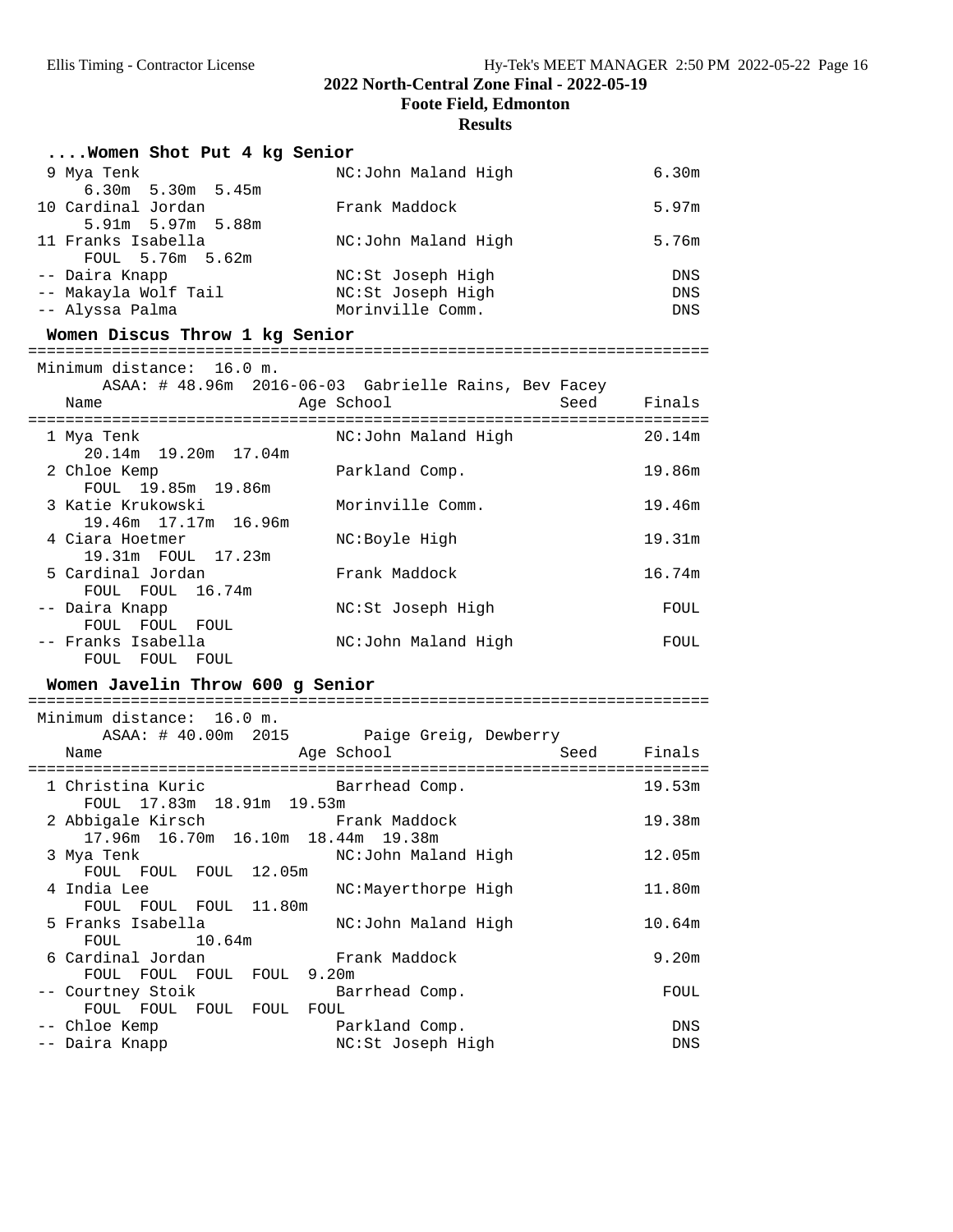## 2022 North-Central Zone Final - 2022-05-19

### Foote Field, Edmonton

### Results

#### ....Women Shot Put 4 kg Senior

```
  9 Mya Tenk                     NC:John Maland High              6.30m
      6.30m  5.30m  5.45m
 10 Cardinal Jordan              Frank Maddock                    5.97m
      5.91m  5.97m  5.88m
 11 Franks Isabella              NC:John Maland High              5.76m
      FOUL  5.76m  5.62m
 -- Daira Knapp                  NC:St Joseph High                  DNS
 -- Makayla Wolf Tail            NC:St Joseph High                  DNS
 -- Alyssa Palma                 Morinville Comm.                   DNS
```

#### Women Discus Throw 1 kg Senior

```
=========================================================================
 Minimum distance:  16.0 m.
        ASAA: # 48.96m  2016-06-03  Gabrielle Rains, Bev Facey
    Name                    Age School                  Seed     Finals
=========================================================================
  1 Mya Tenk                     NC:John Maland High             20.14m
      20.14m  19.20m  17.04m
  2 Chloe Kemp                   Parkland Comp.                  19.86m
      FOUL  19.85m  19.86m
  3 Katie Krukowski              Morinville Comm.                19.46m
      19.46m  17.17m  16.96m
  4 Ciara Hoetmer                NC:Boyle High                   19.31m
      19.31m  FOUL  17.23m
  5 Cardinal Jordan              Frank Maddock                   16.74m
      FOUL  FOUL  16.74m
 -- Daira Knapp                  NC:St Joseph High                 FOUL
      FOUL  FOUL  FOUL
 -- Franks Isabella              NC:John Maland High               FOUL
      FOUL  FOUL  FOUL
```

#### Women Javelin Throw 600 g Senior

```
=========================================================================
 Minimum distance:  16.0 m.
        ASAA: # 40.00m  2015        Paige Greig, Dewberry
    Name                    Age School                  Seed     Finals
=========================================================================
  1 Christina Kuric              Barrhead Comp.                  19.53m
      FOUL  17.83m  18.91m  19.53m
  2 Abbigale Kirsch              Frank Maddock                   19.38m
      17.96m  16.70m  16.10m  18.44m  19.38m
  3 Mya Tenk                     NC:John Maland High             12.05m
      FOUL  FOUL  FOUL  12.05m
  4 India Lee                    NC:Mayerthorpe High             11.80m
      FOUL  FOUL  FOUL  11.80m
  5 Franks Isabella              NC:John Maland High             10.64m
      FOUL        10.64m
  6 Cardinal Jordan              Frank Maddock                    9.20m
      FOUL  FOUL  FOUL  FOUL  9.20m
 -- Courtney Stoik               Barrhead Comp.                    FOUL
      FOUL  FOUL  FOUL  FOUL  FOUL
 -- Chloe Kemp                   Parkland Comp.                     DNS
 -- Daira Knapp                  NC:St Joseph High                  DNS
```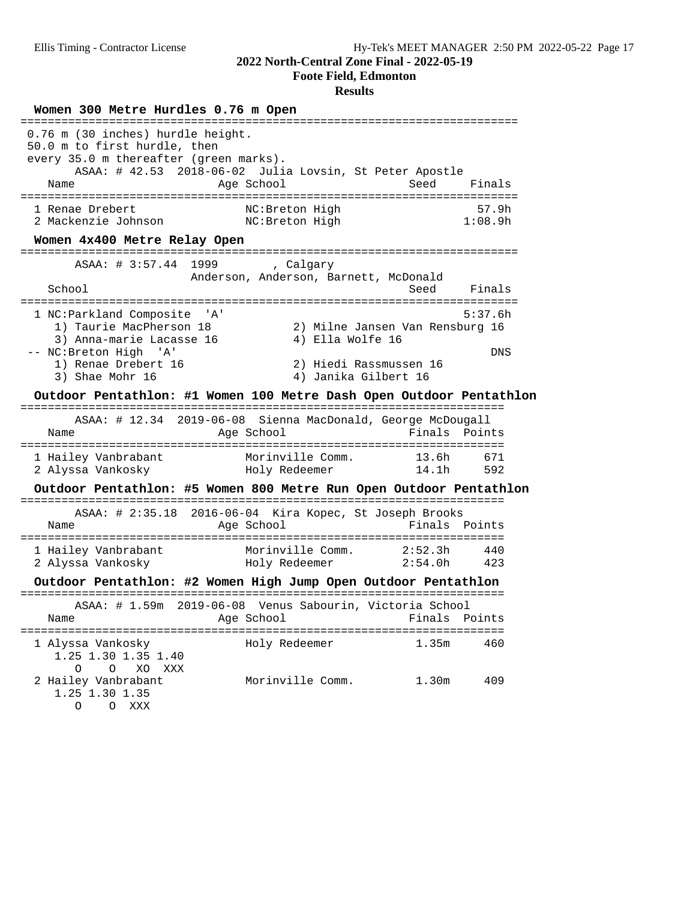## 2022 North-Central Zone Final - 2022-05-19

**Foote Field, Edmonton**

**Results**

### Women 300 Metre Hurdles 0.76 m Open

0.76 m (30 inches) hurdle height.
50.0 m to first hurdle, then
every 35.0 m thereafter (green marks).

ASAA: # 42.53 2018-06-02 Julia Lovsin, St Peter Apostle

| | Name | Age | School | Seed | Finals |
|---|---|---|---|---|---|
| 1 | Renae Drebert | | NC:Breton High | | 57.9h |
| 2 | Mackenzie Johnson | | NC:Breton High | | 1:08.9h |

### Women 4x400 Metre Relay Open

ASAA: # 3:57.44 1999 , Calgary
Anderson, Anderson, Barnett, McDonald

| | School | Seed | Finals |
|---|---|---|---|
| 1 | NC:Parkland Composite 'A' | | 5:37.6h |
| | 1) Taurie MacPherson 18; 2) Milne Jansen Van Rensburg 16; 3) Anna-marie Lacasse 16; 4) Ella Wolfe 16 | | |
| -- | NC:Breton High 'A' | | DNS |
| | 1) Renae Drebert 16; 2) Hiedi Rassmussen 16; 3) Shae Mohr 16; 4) Janika Gilbert 16 | | |

### Outdoor Pentathlon: #1 Women 100 Metre Dash Open Outdoor Pentathlon

ASAA: # 12.34 2019-06-08 Sienna MacDonald, George McDougall

| | Name | Age | School | Finals | Points |
|---|---|---|---|---|---|
| 1 | Hailey Vanbrabant | | Morinville Comm. | 13.6h | 671 |
| 2 | Alyssa Vankosky | | Holy Redeemer | 14.1h | 592 |

### Outdoor Pentathlon: #5 Women 800 Metre Run Open Outdoor Pentathlon

ASAA: # 2:35.18 2016-06-04 Kira Kopec, St Joseph Brooks

| | Name | Age | School | Finals | Points |
|---|---|---|---|---|---|
| 1 | Hailey Vanbrabant | | Morinville Comm. | 2:52.3h | 440 |
| 2 | Alyssa Vankosky | | Holy Redeemer | 2:54.0h | 423 |

### Outdoor Pentathlon: #2 Women High Jump Open Outdoor Pentathlon

ASAA: # 1.59m 2019-06-08 Venus Sabourin, Victoria School

| | Name | Age | School | Finals | Points |
|---|---|---|---|---|---|
| 1 | Alyssa Vankosky | | Holy Redeemer | 1.35m | 460 |
| | 1.25 1.30 1.35 1.40 / O O XO XXX | | | | |
| 2 | Hailey Vanbrabant | | Morinville Comm. | 1.30m | 409 |
| | 1.25 1.30 1.35 / O O XXX | | | | |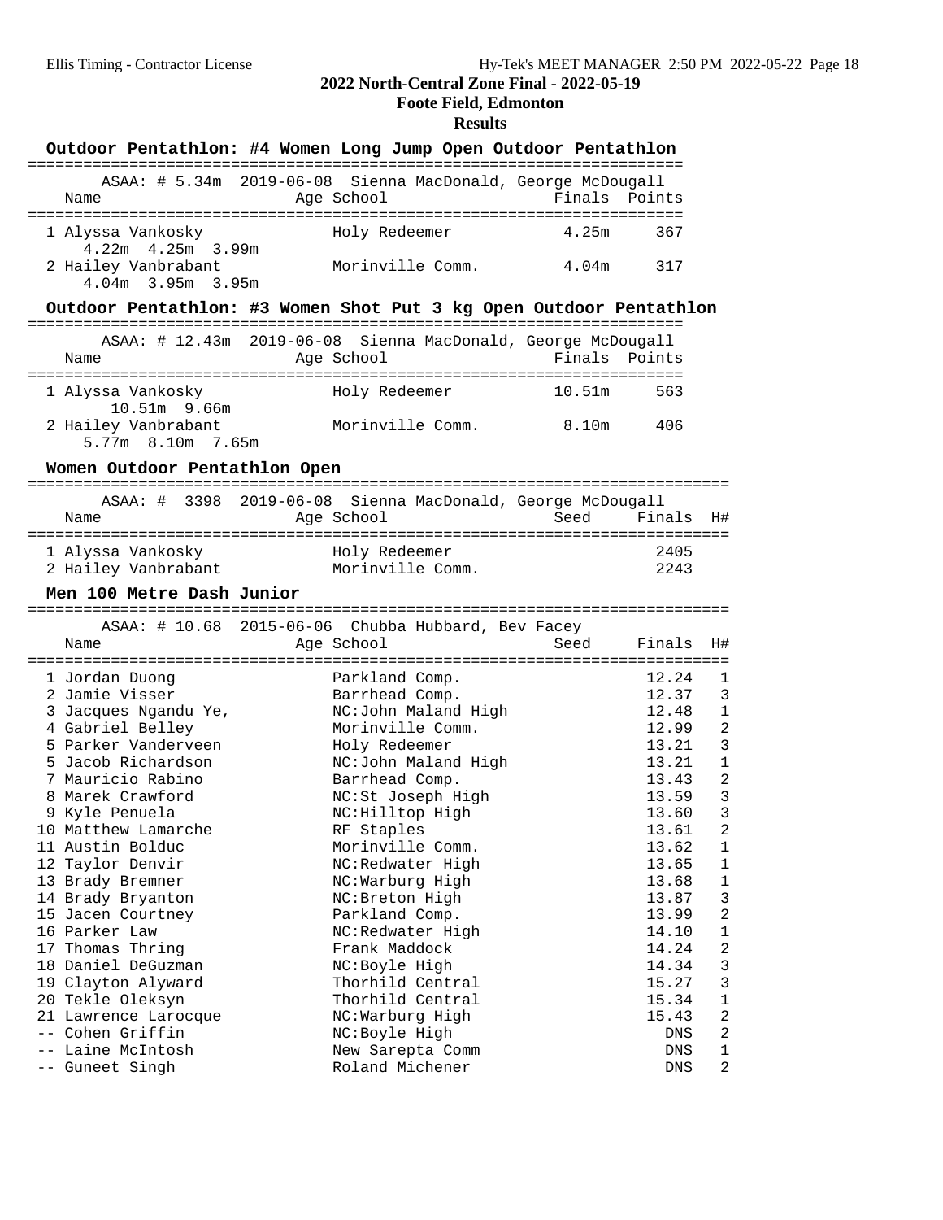## 2022 North-Central Zone Final - 2022-05-19

### Foote Field, Edmonton

### Results

#### Outdoor Pentathlon: #4 Women Long Jump Open Outdoor Pentathlon

ASAA: # 5.34m 2019-06-08 Sienna MacDonald, George McDougall

| Name | Age | School | Finals | Points |
|---|---|---|---|---|
| 1 Alyssa Vankosky | | Holy Redeemer | 4.25m | 367 |
| 4.22m 4.25m 3.99m | | | | |
| 2 Hailey Vanbrabant | | Morinville Comm. | 4.04m | 317 |
| 4.04m 3.95m 3.95m | | | | |

#### Outdoor Pentathlon: #3 Women Shot Put 3 kg Open Outdoor Pentathlon

ASAA: # 12.43m 2019-06-08 Sienna MacDonald, George McDougall

| Name | Age | School | Finals | Points |
|---|---|---|---|---|
| 1 Alyssa Vankosky | | Holy Redeemer | 10.51m | 563 |
| 10.51m 9.66m | | | | |
| 2 Hailey Vanbrabant | | Morinville Comm. | 8.10m | 406 |
| 5.77m 8.10m 7.65m | | | | |

#### Women Outdoor Pentathlon Open

ASAA: # 3398 2019-06-08 Sienna MacDonald, George McDougall

| Name | Age | School | Seed | Finals | H# |
|---|---|---|---|---|---|
| 1 Alyssa Vankosky | | Holy Redeemer | | 2405 | |
| 2 Hailey Vanbrabant | | Morinville Comm. | | 2243 | |

#### Men 100 Metre Dash Junior

ASAA: # 10.68 2015-06-06 Chubba Hubbard, Bev Facey

| Name | Age | School | Seed | Finals | H# |
|---|---|---|---|---|---|
| 1 Jordan Duong | | Parkland Comp. | | 12.24 | 1 |
| 2 Jamie Visser | | Barrhead Comp. | | 12.37 | 3 |
| 3 Jacques Ngandu Ye, | | NC:John Maland High | | 12.48 | 1 |
| 4 Gabriel Belley | | Morinville Comm. | | 12.99 | 2 |
| 5 Parker Vanderveen | | Holy Redeemer | | 13.21 | 3 |
| 5 Jacob Richardson | | NC:John Maland High | | 13.21 | 1 |
| 7 Mauricio Rabino | | Barrhead Comp. | | 13.43 | 2 |
| 8 Marek Crawford | | NC:St Joseph High | | 13.59 | 3 |
| 9 Kyle Penuela | | NC:Hilltop High | | 13.60 | 3 |
| 10 Matthew Lamarche | | RF Staples | | 13.61 | 2 |
| 11 Austin Bolduc | | Morinville Comm. | | 13.62 | 1 |
| 12 Taylor Denvir | | NC:Redwater High | | 13.65 | 1 |
| 13 Brady Bremner | | NC:Warburg High | | 13.68 | 1 |
| 14 Brady Bryanton | | NC:Breton High | | 13.87 | 3 |
| 15 Jacen Courtney | | Parkland Comp. | | 13.99 | 2 |
| 16 Parker Law | | NC:Redwater High | | 14.10 | 1 |
| 17 Thomas Thring | | Frank Maddock | | 14.24 | 2 |
| 18 Daniel DeGuzman | | NC:Boyle High | | 14.34 | 3 |
| 19 Clayton Alyward | | Thorhild Central | | 15.27 | 3 |
| 20 Tekle Oleksyn | | Thorhild Central | | 15.34 | 1 |
| 21 Lawrence Larocque | | NC:Warburg High | | 15.43 | 2 |
| -- Cohen Griffin | | NC:Boyle High | | DNS | 2 |
| -- Laine McIntosh | | New Sarepta Comm | | DNS | 1 |
| -- Guneet Singh | | Roland Michener | | DNS | 2 |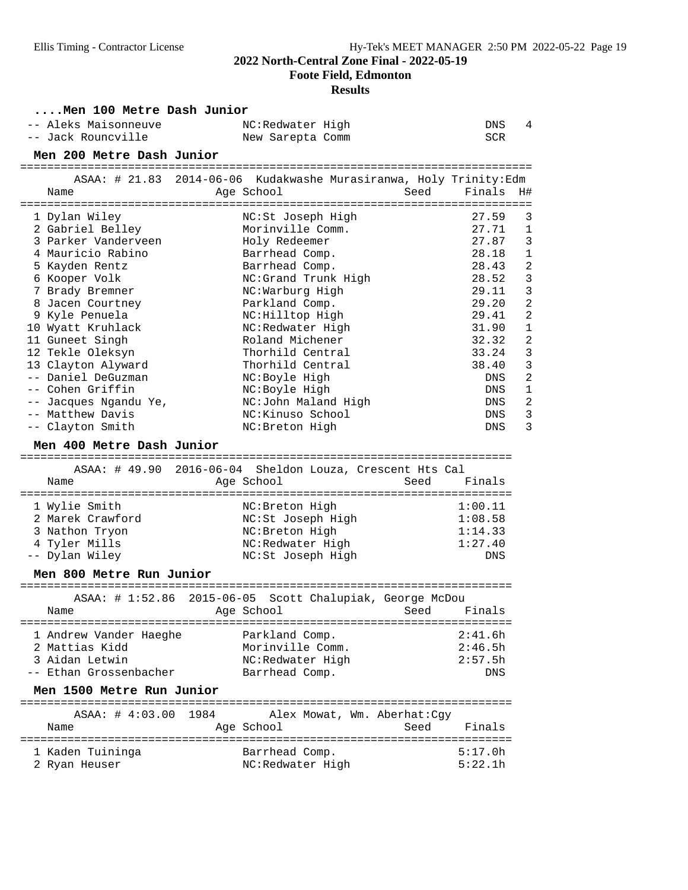## 2022 North-Central Zone Final - 2022-05-19

### Foote Field, Edmonton

### Results

#### ....Men 100 Metre Dash Junior

| Place | Name | Age | School | Seed | Finals | H# |
|---|---|---|---|---|---|---|
| -- | Aleks Maisonneuve | | NC:Redwater High | | DNS | 4 |
| -- | Jack Rouncville | | New Sarepta Comm | | SCR | |

#### Men 200 Metre Dash Junior

ASAA: # 21.83 2014-06-06 Kudakwashe Murasiranwa, Holy Trinity:Edm

| Place | Name | Age | School | Seed | Finals | H# |
|---|---|---|---|---|---|---|
| 1 | Dylan Wiley | | NC:St Joseph High | | 27.59 | 3 |
| 2 | Gabriel Belley | | Morinville Comm. | | 27.71 | 1 |
| 3 | Parker Vanderveen | | Holy Redeemer | | 27.87 | 3 |
| 4 | Mauricio Rabino | | Barrhead Comp. | | 28.18 | 1 |
| 5 | Kayden Rentz | | Barrhead Comp. | | 28.43 | 2 |
| 6 | Kooper Volk | | NC:Grand Trunk High | | 28.52 | 3 |
| 7 | Brady Bremner | | NC:Warburg High | | 29.11 | 3 |
| 8 | Jacen Courtney | | Parkland Comp. | | 29.20 | 2 |
| 9 | Kyle Penuela | | NC:Hilltop High | | 29.41 | 2 |
| 10 | Wyatt Kruhlack | | NC:Redwater High | | 31.90 | 1 |
| 11 | Guneet Singh | | Roland Michener | | 32.32 | 2 |
| 12 | Tekle Oleksyn | | Thorhild Central | | 33.24 | 3 |
| 13 | Clayton Alyward | | Thorhild Central | | 38.40 | 3 |
| -- | Daniel DeGuzman | | NC:Boyle High | | DNS | 2 |
| -- | Cohen Griffin | | NC:Boyle High | | DNS | 1 |
| -- | Jacques Ngandu Ye, | | NC:John Maland High | | DNS | 2 |
| -- | Matthew Davis | | NC:Kinuso School | | DNS | 3 |
| -- | Clayton Smith | | NC:Breton High | | DNS | 3 |

#### Men 400 Metre Dash Junior

ASAA: # 49.90 2016-06-04 Sheldon Louza, Crescent Hts Cal

| Place | Name | Age | School | Seed | Finals |
|---|---|---|---|---|---|
| 1 | Wylie Smith | | NC:Breton High | | 1:00.11 |
| 2 | Marek Crawford | | NC:St Joseph High | | 1:08.58 |
| 3 | Nathon Tryon | | NC:Breton High | | 1:14.33 |
| 4 | Tyler Mills | | NC:Redwater High | | 1:27.40 |
| -- | Dylan Wiley | | NC:St Joseph High | | DNS |

#### Men 800 Metre Run Junior

ASAA: # 1:52.86 2015-06-05 Scott Chalupiak, George McDou

| Place | Name | Age | School | Seed | Finals |
|---|---|---|---|---|---|
| 1 | Andrew Vander Haeghe | | Parkland Comp. | | 2:41.6h |
| 2 | Mattias Kidd | | Morinville Comm. | | 2:46.5h |
| 3 | Aidan Letwin | | NC:Redwater High | | 2:57.5h |
| -- | Ethan Grossenbacher | | Barrhead Comp. | | DNS |

#### Men 1500 Metre Run Junior

ASAA: # 4:03.00 1984 Alex Mowat, Wm. Aberhat:Cgy

| Place | Name | Age | School | Seed | Finals |
|---|---|---|---|---|---|
| 1 | Kaden Tuininga | | Barrhead Comp. | | 5:17.0h |
| 2 | Ryan Heuser | | NC:Redwater High | | 5:22.1h |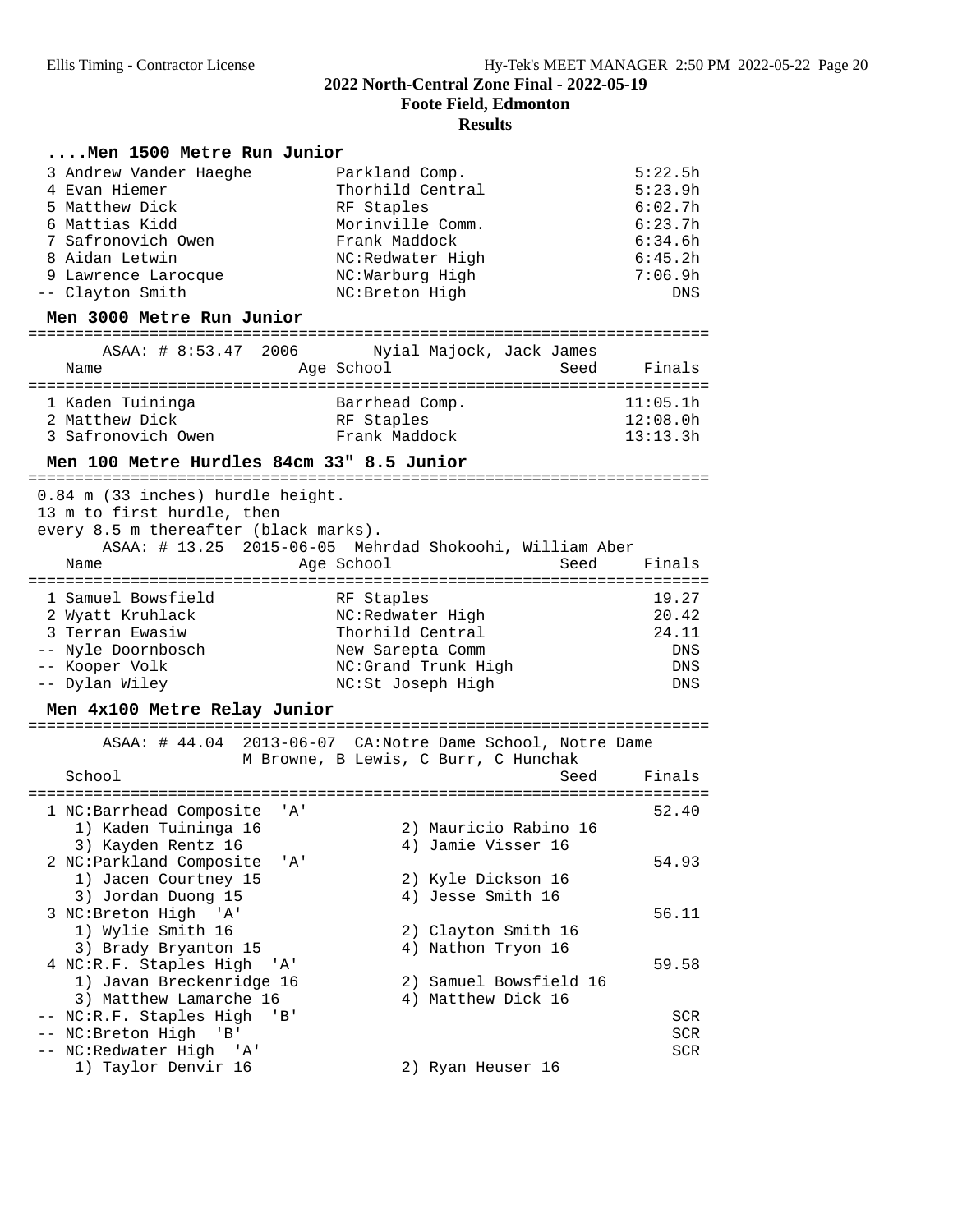# 2022 North-Central Zone Final - 2022-05-19

**Foote Field, Edmonton**

**Results**

### ....Men 1500 Metre Run Junior

| Place | Name | School | Finals |
|---|---|---|---|
| 3 | Andrew Vander Haeghe | Parkland Comp. | 5:22.5h |
| 4 | Evan Hiemer | Thorhild Central | 5:23.9h |
| 5 | Matthew Dick | RF Staples | 6:02.7h |
| 6 | Mattias Kidd | Morinville Comm. | 6:23.7h |
| 7 | Safronovich Owen | Frank Maddock | 6:34.6h |
| 8 | Aidan Letwin | NC:Redwater High | 6:45.2h |
| 9 | Lawrence Larocque | NC:Warburg High | 7:06.9h |
| -- | Clayton Smith | NC:Breton High | DNS |

### Men 3000 Metre Run Junior

ASAA: # 8:53.47 2006 Nyial Majock, Jack James

| Place | Name | Age | School | Seed | Finals |
|---|---|---|---|---|---|
| 1 | Kaden Tuininga | | Barrhead Comp. | | 11:05.1h |
| 2 | Matthew Dick | | RF Staples | | 12:08.0h |
| 3 | Safronovich Owen | | Frank Maddock | | 13:13.3h |

### Men 100 Metre Hurdles 84cm 33" 8.5 Junior

0.84 m (33 inches) hurdle height.
13 m to first hurdle, then
every 8.5 m thereafter (black marks).

ASAA: # 13.25 2015-06-05 Mehrdad Shokoohi, William Aber

| Place | Name | Age | School | Seed | Finals |
|---|---|---|---|---|---|
| 1 | Samuel Bowsfield | | RF Staples | | 19.27 |
| 2 | Wyatt Kruhlack | | NC:Redwater High | | 20.42 |
| 3 | Terran Ewasiw | | Thorhild Central | | 24.11 |
| -- | Nyle Doornbosch | | New Sarepta Comm | | DNS |
| -- | Kooper Volk | | NC:Grand Trunk High | | DNS |
| -- | Dylan Wiley | | NC:St Joseph High | | DNS |

### Men 4x100 Metre Relay Junior

ASAA: # 44.04 2013-06-07 CA:Notre Dame School, Notre Dame
M Browne, B Lewis, C Burr, C Hunchak

| Place | School | Seed | Finals |
|---|---|---|---|
| 1 | NC:Barrhead Composite 'A' | | 52.40 |
| | 1) Kaden Tuininga 16, 2) Mauricio Rabino 16, 3) Kayden Rentz 16, 4) Jamie Visser 16 | | |
| 2 | NC:Parkland Composite 'A' | | 54.93 |
| | 1) Jacen Courtney 15, 2) Kyle Dickson 16, 3) Jordan Duong 15, 4) Jesse Smith 16 | | |
| 3 | NC:Breton High 'A' | | 56.11 |
| | 1) Wylie Smith 16, 2) Clayton Smith 16, 3) Brady Bryanton 15, 4) Nathon Tryon 16 | | |
| 4 | NC:R.F. Staples High 'A' | | 59.58 |
| | 1) Javan Breckenridge 16, 2) Samuel Bowsfield 16, 3) Matthew Lamarche 16, 4) Matthew Dick 16 | | |
| -- | NC:R.F. Staples High 'B' | | SCR |
| -- | NC:Breton High 'B' | | SCR |
| -- | NC:Redwater High 'A' | | SCR |
| | 1) Taylor Denvir 16, 2) Ryan Heuser 16 | | |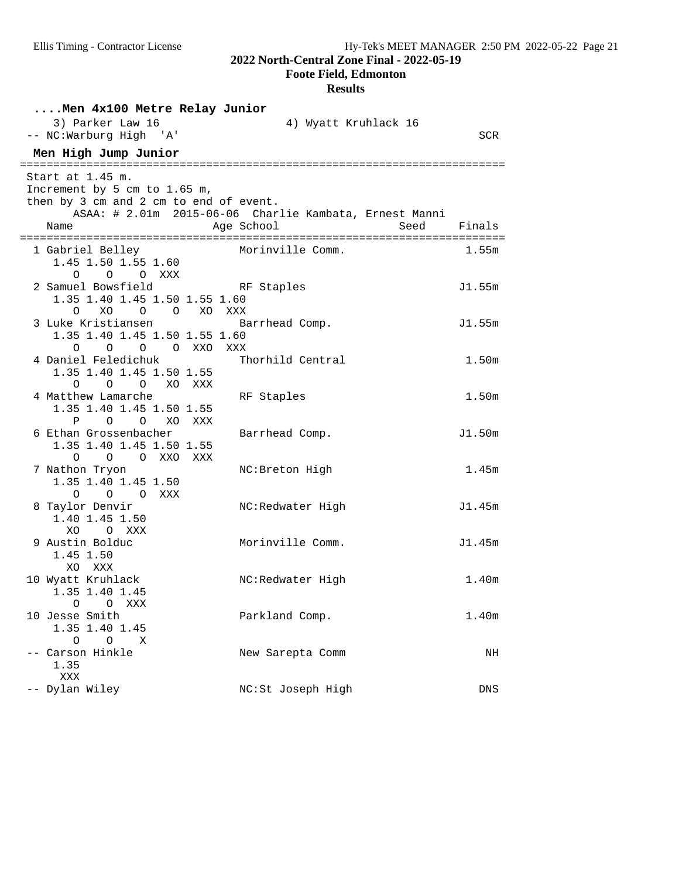## 2022 North-Central Zone Final - 2022-05-19

**Foote Field, Edmonton**

**Results**

### ....Men 4x100 Metre Relay Junior

```
   3) Parker Law 16                 4) Wyatt Kruhlack 16
-- NC:Warburg High  'A'                                             SCR
```

### Men High Jump Junior

```
=======================================================================
Start at 1.45 m.
Increment by 5 cm to 1.65 m,
then by 3 cm and 2 cm to end of event.
       ASAA: # 2.01m  2015-06-06  Charlie Kambata, Ernest Manni
    Name                    Age School                    Seed     Finals
=======================================================================
  1 Gabriel Belley             Morinville Comm.                   1.55m
     1.45 1.50 1.55 1.60
        O    O    O  XXX
  2 Samuel Bowsfield           RF Staples                        J1.55m
     1.35 1.40 1.45 1.50 1.55 1.60
        O   XO    O    O   XO  XXX
  3 Luke Kristiansen           Barrhead Comp.                    J1.55m
     1.35 1.40 1.45 1.50 1.55 1.60
        O    O    O    O  XXO  XXX
  4 Daniel Feledichuk          Thorhild Central                   1.50m
     1.35 1.40 1.45 1.50 1.55
        O    O    O   XO  XXX
  4 Matthew Lamarche           RF Staples                         1.50m
     1.35 1.40 1.45 1.50 1.55
        P    O    O   XO  XXX
  6 Ethan Grossenbacher        Barrhead Comp.                    J1.50m
     1.35 1.40 1.45 1.50 1.55
        O    O    O  XXO  XXX
  7 Nathon Tryon               NC:Breton High                     1.45m
     1.35 1.40 1.45 1.50
        O    O    O  XXX
  8 Taylor Denvir              NC:Redwater High                  J1.45m
     1.40 1.45 1.50
       XO    O  XXX
  9 Austin Bolduc              Morinville Comm.                  J1.45m
     1.45 1.50
       XO  XXX
 10 Wyatt Kruhlack             NC:Redwater High                   1.40m
     1.35 1.40 1.45
        O    O  XXX
 10 Jesse Smith                Parkland Comp.                     1.40m
     1.35 1.40 1.45
        O    O    X
 -- Carson Hinkle              New Sarepta Comm                      NH
     1.35
      XXX
 -- Dylan Wiley                NC:St Joseph High                    DNS
```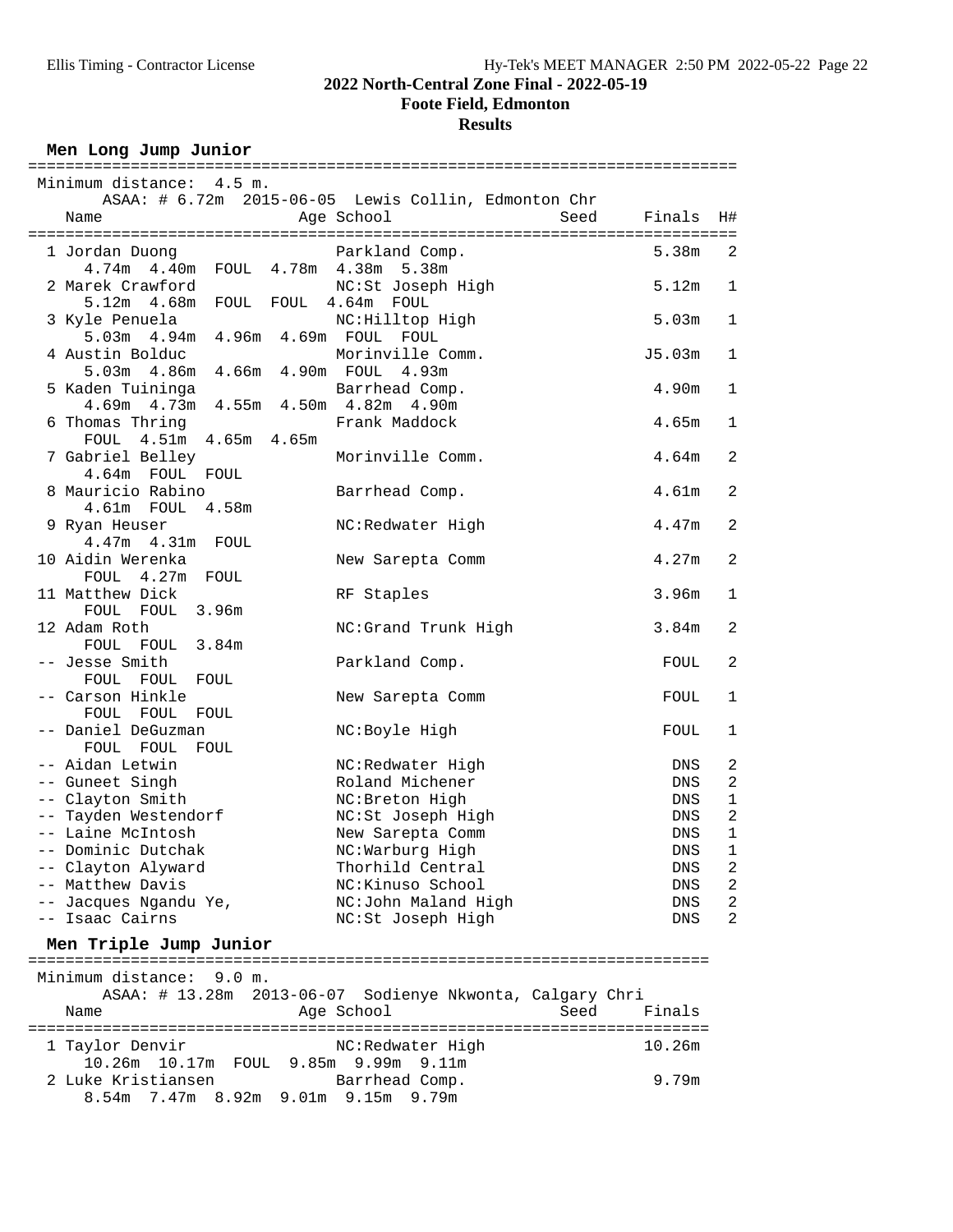## 2022 North-Central Zone Final - 2022-05-19

### Foote Field, Edmonton

### Results

#### Men Long Jump Junior

Minimum distance: 4.5 m.
ASAA: # 6.72m 2015-06-05 Lewis Collin, Edmonton Chr

| Place | Name | Age | School | Seed | Finals | H# |
|---|---|---|---|---|---|---|
| 1 | Jordan Duong | | Parkland Comp. | | 5.38m | 2 |
| | 4.74m 4.40m FOUL 4.78m 4.38m 5.38m | | | | | |
| 2 | Marek Crawford | | NC:St Joseph High | | 5.12m | 1 |
| | 5.12m 4.68m FOUL FOUL 4.64m FOUL | | | | | |
| 3 | Kyle Penuela | | NC:Hilltop High | | 5.03m | 1 |
| | 5.03m 4.94m 4.96m 4.69m FOUL FOUL | | | | | |
| 4 | Austin Bolduc | | Morinville Comm. | | J5.03m | 1 |
| | 5.03m 4.86m 4.66m 4.90m FOUL 4.93m | | | | | |
| 5 | Kaden Tuininga | | Barrhead Comp. | | 4.90m | 1 |
| | 4.69m 4.73m 4.55m 4.50m 4.82m 4.90m | | | | | |
| 6 | Thomas Thring | | Frank Maddock | | 4.65m | 1 |
| | FOUL 4.51m 4.65m 4.65m | | | | | |
| 7 | Gabriel Belley | | Morinville Comm. | | 4.64m | 2 |
| | 4.64m FOUL FOUL | | | | | |
| 8 | Mauricio Rabino | | Barrhead Comp. | | 4.61m | 2 |
| | 4.61m FOUL 4.58m | | | | | |
| 9 | Ryan Heuser | | NC:Redwater High | | 4.47m | 2 |
| | 4.47m 4.31m FOUL | | | | | |
| 10 | Aidin Werenka | | New Sarepta Comm | | 4.27m | 2 |
| | FOUL 4.27m FOUL | | | | | |
| 11 | Matthew Dick | | RF Staples | | 3.96m | 1 |
| | FOUL FOUL 3.96m | | | | | |
| 12 | Adam Roth | | NC:Grand Trunk High | | 3.84m | 2 |
| | FOUL FOUL 3.84m | | | | | |
| -- | Jesse Smith | | Parkland Comp. | | FOUL | 2 |
| | FOUL FOUL FOUL | | | | | |
| -- | Carson Hinkle | | New Sarepta Comm | | FOUL | 1 |
| | FOUL FOUL FOUL | | | | | |
| -- | Daniel DeGuzman | | NC:Boyle High | | FOUL | 1 |
| | FOUL FOUL FOUL | | | | | |
| -- | Aidan Letwin | | NC:Redwater High | | DNS | 2 |
| -- | Guneet Singh | | Roland Michener | | DNS | 2 |
| -- | Clayton Smith | | NC:Breton High | | DNS | 1 |
| -- | Tayden Westendorf | | NC:St Joseph High | | DNS | 2 |
| -- | Laine McIntosh | | New Sarepta Comm | | DNS | 1 |
| -- | Dominic Dutchak | | NC:Warburg High | | DNS | 1 |
| -- | Clayton Alyward | | Thorhild Central | | DNS | 2 |
| -- | Matthew Davis | | NC:Kinuso School | | DNS | 2 |
| -- | Jacques Ngandu Ye, | | NC:John Maland High | | DNS | 2 |
| -- | Isaac Cairns | | NC:St Joseph High | | DNS | 2 |

#### Men Triple Jump Junior

Minimum distance: 9.0 m.
ASAA: # 13.28m 2013-06-07 Sodienye Nkwonta, Calgary Chri

| Place | Name | Age | School | Seed | Finals |
|---|---|---|---|---|---|
| 1 | Taylor Denvir | | NC:Redwater High | | 10.26m |
| | 10.26m 10.17m FOUL 9.85m 9.99m 9.11m | | | | |
| 2 | Luke Kristiansen | | Barrhead Comp. | | 9.79m |
| | 8.54m 7.47m 8.92m 9.01m 9.15m 9.79m | | | | |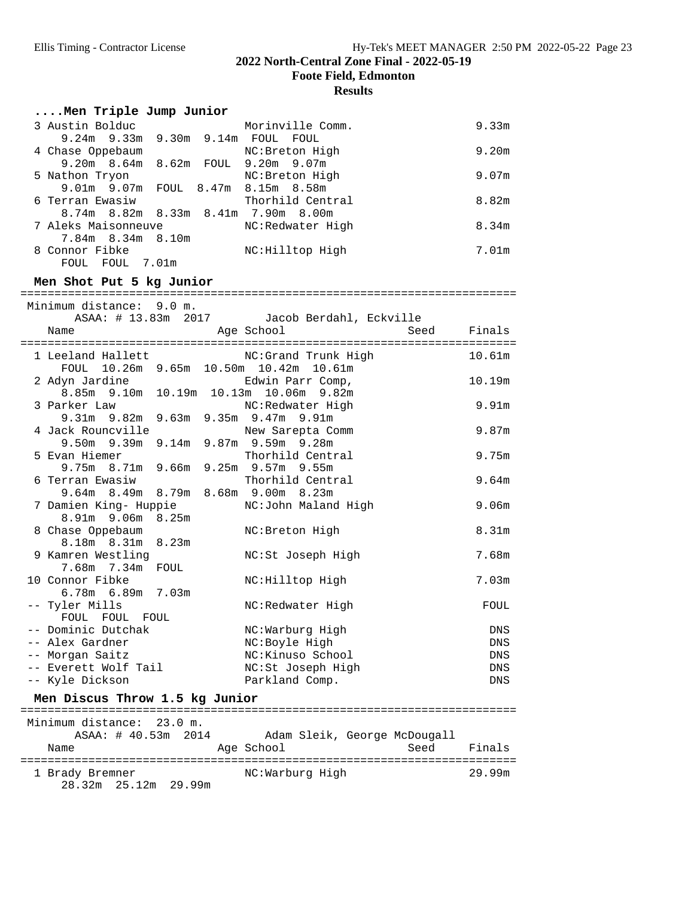## ....Men Triple Jump Junior

| Place | Name | School | Finals |
|---|---|---|---|
| 3 | Austin Bolduc | Morinville Comm. | 9.33m |
| | 9.24m 9.33m 9.30m 9.14m FOUL FOUL | | |
| 4 | Chase Oppebaum | NC:Breton High | 9.20m |
| | 9.20m 8.64m 8.62m FOUL 9.20m 9.07m | | |
| 5 | Nathon Tryon | NC:Breton High | 9.07m |
| | 9.01m 9.07m FOUL 8.47m 8.15m 8.58m | | |
| 6 | Terran Ewasiw | Thorhild Central | 8.82m |
| | 8.74m 8.82m 8.33m 8.41m 7.90m 8.00m | | |
| 7 | Aleks Maisonneuve | NC:Redwater High | 8.34m |
| | 7.84m 8.34m 8.10m | | |
| 8 | Connor Fibke | NC:Hilltop High | 7.01m |
| | FOUL FOUL 7.01m | | |

## Men Shot Put 5 kg Junior

Minimum distance: 9.0 m.
ASAA: # 13.83m 2017 Jacob Berdahl, Eckville

| Place | Name | Age | School | Seed | Finals |
|---|---|---|---|---|---|
| 1 | Leeland Hallett | | NC:Grand Trunk High | | 10.61m |
| | FOUL 10.26m 9.65m 10.50m 10.42m 10.61m | | | | |
| 2 | Adyn Jardine | | Edwin Parr Comp, | | 10.19m |
| | 8.85m 9.10m 10.19m 10.13m 10.06m 9.82m | | | | |
| 3 | Parker Law | | NC:Redwater High | | 9.91m |
| | 9.31m 9.82m 9.63m 9.35m 9.47m 9.91m | | | | |
| 4 | Jack Rouncville | | New Sarepta Comm | | 9.87m |
| | 9.50m 9.39m 9.14m 9.87m 9.59m 9.28m | | | | |
| 5 | Evan Hiemer | | Thorhild Central | | 9.75m |
| | 9.75m 8.71m 9.66m 9.25m 9.57m 9.55m | | | | |
| 6 | Terran Ewasiw | | Thorhild Central | | 9.64m |
| | 9.64m 8.49m 8.79m 8.68m 9.00m 8.23m | | | | |
| 7 | Damien King- Huppie | | NC:John Maland High | | 9.06m |
| | 8.91m 9.06m 8.25m | | | | |
| 8 | Chase Oppebaum | | NC:Breton High | | 8.31m |
| | 8.18m 8.31m 8.23m | | | | |
| 9 | Kamren Westling | | NC:St Joseph High | | 7.68m |
| | 7.68m 7.34m FOUL | | | | |
| 10 | Connor Fibke | | NC:Hilltop High | | 7.03m |
| | 6.78m 6.89m 7.03m | | | | |
| -- | Tyler Mills | | NC:Redwater High | | FOUL |
| | FOUL FOUL FOUL | | | | |
| -- | Dominic Dutchak | | NC:Warburg High | | DNS |
| -- | Alex Gardner | | NC:Boyle High | | DNS |
| -- | Morgan Saitz | | NC:Kinuso School | | DNS |
| -- | Everett Wolf Tail | | NC:St Joseph High | | DNS |
| -- | Kyle Dickson | | Parkland Comp. | | DNS |

## Men Discus Throw 1.5 kg Junior

Minimum distance: 23.0 m.
ASAA: # 40.53m 2014 Adam Sleik, George McDougall

| Place | Name | Age | School | Seed | Finals |
|---|---|---|---|---|---|
| 1 | Brady Bremner | | NC:Warburg High | | 29.99m |
| | 28.32m 25.12m 29.99m | | | | |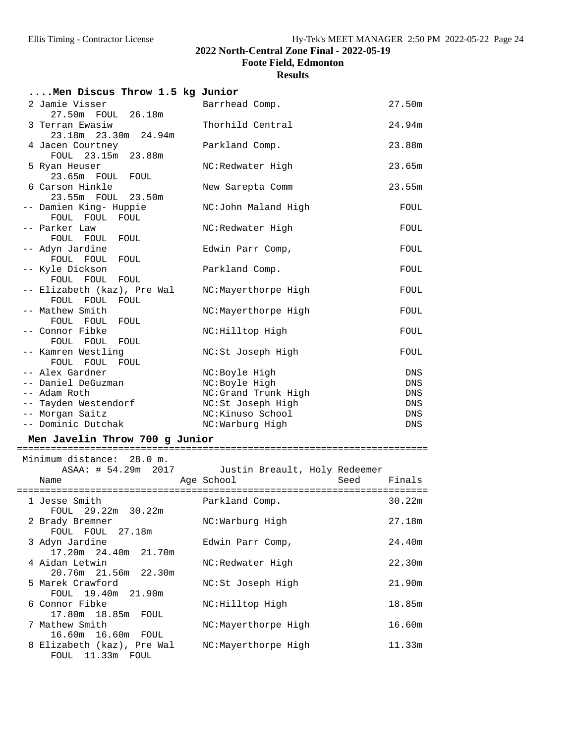## 2022 North-Central Zone Final - 2022-05-19

**Foote Field, Edmonton**

**Results**

### ....Men Discus Throw 1.5 kg Junior

| Place | Name | School | Finals | Attempts |
|---|---|---|---|---|
| 2 | Jamie Visser | Barrhead Comp. | 27.50m | 27.50m FOUL 26.18m |
| 3 | Terran Ewasiw | Thorhild Central | 24.94m | 23.18m 23.30m 24.94m |
| 4 | Jacen Courtney | Parkland Comp. | 23.88m | FOUL 23.15m 23.88m |
| 5 | Ryan Heuser | NC:Redwater High | 23.65m | 23.65m FOUL FOUL |
| 6 | Carson Hinkle | New Sarepta Comm | 23.55m | 23.55m FOUL 23.50m |
| -- | Damien King- Huppie | NC:John Maland High | FOUL | FOUL FOUL FOUL |
| -- | Parker Law | NC:Redwater High | FOUL | FOUL FOUL FOUL |
| -- | Adyn Jardine | Edwin Parr Comp, | FOUL | FOUL FOUL FOUL |
| -- | Kyle Dickson | Parkland Comp. | FOUL | FOUL FOUL FOUL |
| -- | Elizabeth (kaz), Pre Wal | NC:Mayerthorpe High | FOUL | FOUL FOUL FOUL |
| -- | Mathew Smith | NC:Mayerthorpe High | FOUL | FOUL FOUL FOUL |
| -- | Connor Fibke | NC:Hilltop High | FOUL | FOUL FOUL FOUL |
| -- | Kamren Westling | NC:St Joseph High | FOUL | FOUL FOUL FOUL |
| -- | Alex Gardner | NC:Boyle High | DNS | |
| -- | Daniel DeGuzman | NC:Boyle High | DNS | |
| -- | Adam Roth | NC:Grand Trunk High | DNS | |
| -- | Tayden Westendorf | NC:St Joseph High | DNS | |
| -- | Morgan Saitz | NC:Kinuso School | DNS | |
| -- | Dominic Dutchak | NC:Warburg High | DNS | |

### Men Javelin Throw 700 g Junior

Minimum distance: 28.0 m.
ASAA: # 54.29m 2017 Justin Breault, Holy Redeemer

| Place | Name | Age | School | Seed | Finals | Attempts |
|---|---|---|---|---|---|---|
| 1 | Jesse Smith | | Parkland Comp. | | 30.22m | FOUL 29.22m 30.22m |
| 2 | Brady Bremner | | NC:Warburg High | | 27.18m | FOUL FOUL 27.18m |
| 3 | Adyn Jardine | | Edwin Parr Comp, | | 24.40m | 17.20m 24.40m 21.70m |
| 4 | Aidan Letwin | | NC:Redwater High | | 22.30m | 20.76m 21.56m 22.30m |
| 5 | Marek Crawford | | NC:St Joseph High | | 21.90m | FOUL 19.40m 21.90m |
| 6 | Connor Fibke | | NC:Hilltop High | | 18.85m | 17.80m 18.85m FOUL |
| 7 | Mathew Smith | | NC:Mayerthorpe High | | 16.60m | 16.60m 16.60m FOUL |
| 8 | Elizabeth (kaz), Pre Wal | | NC:Mayerthorpe High | | 11.33m | FOUL 11.33m FOUL |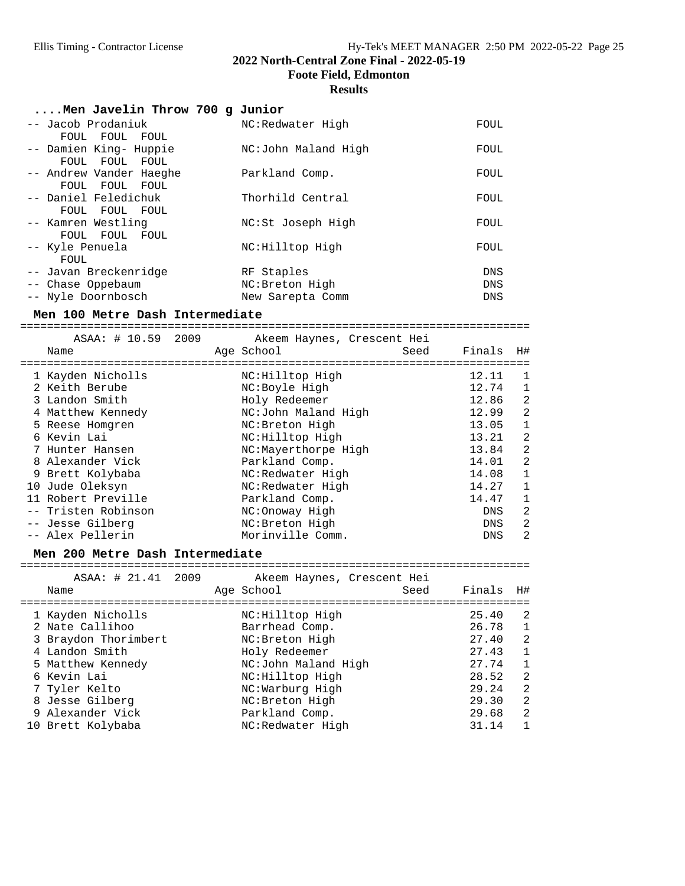**2022 North-Central Zone Final - 2022-05-19**

**Foote Field, Edmonton**

**Results**

### ....Men Javelin Throw 700 g Junior

| Place | Name | School | Finals |
|---|---|---|---|
| -- | Jacob Prodaniuk | NC:Redwater High | FOUL |
| | FOUL FOUL FOUL | | |
| -- | Damien King- Huppie | NC:John Maland High | FOUL |
| | FOUL FOUL FOUL | | |
| -- | Andrew Vander Haeghe | Parkland Comp. | FOUL |
| | FOUL FOUL FOUL | | |
| -- | Daniel Feledichuk | Thorhild Central | FOUL |
| | FOUL FOUL FOUL | | |
| -- | Kamren Westling | NC:St Joseph High | FOUL |
| | FOUL FOUL FOUL | | |
| -- | Kyle Penuela | NC:Hilltop High | FOUL |
| | FOUL | | |
| -- | Javan Breckenridge | RF Staples | DNS |
| -- | Chase Oppebaum | NC:Breton High | DNS |
| -- | Nyle Doornbosch | New Sarepta Comm | DNS |

### Men 100 Metre Dash Intermediate

ASAA: # 10.59 2009 Akeem Haynes, Crescent Hei

| Place | Name | Age | School | Seed | Finals | H# |
|---|---|---|---|---|---|---|
| 1 | Kayden Nicholls | | NC:Hilltop High | | 12.11 | 1 |
| 2 | Keith Berube | | NC:Boyle High | | 12.74 | 1 |
| 3 | Landon Smith | | Holy Redeemer | | 12.86 | 2 |
| 4 | Matthew Kennedy | | NC:John Maland High | | 12.99 | 2 |
| 5 | Reese Homgren | | NC:Breton High | | 13.05 | 1 |
| 6 | Kevin Lai | | NC:Hilltop High | | 13.21 | 2 |
| 7 | Hunter Hansen | | NC:Mayerthorpe High | | 13.84 | 2 |
| 8 | Alexander Vick | | Parkland Comp. | | 14.01 | 2 |
| 9 | Brett Kolybaba | | NC:Redwater High | | 14.08 | 1 |
| 10 | Jude Oleksyn | | NC:Redwater High | | 14.27 | 1 |
| 11 | Robert Preville | | Parkland Comp. | | 14.47 | 1 |
| -- | Tristen Robinson | | NC:Onoway High | | DNS | 2 |
| -- | Jesse Gilberg | | NC:Breton High | | DNS | 2 |
| -- | Alex Pellerin | | Morinville Comm. | | DNS | 2 |

### Men 200 Metre Dash Intermediate

ASAA: # 21.41 2009 Akeem Haynes, Crescent Hei

| Place | Name | Age | School | Seed | Finals | H# |
|---|---|---|---|---|---|---|
| 1 | Kayden Nicholls | | NC:Hilltop High | | 25.40 | 2 |
| 2 | Nate Callihoo | | Barrhead Comp. | | 26.78 | 1 |
| 3 | Braydon Thorimbert | | NC:Breton High | | 27.40 | 2 |
| 4 | Landon Smith | | Holy Redeemer | | 27.43 | 1 |
| 5 | Matthew Kennedy | | NC:John Maland High | | 27.74 | 1 |
| 6 | Kevin Lai | | NC:Hilltop High | | 28.52 | 2 |
| 7 | Tyler Kelto | | NC:Warburg High | | 29.24 | 2 |
| 8 | Jesse Gilberg | | NC:Breton High | | 29.30 | 2 |
| 9 | Alexander Vick | | Parkland Comp. | | 29.68 | 2 |
| 10 | Brett Kolybaba | | NC:Redwater High | | 31.14 | 1 |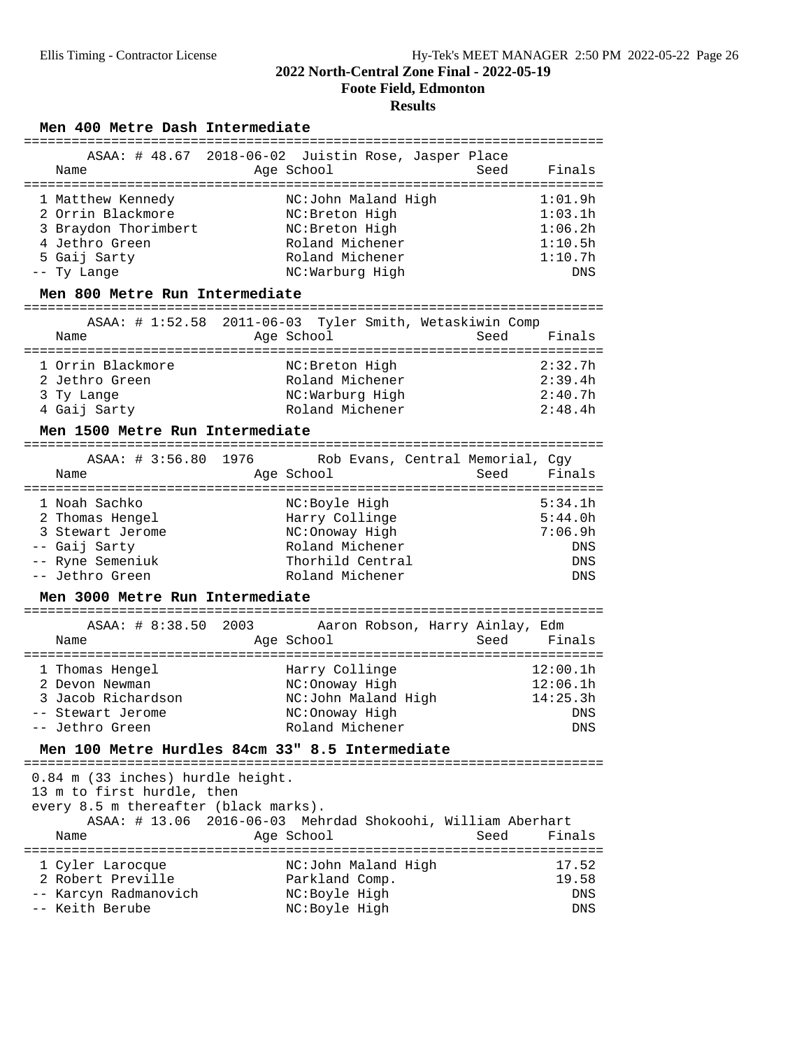## 2022 North-Central Zone Final - 2022-05-19

### Foote Field, Edmonton

### Results

#### Men 400 Metre Dash Intermediate

ASAA: # 48.67 2018-06-02 Juistin Rose, Jasper Place

| Place | Name | Age | School | Seed | Finals |
|---|---|---|---|---|---|
| 1 | Matthew Kennedy | | NC:John Maland High | | 1:01.9h |
| 2 | Orrin Blackmore | | NC:Breton High | | 1:03.1h |
| 3 | Braydon Thorimbert | | NC:Breton High | | 1:06.2h |
| 4 | Jethro Green | | Roland Michener | | 1:10.5h |
| 5 | Gaij Sarty | | Roland Michener | | 1:10.7h |
| -- | Ty Lange | | NC:Warburg High | | DNS |

#### Men 800 Metre Run Intermediate

ASAA: # 1:52.58 2011-06-03 Tyler Smith, Wetaskiwin Comp

| Place | Name | Age | School | Seed | Finals |
|---|---|---|---|---|---|
| 1 | Orrin Blackmore | | NC:Breton High | | 2:32.7h |
| 2 | Jethro Green | | Roland Michener | | 2:39.4h |
| 3 | Ty Lange | | NC:Warburg High | | 2:40.7h |
| 4 | Gaij Sarty | | Roland Michener | | 2:48.4h |

#### Men 1500 Metre Run Intermediate

ASAA: # 3:56.80 1976 Rob Evans, Central Memorial, Cgy

| Place | Name | Age | School | Seed | Finals |
|---|---|---|---|---|---|
| 1 | Noah Sachko | | NC:Boyle High | | 5:34.1h |
| 2 | Thomas Hengel | | Harry Collinge | | 5:44.0h |
| 3 | Stewart Jerome | | NC:Onoway High | | 7:06.9h |
| -- | Gaij Sarty | | Roland Michener | | DNS |
| -- | Ryne Semeniuk | | Thorhild Central | | DNS |
| -- | Jethro Green | | Roland Michener | | DNS |

#### Men 3000 Metre Run Intermediate

ASAA: # 8:38.50 2003 Aaron Robson, Harry Ainlay, Edm

| Place | Name | Age | School | Seed | Finals |
|---|---|---|---|---|---|
| 1 | Thomas Hengel | | Harry Collinge | | 12:00.1h |
| 2 | Devon Newman | | NC:Onoway High | | 12:06.1h |
| 3 | Jacob Richardson | | NC:John Maland High | | 14:25.3h |
| -- | Stewart Jerome | | NC:Onoway High | | DNS |
| -- | Jethro Green | | Roland Michener | | DNS |

#### Men 100 Metre Hurdles 84cm 33" 8.5 Intermediate

0.84 m (33 inches) hurdle height.
13 m to first hurdle, then
every 8.5 m thereafter (black marks).

ASAA: # 13.06 2016-06-03 Mehrdad Shokoohi, William Aberhart

| Place | Name | Age | School | Seed | Finals |
|---|---|---|---|---|---|
| 1 | Cyler Larocque | | NC:John Maland High | | 17.52 |
| 2 | Robert Preville | | Parkland Comp. | | 19.58 |
| -- | Karcyn Radmanovich | | NC:Boyle High | | DNS |
| -- | Keith Berube | | NC:Boyle High | | DNS |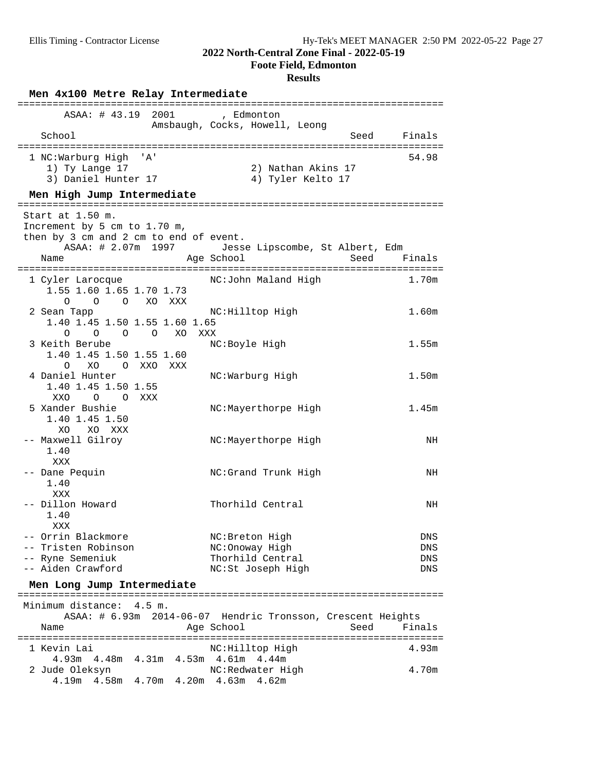## 2022 North-Central Zone Final - 2022-05-19

**Foote Field, Edmonton**

**Results**

### Men 4x100 Metre Relay Intermediate

```
===========================================================================
       ASAA: # 43.19  2001        , Edmonton
                  Amsbaugh, Cocks, Howell, Leong
    School                                                Seed    Finals
===========================================================================
  1 NC:Warburg High  'A'                                           54.98
     1) Ty Lange 17                      2) Nathan Akins 17
     3) Daniel Hunter 17                 4) Tyler Kelto 17
```

### Men High Jump Intermediate

```
===========================================================================
 Start at 1.50 m.
 Increment by 5 cm to 1.70 m,
 then by 3 cm and 2 cm to end of event.
       ASAA: # 2.07m  1997       Jesse Lipscombe, St Albert, Edm
    Name                    Age School                    Seed    Finals
===========================================================================
  1 Cyler Larocque              NC:John Maland High                1.70m
     1.55 1.60 1.65 1.70 1.73
        O    O    O   XO  XXX
  2 Sean Tapp                   NC:Hilltop High                    1.60m
     1.40 1.45 1.50 1.55 1.60 1.65
        O    O    O    O   XO  XXX
  3 Keith Berube                NC:Boyle High                      1.55m
     1.40 1.45 1.50 1.55 1.60
        O   XO    O  XXO  XXX
  4 Daniel Hunter               NC:Warburg High                    1.50m
     1.40 1.45 1.50 1.55
      XXO    O    O  XXX
  5 Xander Bushie               NC:Mayerthorpe High                1.45m
     1.40 1.45 1.50
       XO   XO  XXX
 -- Maxwell Gilroy              NC:Mayerthorpe High                   NH
     1.40
      XXX
 -- Dane Pequin                 NC:Grand Trunk High                   NH
     1.40
      XXX
 -- Dillon Howard               Thorhild Central                      NH
     1.40
      XXX
 -- Orrin Blackmore             NC:Breton High                       DNS
 -- Tristen Robinson            NC:Onoway High                       DNS
 -- Ryne Semeniuk               Thorhild Central                     DNS
 -- Aiden Crawford              NC:St Joseph High                    DNS
```

### Men Long Jump Intermediate

```
===========================================================================
 Minimum distance:  4.5 m.
       ASAA: # 6.93m  2014-06-07  Hendric Tronsson, Crescent Heights
    Name                    Age School                    Seed    Finals
===========================================================================
  1 Kevin Lai                   NC:Hilltop High                    4.93m
      4.93m  4.48m  4.31m  4.53m  4.61m  4.44m
  2 Jude Oleksyn                NC:Redwater High                   4.70m
      4.19m  4.58m  4.70m  4.20m  4.63m  4.62m
```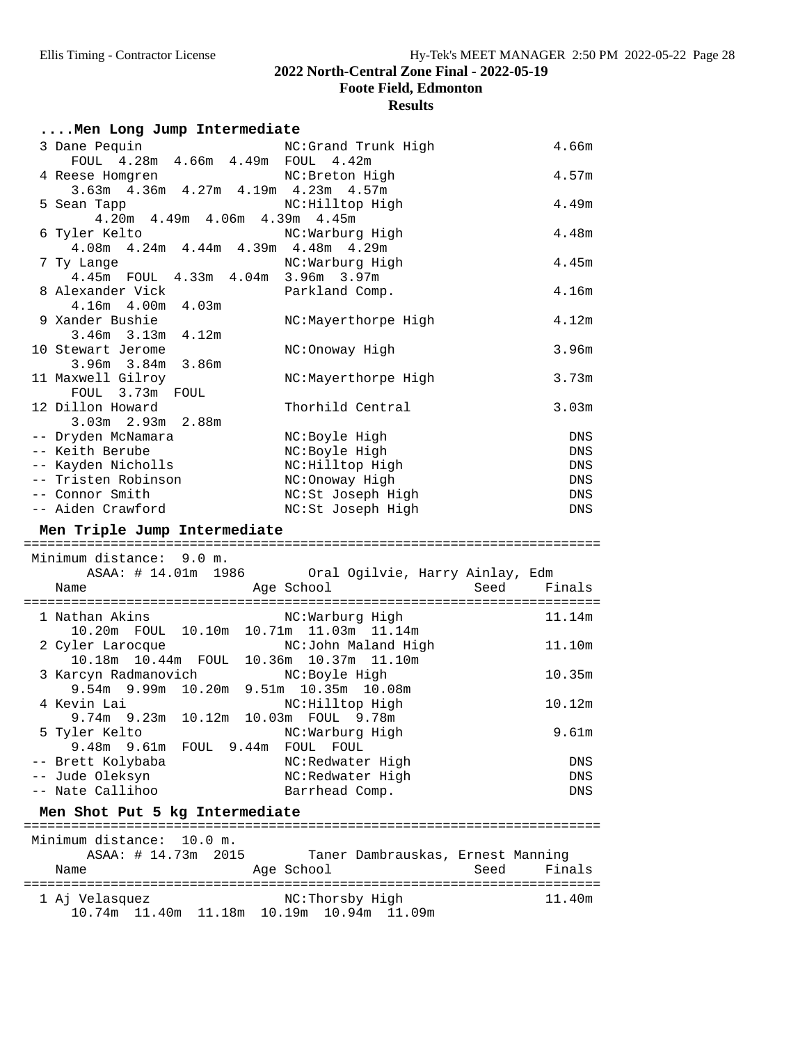**2022 North-Central Zone Final - 2022-05-19**
**Foote Field, Edmonton**
**Results**

### ....Men Long Jump Intermediate

```
  3 Dane Pequin                 NC:Grand Trunk High              4.66m
     FOUL  4.28m  4.66m  4.49m  FOUL  4.42m
  4 Reese Homgren               NC:Breton High                   4.57m
     3.63m  4.36m  4.27m  4.19m  4.23m  4.57m
  5 Sean Tapp                   NC:Hilltop High                  4.49m
       4.20m  4.49m  4.06m  4.39m  4.45m
  6 Tyler Kelto                 NC:Warburg High                  4.48m
     4.08m  4.24m  4.44m  4.39m  4.48m  4.29m
  7 Ty Lange                    NC:Warburg High                  4.45m
     4.45m  FOUL  4.33m  4.04m  3.96m  3.97m
  8 Alexander Vick              Parkland Comp.                   4.16m
     4.16m  4.00m  4.03m
  9 Xander Bushie               NC:Mayerthorpe High              4.12m
     3.46m  3.13m  4.12m
 10 Stewart Jerome              NC:Onoway High                   3.96m
     3.96m  3.84m  3.86m
 11 Maxwell Gilroy              NC:Mayerthorpe High              3.73m
     FOUL  3.73m  FOUL
 12 Dillon Howard               Thorhild Central                 3.03m
     3.03m  2.93m  2.88m
 -- Dryden McNamara             NC:Boyle High                      DNS
 -- Keith Berube                NC:Boyle High                      DNS
 -- Kayden Nicholls             NC:Hilltop High                    DNS
 -- Tristen Robinson            NC:Onoway High                     DNS
 -- Connor Smith                NC:St Joseph High                  DNS
 -- Aiden Crawford              NC:St Joseph High                  DNS
```

### Men Triple Jump Intermediate

```
=======================================================================
 Minimum distance:  9.0 m.
        ASAA: # 14.01m  1986        Oral Ogilvie, Harry Ainlay, Edm
   Name                    Age School                  Seed     Finals
=======================================================================
  1 Nathan Akins                NC:Warburg High                 11.14m
     10.20m  FOUL  10.10m  10.71m  11.03m  11.14m
  2 Cyler Larocque              NC:John Maland High             11.10m
     10.18m  10.44m  FOUL  10.36m  10.37m  11.10m
  3 Karcyn Radmanovich          NC:Boyle High                   10.35m
     9.54m  9.99m  10.20m  9.51m  10.35m  10.08m
  4 Kevin Lai                   NC:Hilltop High                 10.12m
     9.74m  9.23m  10.12m  10.03m  FOUL  9.78m
  5 Tyler Kelto                 NC:Warburg High                  9.61m
     9.48m  9.61m  FOUL  9.44m  FOUL  FOUL
 -- Brett Kolybaba              NC:Redwater High                   DNS
 -- Jude Oleksyn                NC:Redwater High                   DNS
 -- Nate Callihoo               Barrhead Comp.                     DNS
```

### Men Shot Put 5 kg Intermediate

```
=======================================================================
 Minimum distance:  10.0 m.
        ASAA: # 14.73m  2015        Taner Dambrauskas, Ernest Manning
   Name                    Age School                  Seed     Finals
=======================================================================
  1 Aj Velasquez                NC:Thorsby High                 11.40m
     10.74m  11.40m  11.18m  10.19m  10.94m  11.09m
```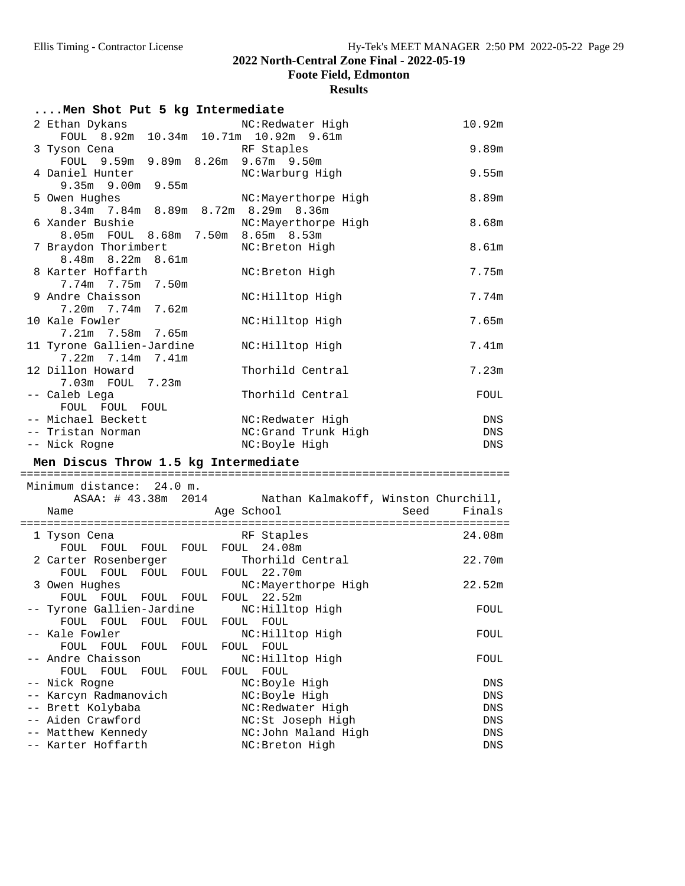## 2022 North-Central Zone Final - 2022-05-19

### Foote Field, Edmonton

### Results

#### ....Men Shot Put 5 kg Intermediate

```
  2 Ethan Dykans                 NC:Redwater High              10.92m
     FOUL  8.92m  10.34m  10.71m  10.92m  9.61m
  3 Tyson Cena                   RF Staples                     9.89m
     FOUL  9.59m  9.89m  8.26m  9.67m  9.50m
  4 Daniel Hunter                NC:Warburg High                9.55m
     9.35m  9.00m  9.55m
  5 Owen Hughes                  NC:Mayerthorpe High            8.89m
     8.34m  7.84m  8.89m  8.72m  8.29m  8.36m
  6 Xander Bushie                NC:Mayerthorpe High            8.68m
     8.05m  FOUL  8.68m  7.50m  8.65m  8.53m
  7 Braydon Thorimbert           NC:Breton High                 8.61m
     8.48m  8.22m  8.61m
  8 Karter Hoffarth              NC:Breton High                 7.75m
     7.74m  7.75m  7.50m
  9 Andre Chaisson               NC:Hilltop High                7.74m
     7.20m  7.74m  7.62m
 10 Kale Fowler                  NC:Hilltop High                7.65m
     7.21m  7.58m  7.65m
 11 Tyrone Gallien-Jardine       NC:Hilltop High                7.41m
     7.22m  7.14m  7.41m
 12 Dillon Howard                Thorhild Central               7.23m
     7.03m  FOUL  7.23m
 -- Caleb Lega                   Thorhild Central                FOUL
     FOUL  FOUL  FOUL
 -- Michael Beckett              NC:Redwater High                 DNS
 -- Tristan Norman               NC:Grand Trunk High              DNS
 -- Nick Rogne                   NC:Boyle High                    DNS
```

#### Men Discus Throw 1.5 kg Intermediate

```
=========================================================================
 Minimum distance:  24.0 m.
       ASAA: # 43.38m  2014      Nathan Kalmakoff, Winston Churchill,
    Name                    Age School                  Seed     Finals
=========================================================================
  1 Tyson Cena                   RF Staples                    24.08m
     FOUL  FOUL  FOUL  FOUL  FOUL  24.08m
  2 Carter Rosenberger           Thorhild Central              22.70m
     FOUL  FOUL  FOUL  FOUL  FOUL  22.70m
  3 Owen Hughes                  NC:Mayerthorpe High           22.52m
     FOUL  FOUL  FOUL  FOUL  FOUL  22.52m
 -- Tyrone Gallien-Jardine       NC:Hilltop High                 FOUL
     FOUL  FOUL  FOUL  FOUL  FOUL  FOUL
 -- Kale Fowler                  NC:Hilltop High                 FOUL
     FOUL  FOUL  FOUL  FOUL  FOUL  FOUL
 -- Andre Chaisson               NC:Hilltop High                 FOUL
     FOUL  FOUL  FOUL  FOUL  FOUL  FOUL
 -- Nick Rogne                   NC:Boyle High                    DNS
 -- Karcyn Radmanovich           NC:Boyle High                    DNS
 -- Brett Kolybaba               NC:Redwater High                 DNS
 -- Aiden Crawford               NC:St Joseph High                DNS
 -- Matthew Kennedy              NC:John Maland High              DNS
 -- Karter Hoffarth              NC:Breton High                   DNS
```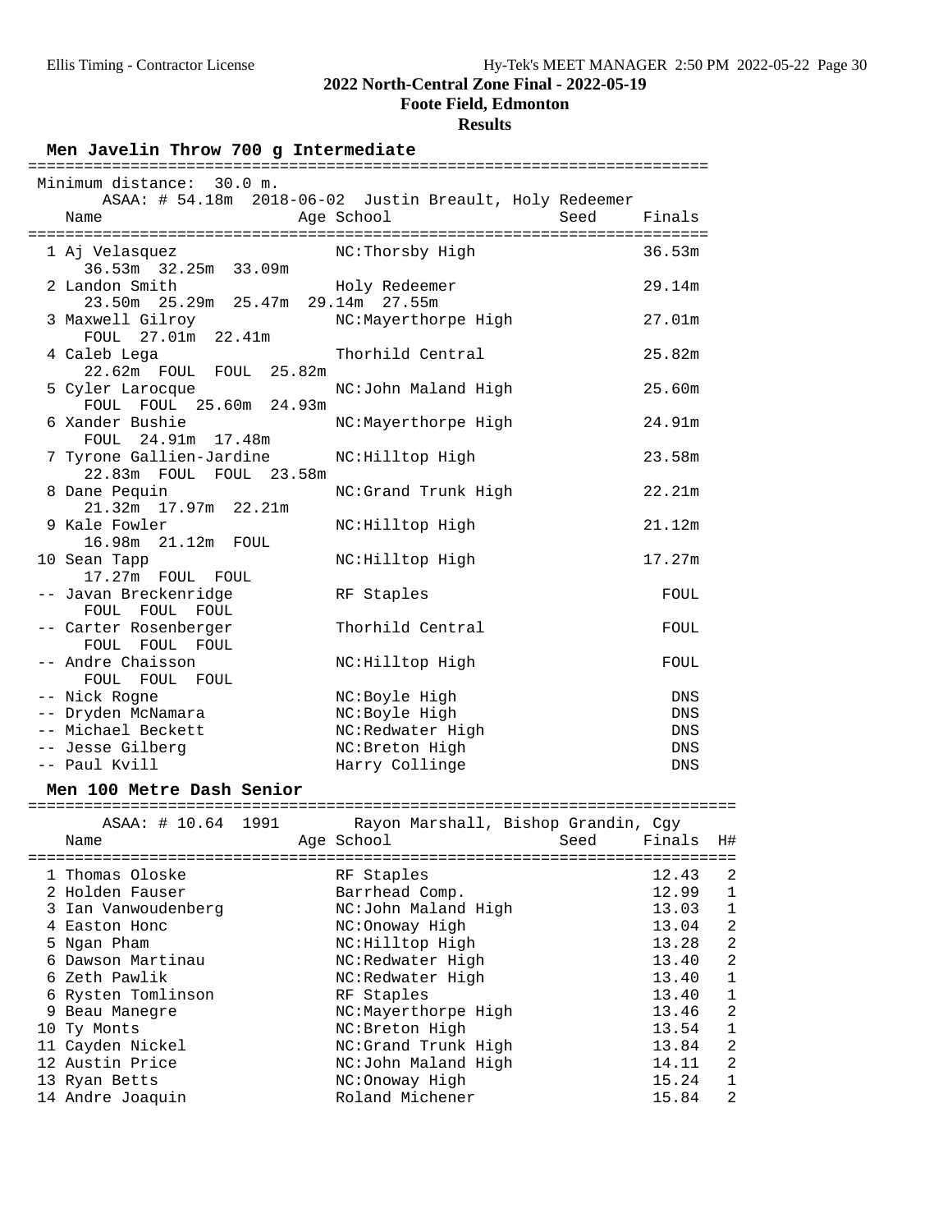# 2022 North-Central Zone Final - 2022-05-19

## Foote Field, Edmonton

### Results

### Men Javelin Throw 700 g Intermediate

Minimum distance: 30.0 m.

ASAA: # 54.18m 2018-06-02 Justin Breault, Holy Redeemer

| Place | Name | Age | School | Seed | Finals |
|---|---|---|---|---|---|
| 1 | Aj Velasquez | | NC:Thorsby High | | 36.53m |
| | 36.53m 32.25m 33.09m | | | | |
| 2 | Landon Smith | | Holy Redeemer | | 29.14m |
| | 23.50m 25.29m 25.47m 29.14m 27.55m | | | | |
| 3 | Maxwell Gilroy | | NC:Mayerthorpe High | | 27.01m |
| | FOUL 27.01m 22.41m | | | | |
| 4 | Caleb Lega | | Thorhild Central | | 25.82m |
| | 22.62m FOUL FOUL 25.82m | | | | |
| 5 | Cyler Larocque | | NC:John Maland High | | 25.60m |
| | FOUL FOUL 25.60m 24.93m | | | | |
| 6 | Xander Bushie | | NC:Mayerthorpe High | | 24.91m |
| | FOUL 24.91m 17.48m | | | | |
| 7 | Tyrone Gallien-Jardine | | NC:Hilltop High | | 23.58m |
| | 22.83m FOUL FOUL 23.58m | | | | |
| 8 | Dane Pequin | | NC:Grand Trunk High | | 22.21m |
| | 21.32m 17.97m 22.21m | | | | |
| 9 | Kale Fowler | | NC:Hilltop High | | 21.12m |
| | 16.98m 21.12m FOUL | | | | |
| 10 | Sean Tapp | | NC:Hilltop High | | 17.27m |
| | 17.27m FOUL FOUL | | | | |
| -- | Javan Breckenridge | | RF Staples | | FOUL |
| | FOUL FOUL FOUL | | | | |
| -- | Carter Rosenberger | | Thorhild Central | | FOUL |
| | FOUL FOUL FOUL | | | | |
| -- | Andre Chaisson | | NC:Hilltop High | | FOUL |
| | FOUL FOUL FOUL | | | | |
| -- | Nick Rogne | | NC:Boyle High | | DNS |
| -- | Dryden McNamara | | NC:Boyle High | | DNS |
| -- | Michael Beckett | | NC:Redwater High | | DNS |
| -- | Jesse Gilberg | | NC:Breton High | | DNS |
| -- | Paul Kvill | | Harry Collinge | | DNS |

### Men 100 Metre Dash Senior

ASAA: # 10.64 1991 Rayon Marshall, Bishop Grandin, Cgy

| Place | Name | Age | School | Seed | Finals | H# |
|---|---|---|---|---|---|---|
| 1 | Thomas Oloske | | RF Staples | | 12.43 | 2 |
| 2 | Holden Fauser | | Barrhead Comp. | | 12.99 | 1 |
| 3 | Ian Vanwoudenberg | | NC:John Maland High | | 13.03 | 1 |
| 4 | Easton Honc | | NC:Onoway High | | 13.04 | 2 |
| 5 | Ngan Pham | | NC:Hilltop High | | 13.28 | 2 |
| 6 | Dawson Martinau | | NC:Redwater High | | 13.40 | 2 |
| 6 | Zeth Pawlik | | NC:Redwater High | | 13.40 | 1 |
| 6 | Rysten Tomlinson | | RF Staples | | 13.40 | 1 |
| 9 | Beau Manegre | | NC:Mayerthorpe High | | 13.46 | 2 |
| 10 | Ty Monts | | NC:Breton High | | 13.54 | 1 |
| 11 | Cayden Nickel | | NC:Grand Trunk High | | 13.84 | 2 |
| 12 | Austin Price | | NC:John Maland High | | 14.11 | 2 |
| 13 | Ryan Betts | | NC:Onoway High | | 15.24 | 1 |
| 14 | Andre Joaquin | | Roland Michener | | 15.84 | 2 |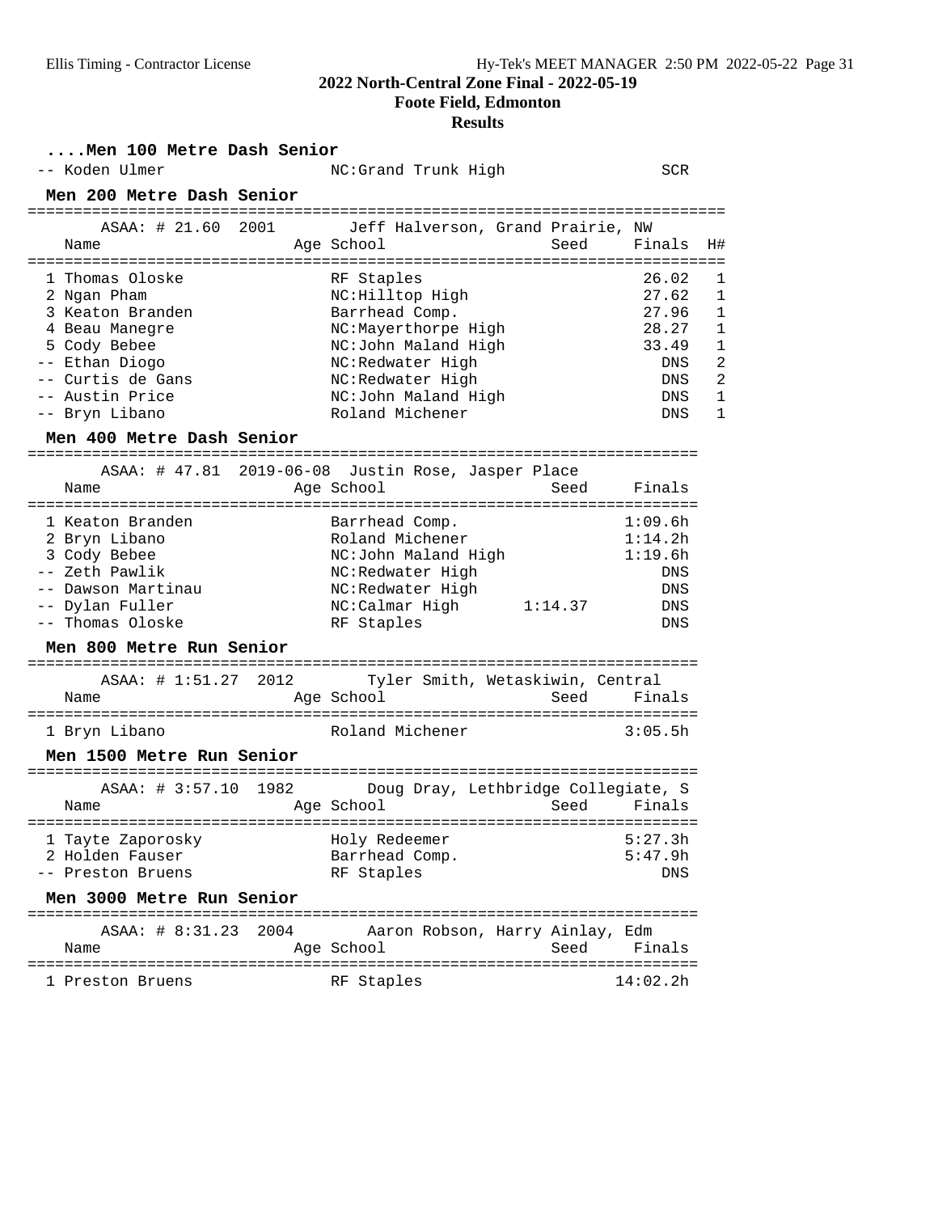# 2022 North-Central Zone Final - 2022-05-19

## Foote Field, Edmonton

### Results

### ....Men 100 Metre Dash Senior

| Place | Name | Age | School | Seed | Finals |
|---|---|---|---|---|---|
| -- | Koden Ulmer | | NC:Grand Trunk High | | SCR |

### Men 200 Metre Dash Senior

ASAA: # 21.60 2001 Jeff Halverson, Grand Prairie, NW

| Place | Name | Age | School | Seed | Finals | H# |
|---|---|---|---|---|---|---|
| 1 | Thomas Oloske | | RF Staples | | 26.02 | 1 |
| 2 | Ngan Pham | | NC:Hilltop High | | 27.62 | 1 |
| 3 | Keaton Branden | | Barrhead Comp. | | 27.96 | 1 |
| 4 | Beau Manegre | | NC:Mayerthorpe High | | 28.27 | 1 |
| 5 | Cody Bebee | | NC:John Maland High | | 33.49 | 1 |
| -- | Ethan Diogo | | NC:Redwater High | | DNS | 2 |
| -- | Curtis de Gans | | NC:Redwater High | | DNS | 2 |
| -- | Austin Price | | NC:John Maland High | | DNS | 1 |
| -- | Bryn Libano | | Roland Michener | | DNS | 1 |

### Men 400 Metre Dash Senior

ASAA: # 47.81 2019-06-08 Justin Rose, Jasper Place

| Place | Name | Age | School | Seed | Finals |
|---|---|---|---|---|---|
| 1 | Keaton Branden | | Barrhead Comp. | | 1:09.6h |
| 2 | Bryn Libano | | Roland Michener | | 1:14.2h |
| 3 | Cody Bebee | | NC:John Maland High | | 1:19.6h |
| -- | Zeth Pawlik | | NC:Redwater High | | DNS |
| -- | Dawson Martinau | | NC:Redwater High | | DNS |
| -- | Dylan Fuller | | NC:Calmar High | 1:14.37 | DNS |
| -- | Thomas Oloske | | RF Staples | | DNS |

### Men 800 Metre Run Senior

ASAA: # 1:51.27 2012 Tyler Smith, Wetaskiwin, Central

| Place | Name | Age | School | Seed | Finals |
|---|---|---|---|---|---|
| 1 | Bryn Libano | | Roland Michener | | 3:05.5h |

### Men 1500 Metre Run Senior

ASAA: # 3:57.10 1982 Doug Dray, Lethbridge Collegiate, S

| Place | Name | Age | School | Seed | Finals |
|---|---|---|---|---|---|
| 1 | Tayte Zaporosky | | Holy Redeemer | | 5:27.3h |
| 2 | Holden Fauser | | Barrhead Comp. | | 5:47.9h |
| -- | Preston Bruens | | RF Staples | | DNS |

### Men 3000 Metre Run Senior

ASAA: # 8:31.23 2004 Aaron Robson, Harry Ainlay, Edm

| Place | Name | Age | School | Seed | Finals |
|---|---|---|---|---|---|
| 1 | Preston Bruens | | RF Staples | | 14:02.2h |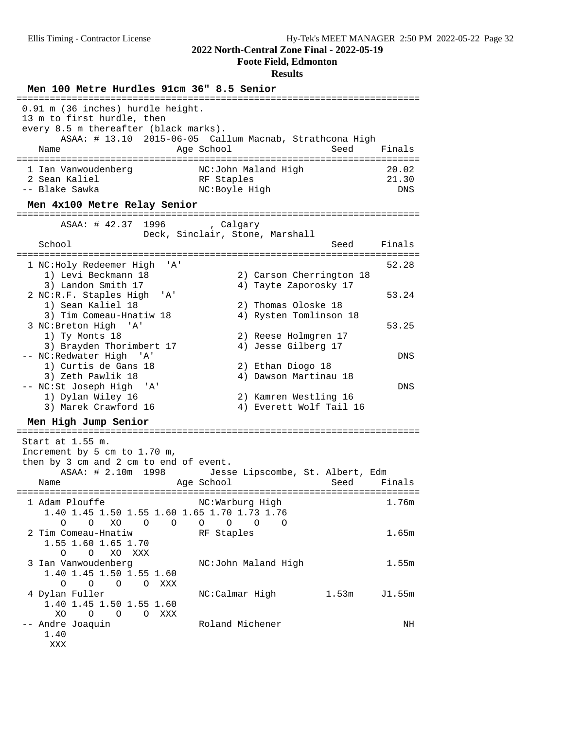## 2022 North-Central Zone Final - 2022-05-19

**Foote Field, Edmonton**

**Results**

### Men 100 Metre Hurdles 91cm 36" 8.5 Senior

0.91 m (36 inches) hurdle height.
13 m to first hurdle, then
every 8.5 m thereafter (black marks).

ASAA: # 13.10 2015-06-05 Callum Macnab, Strathcona High

| | Name | Age | School | Seed | Finals |
|---|---|---|---|---|---|
| 1 | Ian Vanwoudenberg | | NC:John Maland High | | 20.02 |
| 2 | Sean Kaliel | | RF Staples | | 21.30 |
| -- | Blake Sawka | | NC:Boyle High | | DNS |

### Men 4x100 Metre Relay Senior

ASAA: # 42.37 1996 , Calgary
Deck, Sinclair, Stone, Marshall

| | School | Seed | Finals |
|---|---|---|---|
| 1 | NC:Holy Redeemer High 'A' | | 52.28 |
| | 1) Levi Beckmann 18; 2) Carson Cherrington 18; 3) Landon Smith 17; 4) Tayte Zaporosky 17 | | |
| 2 | NC:R.F. Staples High 'A' | | 53.24 |
| | 1) Sean Kaliel 18; 2) Thomas Oloske 18; 3) Tim Comeau-Hnatiw 18; 4) Rysten Tomlinson 18 | | |
| 3 | NC:Breton High 'A' | | 53.25 |
| | 1) Ty Monts 18; 2) Reese Holmgren 17; 3) Brayden Thorimbert 17; 4) Jesse Gilberg 17 | | |
| -- | NC:Redwater High 'A' | | DNS |
| | 1) Curtis de Gans 18; 2) Ethan Diogo 18; 3) Zeth Pawlik 18; 4) Dawson Martinau 18 | | |
| -- | NC:St Joseph High 'A' | | DNS |
| | 1) Dylan Wiley 16; 2) Kamren Westling 16; 3) Marek Crawford 16; 4) Everett Wolf Tail 16 | | |

### Men High Jump Senior

Start at 1.55 m.
Increment by 5 cm to 1.70 m,
then by 3 cm and 2 cm to end of event.

ASAA: # 2.10m 1998 Jesse Lipscombe, St. Albert, Edm

| | Name | Age | School | Seed | Finals |
|---|---|---|---|---|---|
| 1 | Adam Plouffe | | NC:Warburg High | | 1.76m |
| | 1.40 O, 1.45 O, 1.50 XO, 1.55 O, 1.60 O, 1.65 O, 1.70 O, 1.73 O, 1.76 O | | | | |
| 2 | Tim Comeau-Hnatiw | | RF Staples | | 1.65m |
| | 1.55 O, 1.60 O, 1.65 XO, 1.70 XXX | | | | |
| 3 | Ian Vanwoudenberg | | NC:John Maland High | | 1.55m |
| | 1.40 O, 1.45 O, 1.50 O, 1.55 O, 1.60 XXX | | | | |
| 4 | Dylan Fuller | | NC:Calmar High | 1.53m | J1.55m |
| | 1.40 XO, 1.45 O, 1.50 O, 1.55 O, 1.60 XXX | | | | |
| -- | Andre Joaquin | | Roland Michener | | NH |
| | 1.40 XXX | | | | |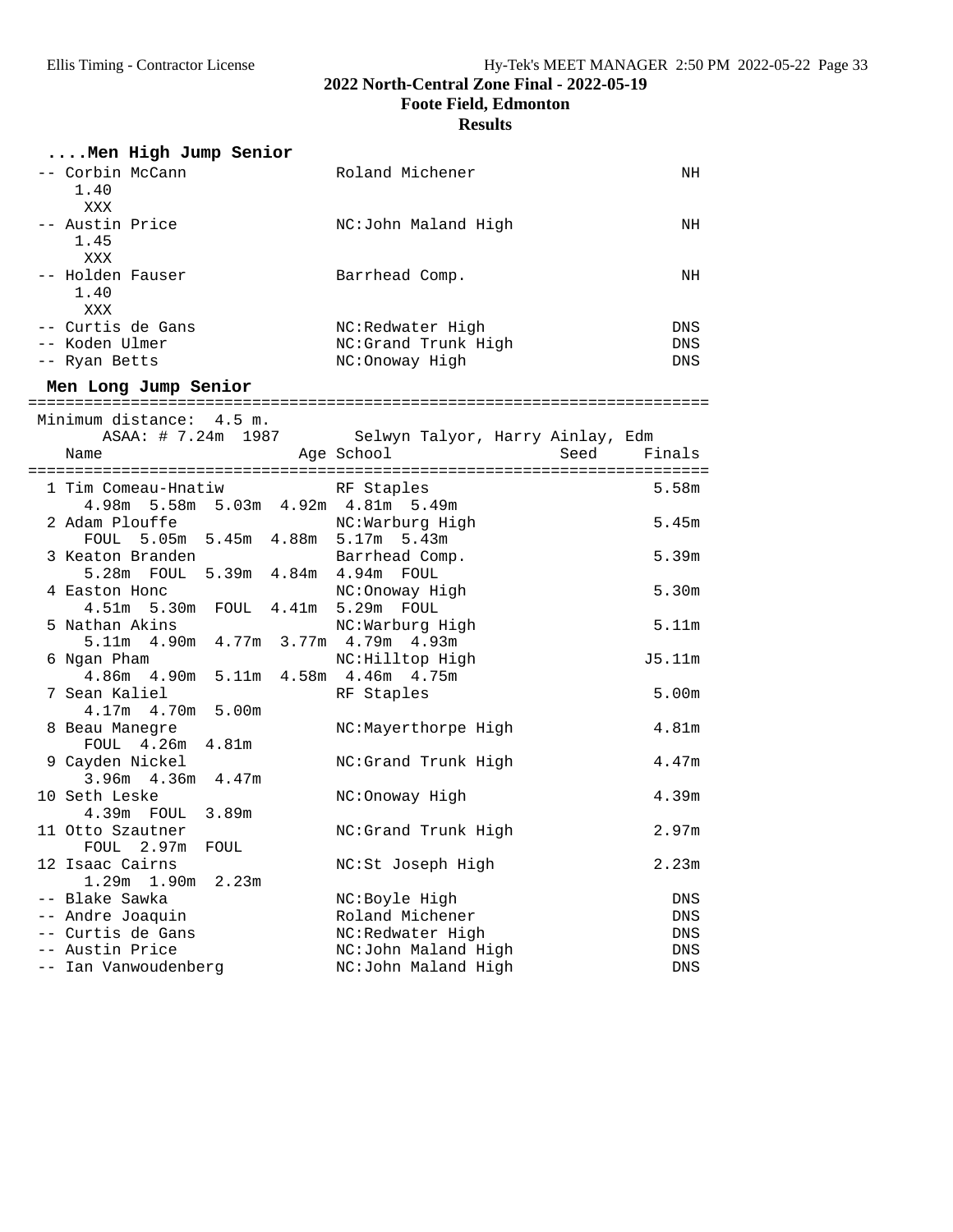## 2022 North-Central Zone Final - 2022-05-19

### Foote Field, Edmonton

### Results

#### ....Men High Jump Senior

| Place | Name | School | Finals |
|---|---|---|---|
| -- | Corbin McCann | Roland Michener | NH |
| | 1.40 | | |
| | XXX | | |
| -- | Austin Price | NC:John Maland High | NH |
| | 1.45 | | |
| | XXX | | |
| -- | Holden Fauser | Barrhead Comp. | NH |
| | 1.40 | | |
| | XXX | | |
| -- | Curtis de Gans | NC:Redwater High | DNS |
| -- | Koden Ulmer | NC:Grand Trunk High | DNS |
| -- | Ryan Betts | NC:Onoway High | DNS |

#### Men Long Jump Senior

Minimum distance: 4.5 m.

ASAA: # 7.24m 1987 Selwyn Talyor, Harry Ainlay, Edm

| Place | Name | Age | School | Seed | Finals |
|---|---|---|---|---|---|
| 1 | Tim Comeau-Hnatiw | | RF Staples | | 5.58m |
| | 4.98m 5.58m 5.03m 4.92m 4.81m 5.49m | | | | |
| 2 | Adam Plouffe | | NC:Warburg High | | 5.45m |
| | FOUL 5.05m 5.45m 4.88m 5.17m 5.43m | | | | |
| 3 | Keaton Branden | | Barrhead Comp. | | 5.39m |
| | 5.28m FOUL 5.39m 4.84m 4.94m FOUL | | | | |
| 4 | Easton Honc | | NC:Onoway High | | 5.30m |
| | 4.51m 5.30m FOUL 4.41m 5.29m FOUL | | | | |
| 5 | Nathan Akins | | NC:Warburg High | | 5.11m |
| | 5.11m 4.90m 4.77m 3.77m 4.79m 4.93m | | | | |
| 6 | Ngan Pham | | NC:Hilltop High | | J5.11m |
| | 4.86m 4.90m 5.11m 4.58m 4.46m 4.75m | | | | |
| 7 | Sean Kaliel | | RF Staples | | 5.00m |
| | 4.17m 4.70m 5.00m | | | | |
| 8 | Beau Manegre | | NC:Mayerthorpe High | | 4.81m |
| | FOUL 4.26m 4.81m | | | | |
| 9 | Cayden Nickel | | NC:Grand Trunk High | | 4.47m |
| | 3.96m 4.36m 4.47m | | | | |
| 10 | Seth Leske | | NC:Onoway High | | 4.39m |
| | 4.39m FOUL 3.89m | | | | |
| 11 | Otto Szautner | | NC:Grand Trunk High | | 2.97m |
| | FOUL 2.97m FOUL | | | | |
| 12 | Isaac Cairns | | NC:St Joseph High | | 2.23m |
| | 1.29m 1.90m 2.23m | | | | |
| -- | Blake Sawka | | NC:Boyle High | | DNS |
| -- | Andre Joaquin | | Roland Michener | | DNS |
| -- | Curtis de Gans | | NC:Redwater High | | DNS |
| -- | Austin Price | | NC:John Maland High | | DNS |
| -- | Ian Vanwoudenberg | | NC:John Maland High | | DNS |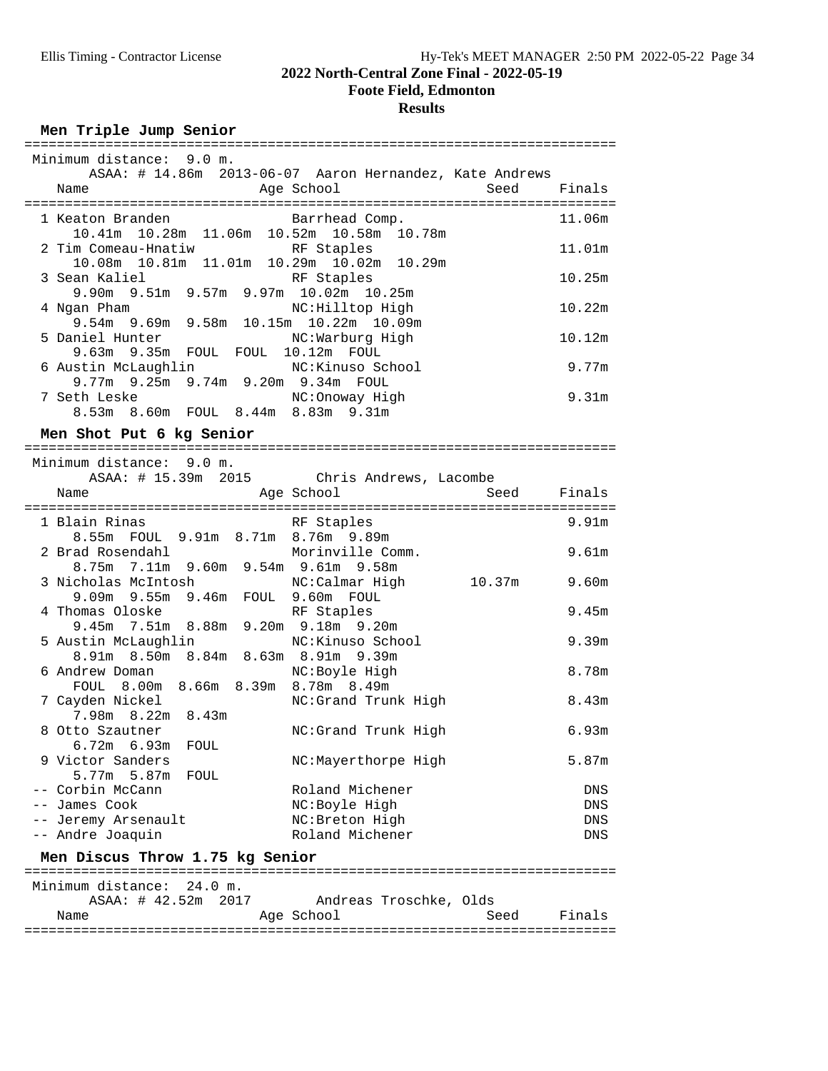## 2022 North-Central Zone Final - 2022-05-19

### Foote Field, Edmonton

### Results

### Men Triple Jump Senior

Minimum distance: 9.0 m.
ASAA: # 14.86m 2013-06-07 Aaron Hernandez, Kate Andrews

| Place | Name | Age | School | Seed | Finals |
|---|---|---|---|---|---|
| 1 | Keaton Branden | | Barrhead Comp. | | 11.06m |
| | 10.41m 10.28m 11.06m 10.52m 10.58m 10.78m | | | | |
| 2 | Tim Comeau-Hnatiw | | RF Staples | | 11.01m |
| | 10.08m 10.81m 11.01m 10.29m 10.02m 10.29m | | | | |
| 3 | Sean Kaliel | | RF Staples | | 10.25m |
| | 9.90m 9.51m 9.57m 9.97m 10.02m 10.25m | | | | |
| 4 | Ngan Pham | | NC:Hilltop High | | 10.22m |
| | 9.54m 9.69m 9.58m 10.15m 10.22m 10.09m | | | | |
| 5 | Daniel Hunter | | NC:Warburg High | | 10.12m |
| | 9.63m 9.35m FOUL FOUL 10.12m FOUL | | | | |
| 6 | Austin McLaughlin | | NC:Kinuso School | | 9.77m |
| | 9.77m 9.25m 9.74m 9.20m 9.34m FOUL | | | | |
| 7 | Seth Leske | | NC:Onoway High | | 9.31m |
| | 8.53m 8.60m FOUL 8.44m 8.83m 9.31m | | | | |

### Men Shot Put 6 kg Senior

Minimum distance: 9.0 m.
ASAA: # 15.39m 2015 Chris Andrews, Lacombe

| Place | Name | Age | School | Seed | Finals |
|---|---|---|---|---|---|
| 1 | Blain Rinas | | RF Staples | | 9.91m |
| | 8.55m FOUL 9.91m 8.71m 8.76m 9.89m | | | | |
| 2 | Brad Rosendahl | | Morinville Comm. | | 9.61m |
| | 8.75m 7.11m 9.60m 9.54m 9.61m 9.58m | | | | |
| 3 | Nicholas McIntosh | | NC:Calmar High | 10.37m | 9.60m |
| | 9.09m 9.55m 9.46m FOUL 9.60m FOUL | | | | |
| 4 | Thomas Oloske | | RF Staples | | 9.45m |
| | 9.45m 7.51m 8.88m 9.20m 9.18m 9.20m | | | | |
| 5 | Austin McLaughlin | | NC:Kinuso School | | 9.39m |
| | 8.91m 8.50m 8.84m 8.63m 8.91m 9.39m | | | | |
| 6 | Andrew Doman | | NC:Boyle High | | 8.78m |
| | FOUL 8.00m 8.66m 8.39m 8.78m 8.49m | | | | |
| 7 | Cayden Nickel | | NC:Grand Trunk High | | 8.43m |
| | 7.98m 8.22m 8.43m | | | | |
| 8 | Otto Szautner | | NC:Grand Trunk High | | 6.93m |
| | 6.72m 6.93m FOUL | | | | |
| 9 | Victor Sanders | | NC:Mayerthorpe High | | 5.87m |
| | 5.77m 5.87m FOUL | | | | |
| -- | Corbin McCann | | Roland Michener | | DNS |
| -- | James Cook | | NC:Boyle High | | DNS |
| -- | Jeremy Arsenault | | NC:Breton High | | DNS |
| -- | Andre Joaquin | | Roland Michener | | DNS |

### Men Discus Throw 1.75 kg Senior

Minimum distance: 24.0 m.
ASAA: # 42.52m 2017 Andreas Troschke, Olds

| Name | Age | School | Seed | Finals |
|---|---|---|---|---|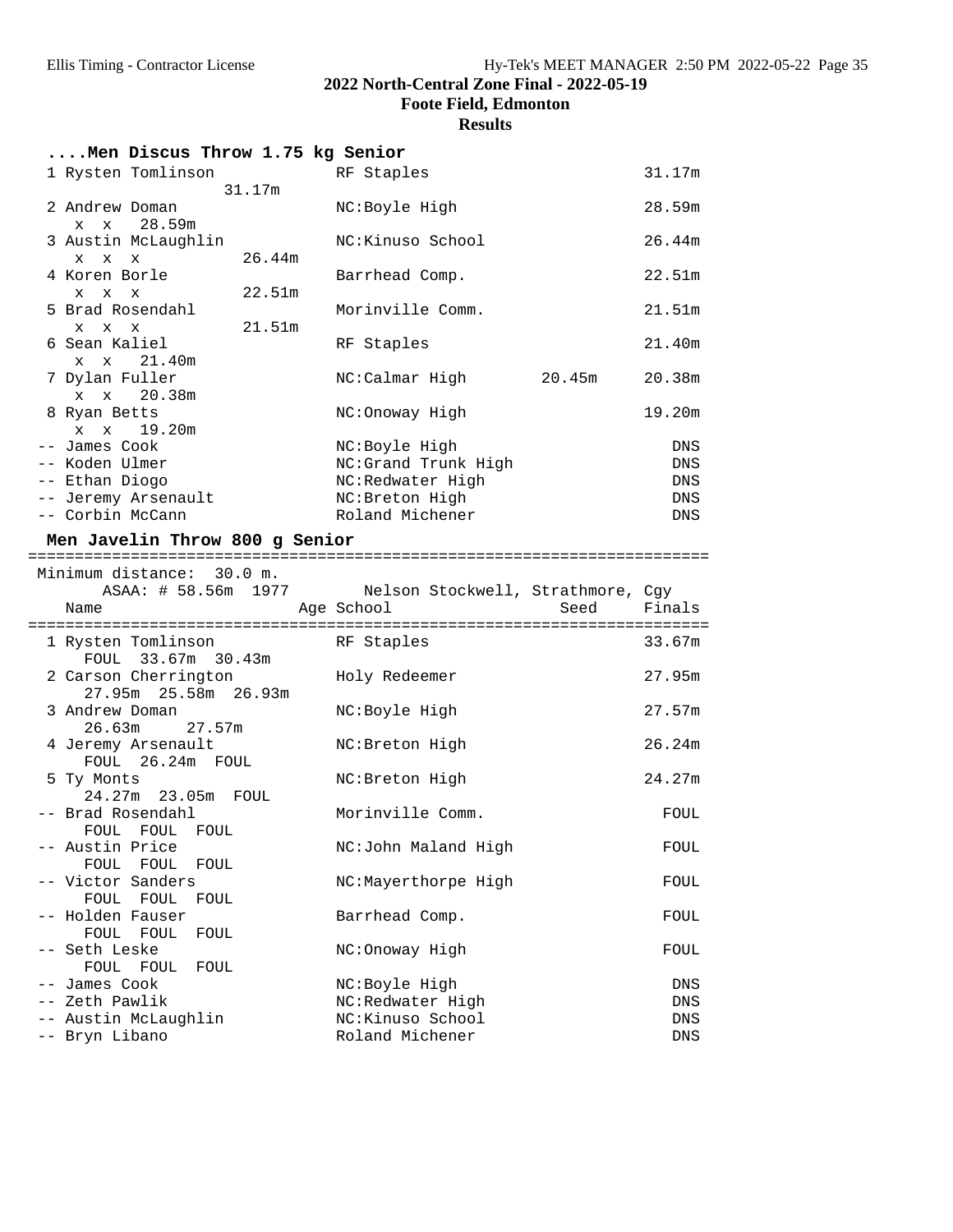## 2022 North-Central Zone Final - 2022-05-19

**Foote Field, Edmonton**

**Results**

### ....Men Discus Throw 1.75 kg Senior

| Place | Name | School | Seed | Finals |
|---|---|---|---|---|
| 1 | Rysten Tomlinson | RF Staples | | 31.17m |
| | 31.17m | | | |
| 2 | Andrew Doman | NC:Boyle High | | 28.59m |
| | x x 28.59m | | | |
| 3 | Austin McLaughlin | NC:Kinuso School | | 26.44m |
| | x x x 26.44m | | | |
| 4 | Koren Borle | Barrhead Comp. | | 22.51m |
| | x x x 22.51m | | | |
| 5 | Brad Rosendahl | Morinville Comm. | | 21.51m |
| | x x x 21.51m | | | |
| 6 | Sean Kaliel | RF Staples | | 21.40m |
| | x x 21.40m | | | |
| 7 | Dylan Fuller | NC:Calmar High | 20.45m | 20.38m |
| | x x 20.38m | | | |
| 8 | Ryan Betts | NC:Onoway High | | 19.20m |
| | x x 19.20m | | | |
| -- | James Cook | NC:Boyle High | | DNS |
| -- | Koden Ulmer | NC:Grand Trunk High | | DNS |
| -- | Ethan Diogo | NC:Redwater High | | DNS |
| -- | Jeremy Arsenault | NC:Breton High | | DNS |
| -- | Corbin McCann | Roland Michener | | DNS |

### Men Javelin Throw 800 g Senior

Minimum distance: 30.0 m.

ASAA: # 58.56m 1977 Nelson Stockwell, Strathmore, Cgy

| Place | Name | Age School | Seed | Finals |
|---|---|---|---|---|
| 1 | Rysten Tomlinson | RF Staples | | 33.67m |
| | FOUL 33.67m 30.43m | | | |
| 2 | Carson Cherrington | Holy Redeemer | | 27.95m |
| | 27.95m 25.58m 26.93m | | | |
| 3 | Andrew Doman | NC:Boyle High | | 27.57m |
| | 26.63m 27.57m | | | |
| 4 | Jeremy Arsenault | NC:Breton High | | 26.24m |
| | FOUL 26.24m FOUL | | | |
| 5 | Ty Monts | NC:Breton High | | 24.27m |
| | 24.27m 23.05m FOUL | | | |
| -- | Brad Rosendahl | Morinville Comm. | | FOUL |
| | FOUL FOUL FOUL | | | |
| -- | Austin Price | NC:John Maland High | | FOUL |
| | FOUL FOUL FOUL | | | |
| -- | Victor Sanders | NC:Mayerthorpe High | | FOUL |
| | FOUL FOUL FOUL | | | |
| -- | Holden Fauser | Barrhead Comp. | | FOUL |
| | FOUL FOUL FOUL | | | |
| -- | Seth Leske | NC:Onoway High | | FOUL |
| | FOUL FOUL FOUL | | | |
| -- | James Cook | NC:Boyle High | | DNS |
| -- | Zeth Pawlik | NC:Redwater High | | DNS |
| -- | Austin McLaughlin | NC:Kinuso School | | DNS |
| -- | Bryn Libano | Roland Michener | | DNS |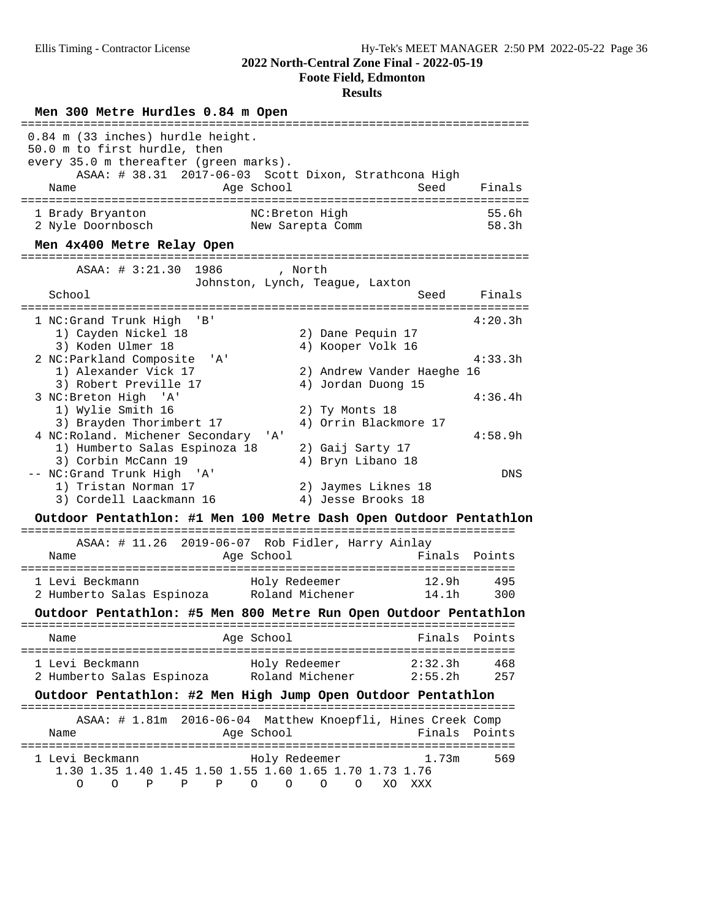2022 North-Central Zone Final - 2022-05-19

Foote Field, Edmonton

Results

### Men 300 Metre Hurdles 0.84 m Open

0.84 m (33 inches) hurdle height.
50.0 m to first hurdle, then
every 35.0 m thereafter (green marks).

ASAA: # 38.31 2017-06-03 Scott Dixon, Strathcona High

| Name | Age | School | Seed | Finals |
|---|---|---|---|---|
| 1 Brady Bryanton | | NC:Breton High | | 55.6h |
| 2 Nyle Doornbosch | | New Sarepta Comm | | 58.3h |

### Men 4x400 Metre Relay Open

ASAA: # 3:21.30 1986 , North
Johnston, Lynch, Teague, Laxton

| School | Seed | Finals |
|---|---|---|
| 1 NC:Grand Trunk High 'B' | | 4:20.3h |
| 1) Cayden Nickel 18 — 2) Dane Pequin 17 — 3) Koden Ulmer 18 — 4) Kooper Volk 16 | | |
| 2 NC:Parkland Composite 'A' | | 4:33.3h |
| 1) Alexander Vick 17 — 2) Andrew Vander Haeghe 16 — 3) Robert Preville 17 — 4) Jordan Duong 15 | | |
| 3 NC:Breton High 'A' | | 4:36.4h |
| 1) Wylie Smith 16 — 2) Ty Monts 18 — 3) Brayden Thorimbert 17 — 4) Orrin Blackmore 17 | | |
| 4 NC:Roland. Michener Secondary 'A' | | 4:58.9h |
| 1) Humberto Salas Espinoza 18 — 2) Gaij Sarty 17 — 3) Corbin McCann 19 — 4) Bryn Libano 18 | | |
| -- NC:Grand Trunk High 'A' | | DNS |
| 1) Tristan Norman 17 — 2) Jaymes Liknes 18 — 3) Cordell Laackmann 16 — 4) Jesse Brooks 18 | | |

### Outdoor Pentathlon: #1 Men 100 Metre Dash Open Outdoor Pentathlon

ASAA: # 11.26 2019-06-07 Rob Fidler, Harry Ainlay

| Name | Age | School | Finals | Points |
|---|---|---|---|---|
| 1 Levi Beckmann | | Holy Redeemer | 12.9h | 495 |
| 2 Humberto Salas Espinoza | | Roland Michener | 14.1h | 300 |

### Outdoor Pentathlon: #5 Men 800 Metre Run Open Outdoor Pentathlon

| Name | Age | School | Finals | Points |
|---|---|---|---|---|
| 1 Levi Beckmann | | Holy Redeemer | 2:32.3h | 468 |
| 2 Humberto Salas Espinoza | | Roland Michener | 2:55.2h | 257 |

### Outdoor Pentathlon: #2 Men High Jump Open Outdoor Pentathlon

ASAA: # 1.81m 2016-06-04 Matthew Knoepfli, Hines Creek Comp

| Name | Age | School | Finals | Points |
|---|---|---|---|---|
| 1 Levi Beckmann | | Holy Redeemer | 1.73m | 569 |

| 1.30 | 1.35 | 1.40 | 1.45 | 1.50 | 1.55 | 1.60 | 1.65 | 1.70 | 1.73 | 1.76 |
|---|---|---|---|---|---|---|---|---|---|---|
| O | O | P | P | P | O | O | O | O | XO | XXX |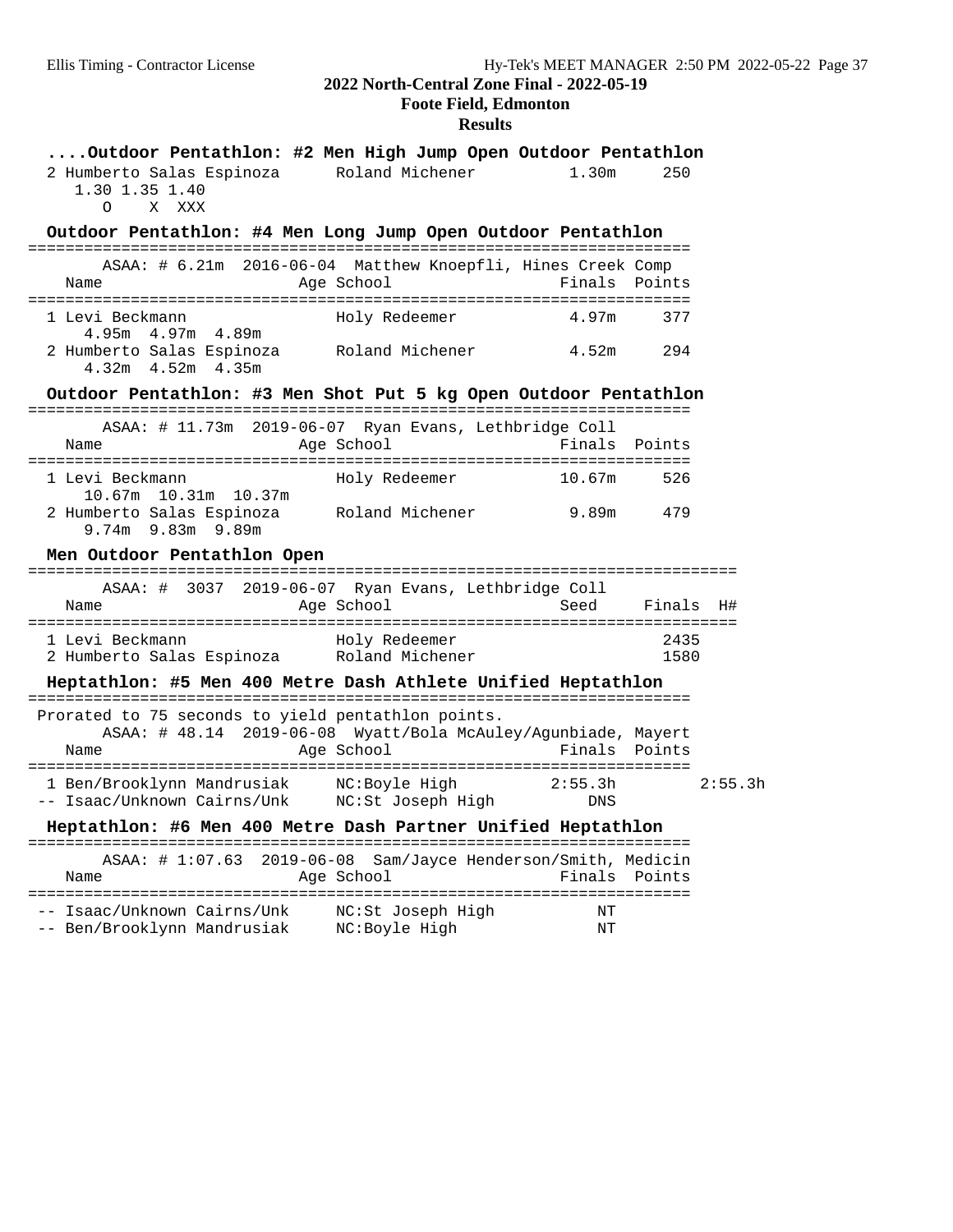**2022 North-Central Zone Final - 2022-05-19**
**Foote Field, Edmonton**
**Results**

### ....Outdoor Pentathlon: #2 Men High Jump Open Outdoor Pentathlon

| Name | Age | School | Finals | Points |
|---|---|---|---|---|
| 2 Humberto Salas Espinoza | | Roland Michener | 1.30m | 250 |
| 1.30 1.35 1.40 | | | | |
| O X XXX | | | | |

### Outdoor Pentathlon: #4 Men Long Jump Open Outdoor Pentathlon

ASAA: # 6.21m 2016-06-04 Matthew Knoepfli, Hines Creek Comp

| Name | Age | School | Finals | Points |
|---|---|---|---|---|
| 1 Levi Beckmann | | Holy Redeemer | 4.97m | 377 |
| 4.95m 4.97m 4.89m | | | | |
| 2 Humberto Salas Espinoza | | Roland Michener | 4.52m | 294 |
| 4.32m 4.52m 4.35m | | | | |

### Outdoor Pentathlon: #3 Men Shot Put 5 kg Open Outdoor Pentathlon

ASAA: # 11.73m 2019-06-07 Ryan Evans, Lethbridge Coll

| Name | Age | School | Finals | Points |
|---|---|---|---|---|
| 1 Levi Beckmann | | Holy Redeemer | 10.67m | 526 |
| 10.67m 10.31m 10.37m | | | | |
| 2 Humberto Salas Espinoza | | Roland Michener | 9.89m | 479 |
| 9.74m 9.83m 9.89m | | | | |

### Men Outdoor Pentathlon Open

ASAA: # 3037 2019-06-07 Ryan Evans, Lethbridge Coll

| Name | Age | School | Seed | Finals | H# |
|---|---|---|---|---|---|
| 1 Levi Beckmann | | Holy Redeemer | | 2435 | |
| 2 Humberto Salas Espinoza | | Roland Michener | | 1580 | |

### Heptathlon: #5 Men 400 Metre Dash Athlete Unified Heptathlon

Prorated to 75 seconds to yield pentathlon points.

ASAA: # 48.14 2019-06-08 Wyatt/Bola McAuley/Agunbiade, Mayert

| Name | Age | School | Finals | Points | |
|---|---|---|---|---|---|
| 1 Ben/Brooklynn Mandrusiak | | NC:Boyle High | 2:55.3h | | 2:55.3h |
| -- Isaac/Unknown Cairns/Unk | | NC:St Joseph High | DNS | | |

### Heptathlon: #6 Men 400 Metre Dash Partner Unified Heptathlon

ASAA: # 1:07.63 2019-06-08 Sam/Jayce Henderson/Smith, Medicin

| Name | Age | School | Finals | Points |
|---|---|---|---|---|
| -- Isaac/Unknown Cairns/Unk | | NC:St Joseph High | NT | |
| -- Ben/Brooklynn Mandrusiak | | NC:Boyle High | NT | |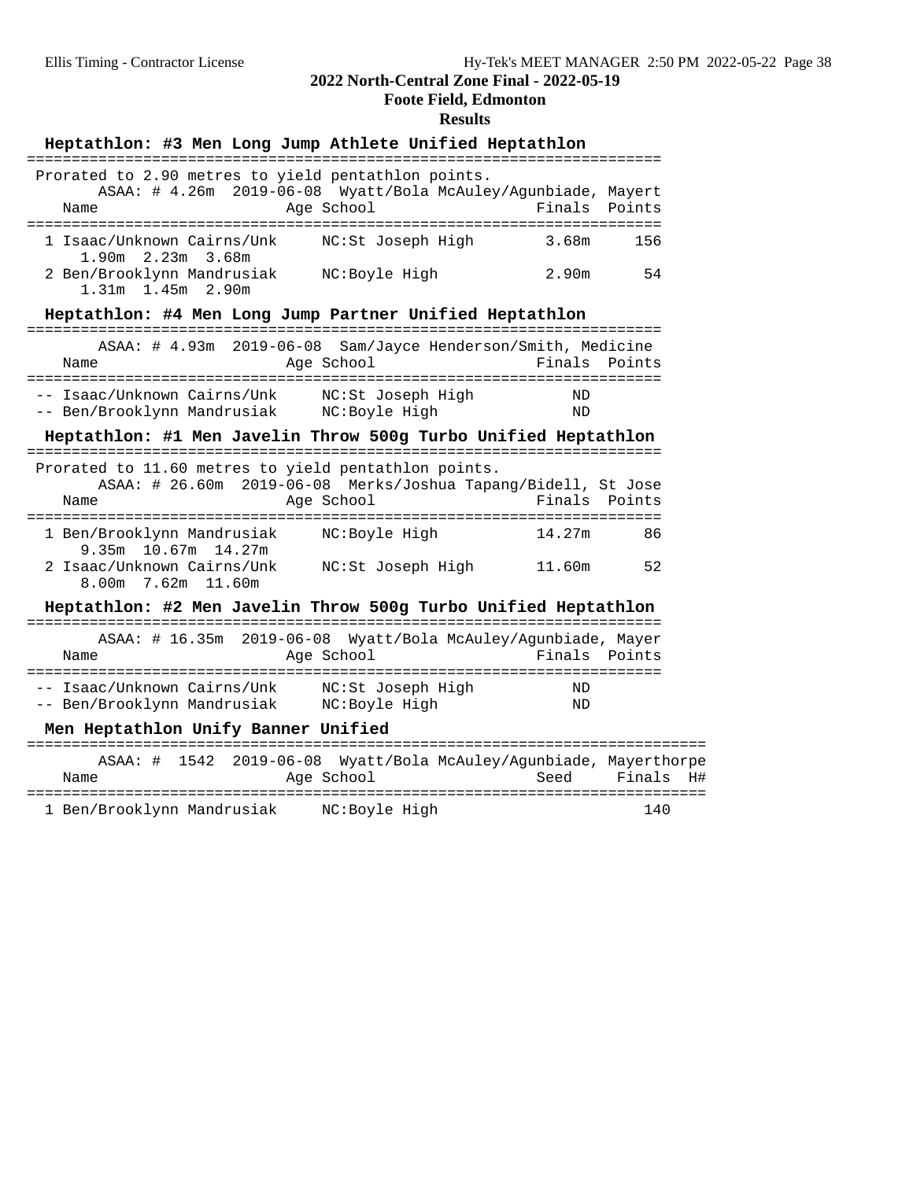## 2022 North-Central Zone Final - 2022-05-19

**Foote Field, Edmonton**

**Results**

### Heptathlon: #3 Men Long Jump Athlete Unified Heptathlon

Prorated to 2.90 metres to yield pentathlon points.

ASAA: # 4.26m 2019-06-08 Wyatt/Bola McAuley/Agunbiade, Mayert

| Name | Age | School | Finals | Points |
|---|---|---|---|---|
| 1 Isaac/Unknown Cairns/Unk | | NC:St Joseph High | 3.68m | 156 |
| 1.90m 2.23m 3.68m | | | | |
| 2 Ben/Brooklynn Mandrusiak | | NC:Boyle High | 2.90m | 54 |
| 1.31m 1.45m 2.90m | | | | |

### Heptathlon: #4 Men Long Jump Partner Unified Heptathlon

ASAA: # 4.93m 2019-06-08 Sam/Jayce Henderson/Smith, Medicine

| Name | Age | School | Finals | Points |
|---|---|---|---|---|
| -- Isaac/Unknown Cairns/Unk | | NC:St Joseph High | ND | |
| -- Ben/Brooklynn Mandrusiak | | NC:Boyle High | ND | |

### Heptathlon: #1 Men Javelin Throw 500g Turbo Unified Heptathlon

Prorated to 11.60 metres to yield pentathlon points.

ASAA: # 26.60m 2019-06-08 Merks/Joshua Tapang/Bidell, St Jose

| Name | Age | School | Finals | Points |
|---|---|---|---|---|
| 1 Ben/Brooklynn Mandrusiak | | NC:Boyle High | 14.27m | 86 |
| 9.35m 10.67m 14.27m | | | | |
| 2 Isaac/Unknown Cairns/Unk | | NC:St Joseph High | 11.60m | 52 |
| 8.00m 7.62m 11.60m | | | | |

### Heptathlon: #2 Men Javelin Throw 500g Turbo Unified Heptathlon

ASAA: # 16.35m 2019-06-08 Wyatt/Bola McAuley/Agunbiade, Mayer

| Name | Age | School | Finals | Points |
|---|---|---|---|---|
| -- Isaac/Unknown Cairns/Unk | | NC:St Joseph High | ND | |
| -- Ben/Brooklynn Mandrusiak | | NC:Boyle High | ND | |

### Men Heptathlon Unify Banner Unified

ASAA: # 1542 2019-06-08 Wyatt/Bola McAuley/Agunbiade, Mayerthorpe

| Name | Age | School | Seed | Finals | H# |
|---|---|---|---|---|---|
| 1 Ben/Brooklynn Mandrusiak | | NC:Boyle High | | 140 | |